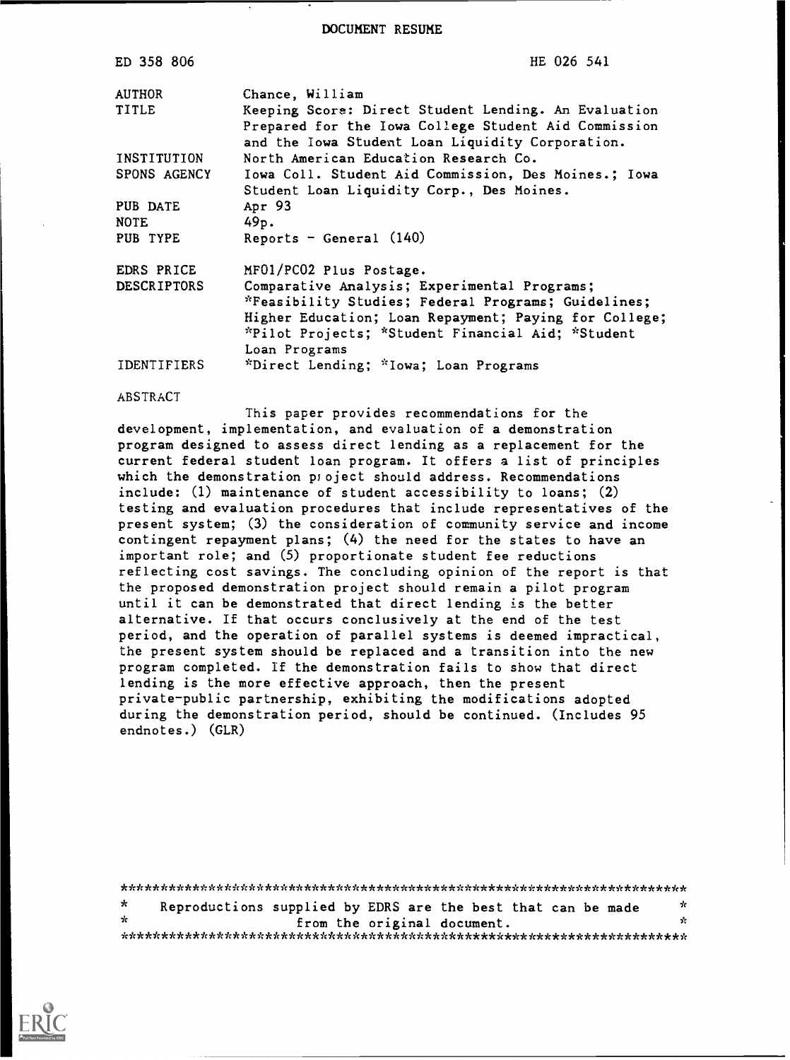DOCUMENT RESUME

| | |
|---|---|
| ED 358 806 | HE 026 541 |
| AUTHOR | Chance, William |
| TITLE | Keeping Score: Direct Student Lending. An Evaluation Prepared for the Iowa College Student Aid Commission and the Iowa Student Loan Liquidity Corporation. |
| INSTITUTION | North American Education Research Co. |
| SPONS AGENCY | Iowa Coll. Student Aid Commission, Des Moines.; Iowa Student Loan Liquidity Corp., Des Moines. |
| PUB DATE | Apr 93 |
| NOTE | 49p. |
| PUB TYPE | Reports - General (140) |
| EDRS PRICE | MF01/PC02 Plus Postage. |
| DESCRIPTORS | Comparative Analysis; Experimental Programs; *Feasibility Studies; Federal Programs; Guidelines; Higher Education; Loan Repayment; Paying for College; *Pilot Projects; *Student Financial Aid; *Student Loan Programs |
| IDENTIFIERS | *Direct Lending; *Iowa; Loan Programs |

ABSTRACT

This paper provides recommendations for the development, implementation, and evaluation of a demonstration program designed to assess direct lending as a replacement for the current federal student loan program. It offers a list of principles which the demonstration project should address. Recommendations include: (1) maintenance of student accessibility to loans; (2) testing and evaluation procedures that include representatives of the present system; (3) the consideration of community service and income contingent repayment plans; (4) the need for the states to have an important role; and (5) proportionate student fee reductions reflecting cost savings. The concluding opinion of the report is that the proposed demonstration project should remain a pilot program until it can be demonstrated that direct lending is the better alternative. If that occurs conclusively at the end of the test period, and the operation of parallel systems is deemed impractical, the present system should be replaced and a transition into the new program completed. If the demonstration fails to show that direct lending is the more effective approach, then the present private-public partnership, exhibiting the modifications adopted during the demonstration period, should be continued. (Includes 95 endnotes.) (GLR)

***********************************************************************
* Reproductions supplied by EDRS are the best that can be made *
* from the original document. *
***********************************************************************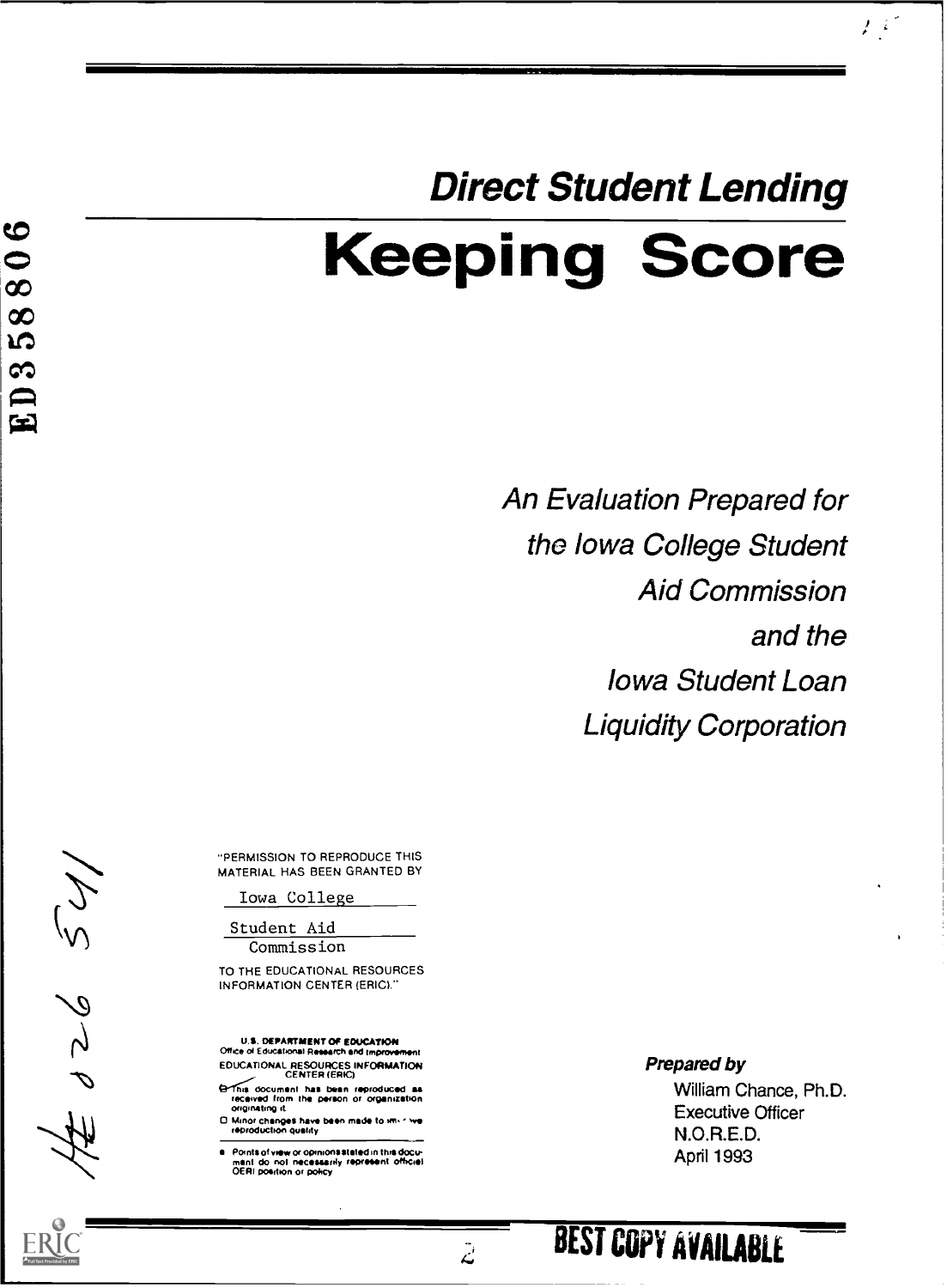# Direct Student Lending

# Keeping Score

*An Evaluation Prepared for the Iowa College Student Aid Commission and the Iowa Student Loan Liquidity Corporation*

"PERMISSION TO REPRODUCE THIS MATERIAL HAS BEEN GRANTED BY

Iowa College Student Aid Commission

TO THE EDUCATIONAL RESOURCES INFORMATION CENTER (ERIC)."

U.S. DEPARTMENT OF EDUCATION
Office of Educational Research and Improvement
EDUCATIONAL RESOURCES INFORMATION CENTER (ERIC)

- This document has been reproduced as received from the person or organization originating it.
- Minor changes have been made to improve reproduction quality
- Points of view or opinions stated in this document do not necessarily represent official OERI position or policy

***Prepared by***

William Chance, Ph.D.
Executive Officer
N.O.R.E.D.
April 1993

BEST COPY AVAILABLE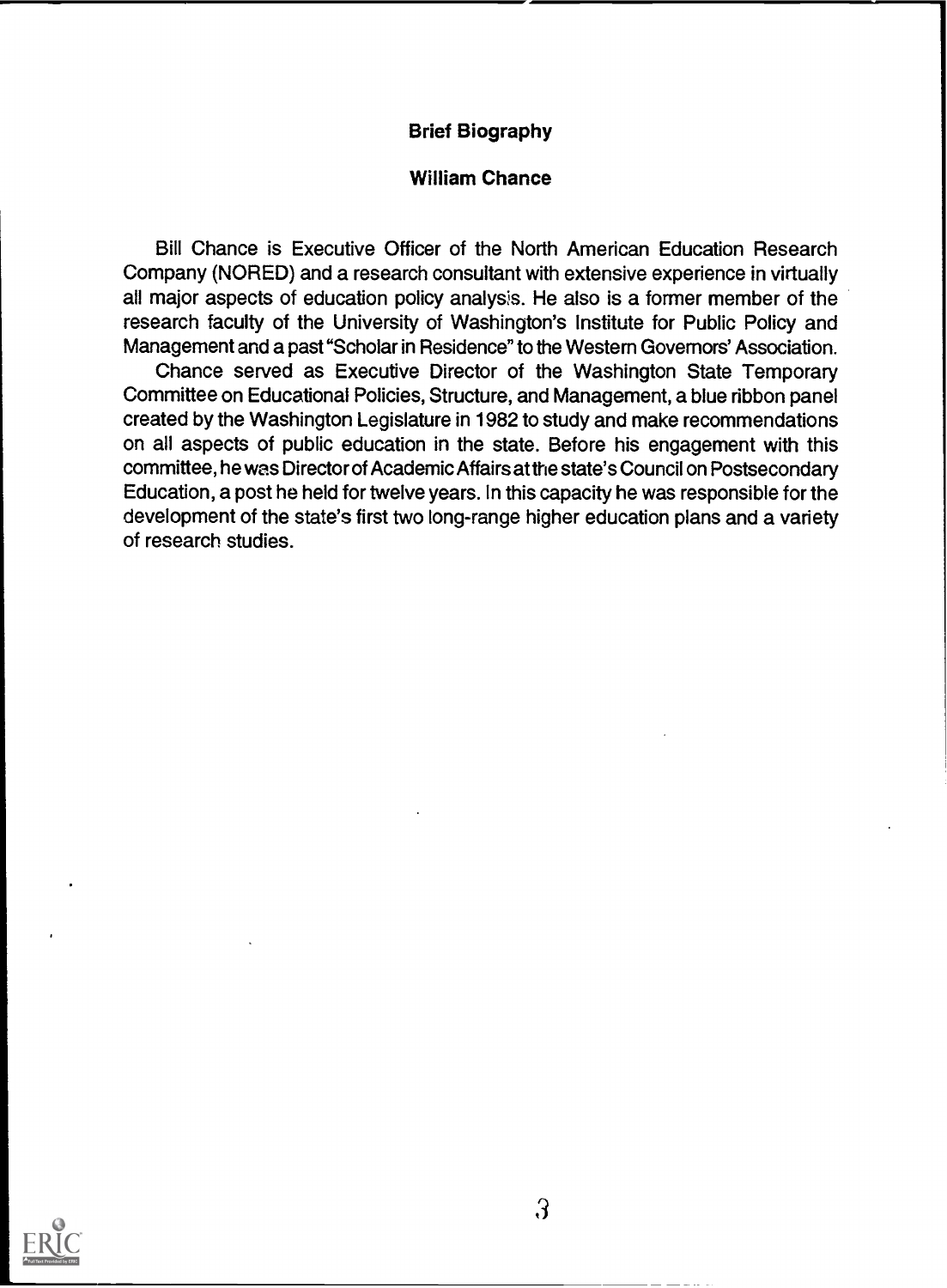## Brief Biography

### William Chance

Bill Chance is Executive Officer of the North American Education Research Company (NORED) and a research consultant with extensive experience in virtually all major aspects of education policy analysis. He also is a former member of the research faculty of the University of Washington's Institute for Public Policy and Management and a past "Scholar in Residence" to the Western Governors' Association.

Chance served as Executive Director of the Washington State Temporary Committee on Educational Policies, Structure, and Management, a blue ribbon panel created by the Washington Legislature in 1982 to study and make recommendations on all aspects of public education in the state. Before his engagement with this committee, he was Director of Academic Affairs at the state's Council on Postsecondary Education, a post he held for twelve years. In this capacity he was responsible for the development of the state's first two long-range higher education plans and a variety of research studies.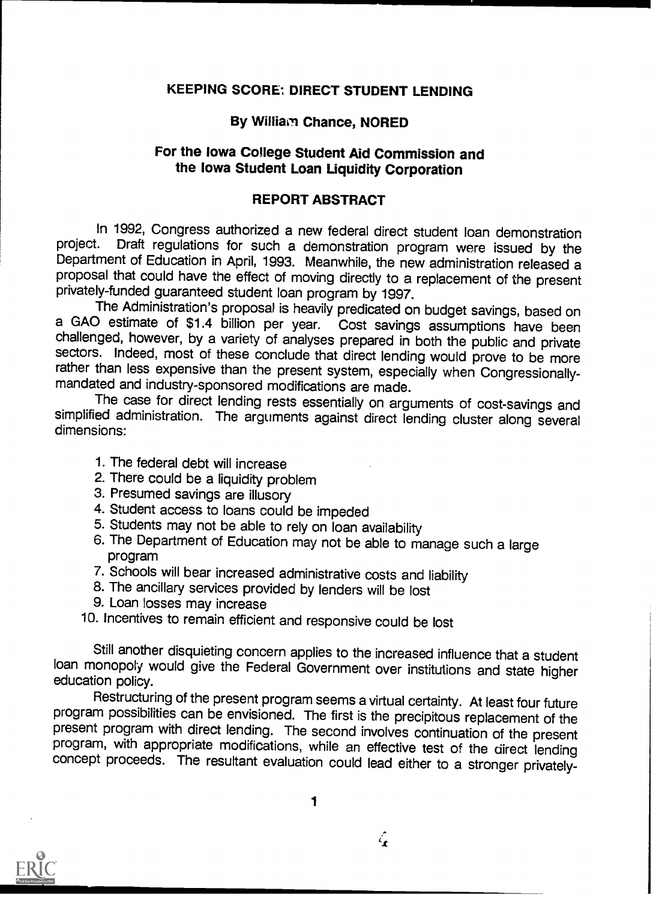# KEEPING SCORE: DIRECT STUDENT LENDING

**By William Chance, NORED**

**For the Iowa College Student Aid Commission and the Iowa Student Loan Liquidity Corporation**

## REPORT ABSTRACT

In 1992, Congress authorized a new federal direct student loan demonstration project. Draft regulations for such a demonstration program were issued by the Department of Education in April, 1993. Meanwhile, the new administration released a proposal that could have the effect of moving directly to a replacement of the present privately-funded guaranteed student loan program by 1997.

The Administration's proposal is heavily predicated on budget savings, based on a GAO estimate of $1.4 billion per year. Cost savings assumptions have been challenged, however, by a variety of analyses prepared in both the public and private sectors. Indeed, most of these conclude that direct lending would prove to be more rather than less expensive than the present system, especially when Congressionally-mandated and industry-sponsored modifications are made.

The case for direct lending rests essentially on arguments of cost-savings and simplified administration. The arguments against direct lending cluster along several dimensions:

1. The federal debt will increase
2. There could be a liquidity problem
3. Presumed savings are illusory
4. Student access to loans could be impeded
5. Students may not be able to rely on loan availability
6. The Department of Education may not be able to manage such a large program
7. Schools will bear increased administrative costs and liability
8. The ancillary services provided by lenders will be lost
9. Loan losses may increase
10. Incentives to remain efficient and responsive could be lost

Still another disquieting concern applies to the increased influence that a student loan monopoly would give the Federal Government over institutions and state higher education policy.

Restructuring of the present program seems a virtual certainty. At least four future program possibilities can be envisioned. The first is the precipitous replacement of the present program with direct lending. The second involves continuation of the present program, with appropriate modifications, while an effective test of the direct lending concept proceeds. The resultant evaluation could lead either to a stronger privately-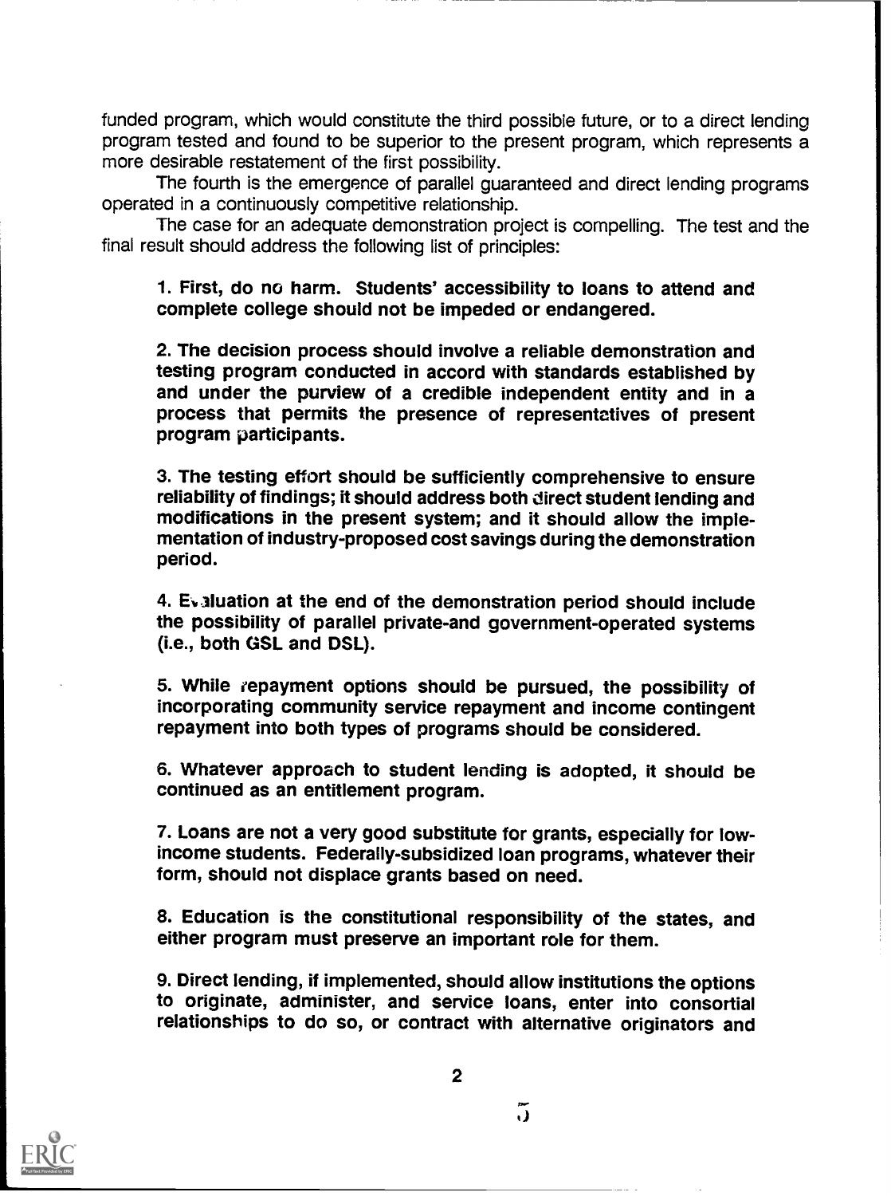funded program, which would constitute the third possible future, or to a direct lending program tested and found to be superior to the present program, which represents a more desirable restatement of the first possibility.

The fourth is the emergence of parallel guaranteed and direct lending programs operated in a continuously competitive relationship.

The case for an adequate demonstration project is compelling. The test and the final result should address the following list of principles:

**1. First, do no harm. Students' accessibility to loans to attend and complete college should not be impeded or endangered.**

**2. The decision process should involve a reliable demonstration and testing program conducted in accord with standards established by and under the purview of a credible independent entity and in a process that permits the presence of representatives of present program participants.**

**3. The testing effort should be sufficiently comprehensive to ensure reliability of findings; it should address both direct student lending and modifications in the present system; and it should allow the implementation of industry-proposed cost savings during the demonstration period.**

**4. Evaluation at the end of the demonstration period should include the possibility of parallel private-and government-operated systems (i.e., both GSL and DSL).**

**5. While repayment options should be pursued, the possibility of incorporating community service repayment and income contingent repayment into both types of programs should be considered.**

**6. Whatever approach to student lending is adopted, it should be continued as an entitlement program.**

**7. Loans are not a very good substitute for grants, especially for low-income students. Federally-subsidized loan programs, whatever their form, should not displace grants based on need.**

**8. Education is the constitutional responsibility of the states, and either program must preserve an important role for them.**

**9. Direct lending, if implemented, should allow institutions the options to originate, administer, and service loans, enter into consortial relationships to do so, or contract with alternative originators and**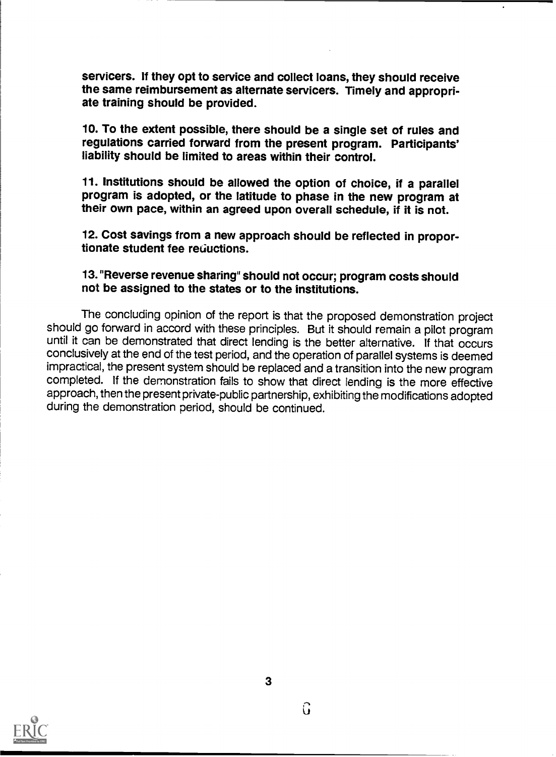**servicers. If they opt to service and collect loans, they should receive the same reimbursement as alternate servicers. Timely and appropriate training should be provided.**

**10. To the extent possible, there should be a single set of rules and regulations carried forward from the present program. Participants' liability should be limited to areas within their control.**

**11. Institutions should be allowed the option of choice, if a parallel program is adopted, or the latitude to phase in the new program at their own pace, within an agreed upon overall schedule, if it is not.**

**12. Cost savings from a new approach should be reflected in proportionate student fee reductions.**

**13. "Reverse revenue sharing" should not occur; program costs should not be assigned to the states or to the institutions.**

The concluding opinion of the report is that the proposed demonstration project should go forward in accord with these principles. But it should remain a pilot program until it can be demonstrated that direct lending is the better alternative. If that occurs conclusively at the end of the test period, and the operation of parallel systems is deemed impractical, the present system should be replaced and a transition into the new program completed. If the demonstration fails to show that direct lending is the more effective approach, then the present private-public partnership, exhibiting the modifications adopted during the demonstration period, should be continued.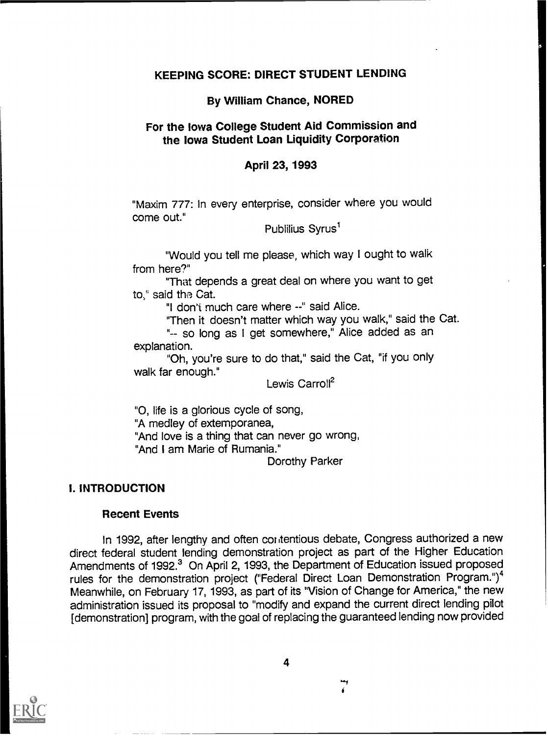# KEEPING SCORE: DIRECT STUDENT LENDING

**By William Chance, NORED**

**For the Iowa College Student Aid Commission and the Iowa Student Loan Liquidity Corporation**

**April 23, 1993**

"Maxim 777: In every enterprise, consider where you would come out."

Publilius Syrus[1]

"Would you tell me please, which way I ought to walk from here?"

"That depends a great deal on where you want to get to," said the Cat.

"I don't much care where --" said Alice.

"Then it doesn't matter which way you walk," said the Cat.

"-- so long as I get somewhere," Alice added as an explanation.

"Oh, you're sure to do that," said the Cat, "if you only walk far enough."

Lewis Carroll[2]

"O, life is a glorious cycle of song,
"A medley of extemporanea,
"And love is a thing that can never go wrong,
"And I am Marie of Rumania."

Dorothy Parker

## I. INTRODUCTION

### Recent Events

In 1992, after lengthy and often contentious debate, Congress authorized a new direct federal student lending demonstration project as part of the Higher Education Amendments of 1992.[3] On April 2, 1993, the Department of Education issued proposed rules for the demonstration project ("Federal Direct Loan Demonstration Program.")[4] Meanwhile, on February 17, 1993, as part of its "Vision of Change for America," the new administration issued its proposal to "modify and expand the current direct lending pilot [demonstration] program, with the goal of replacing the guaranteed lending now provided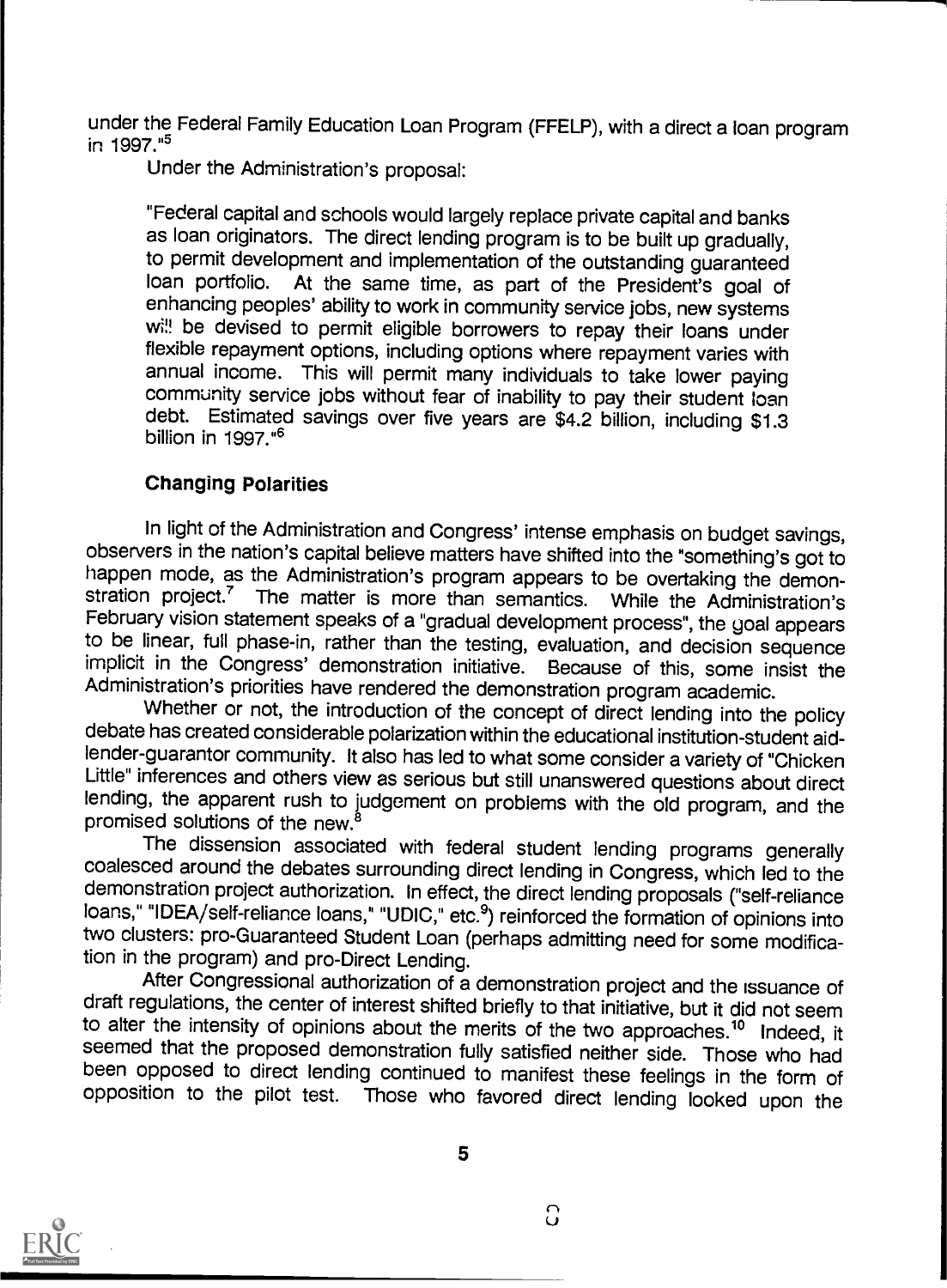under the Federal Family Education Loan Program (FFELP), with a direct a loan program in 1997."[5]

Under the Administration's proposal:

> "Federal capital and schools would largely replace private capital and banks as loan originators. The direct lending program is to be built up gradually, to permit development and implementation of the outstanding guaranteed loan portfolio. At the same time, as part of the President's goal of enhancing peoples' ability to work in community service jobs, new systems will be devised to permit eligible borrowers to repay their loans under flexible repayment options, including options where repayment varies with annual income. This will permit many individuals to take lower paying community service jobs without fear of inability to pay their student loan debt. Estimated savings over five years are $4.2 billion, including $1.3 billion in 1997."[6]

### Changing Polarities

In light of the Administration and Congress' intense emphasis on budget savings, observers in the nation's capital believe matters have shifted into the "something's got to happen mode, as the Administration's program appears to be overtaking the demonstration project.[7] The matter is more than semantics. While the Administration's February vision statement speaks of a "gradual development process", the goal appears to be linear, full phase-in, rather than the testing, evaluation, and decision sequence implicit in the Congress' demonstration initiative. Because of this, some insist the Administration's priorities have rendered the demonstration program academic.

Whether or not, the introduction of the concept of direct lending into the policy debate has created considerable polarization within the educational institution-student aid-lender-guarantor community. It also has led to what some consider a variety of "Chicken Little" inferences and others view as serious but still unanswered questions about direct lending, the apparent rush to judgement on problems with the old program, and the promised solutions of the new.[8]

The dissension associated with federal student lending programs generally coalesced around the debates surrounding direct lending in Congress, which led to the demonstration project authorization. In effect, the direct lending proposals ("self-reliance loans," "IDEA/self-reliance loans," "UDIC," etc.[9]) reinforced the formation of opinions into two clusters: pro-Guaranteed Student Loan (perhaps admitting need for some modification in the program) and pro-Direct Lending.

After Congressional authorization of a demonstration project and the issuance of draft regulations, the center of interest shifted briefly to that initiative, but it did not seem to alter the intensity of opinions about the merits of the two approaches.[10] Indeed, it seemed that the proposed demonstration fully satisfied neither side. Those who had been opposed to direct lending continued to manifest these feelings in the form of opposition to the pilot test. Those who favored direct lending looked upon the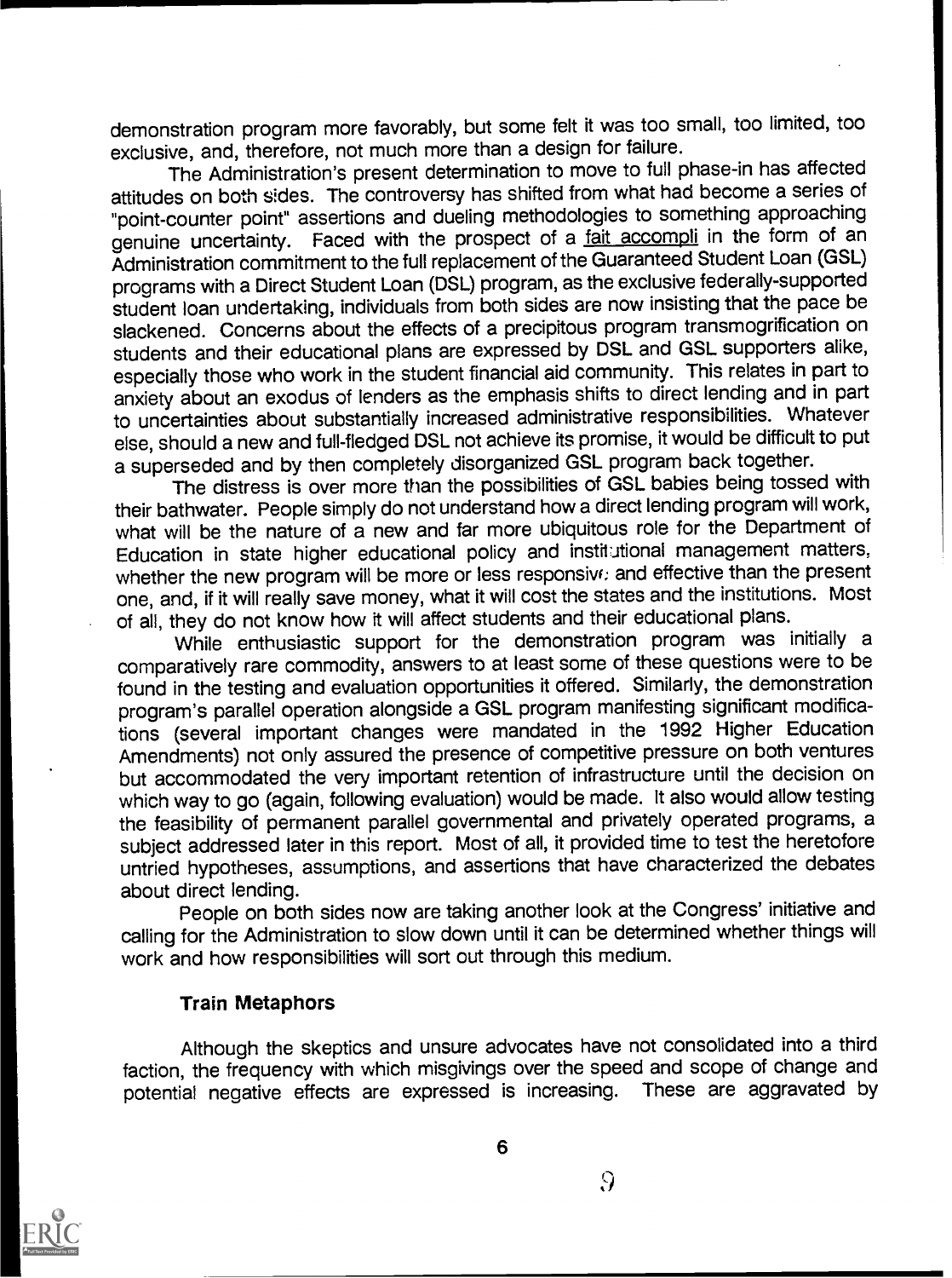demonstration program more favorably, but some felt it was too small, too limited, too exclusive, and, therefore, not much more than a design for failure.

The Administration's present determination to move to full phase-in has affected attitudes on both sides. The controversy has shifted from what had become a series of "point-counter point" assertions and dueling methodologies to something approaching genuine uncertainty. Faced with the prospect of a fait accompli in the form of an Administration commitment to the full replacement of the Guaranteed Student Loan (GSL) programs with a Direct Student Loan (DSL) program, as the exclusive federally-supported student loan undertaking, individuals from both sides are now insisting that the pace be slackened. Concerns about the effects of a precipitous program transmogrification on students and their educational plans are expressed by DSL and GSL supporters alike, especially those who work in the student financial aid community. This relates in part to anxiety about an exodus of lenders as the emphasis shifts to direct lending and in part to uncertainties about substantially increased administrative responsibilities. Whatever else, should a new and full-fledged DSL not achieve its promise, it would be difficult to put a superseded and by then completely disorganized GSL program back together.

The distress is over more than the possibilities of GSL babies being tossed with their bathwater. People simply do not understand how a direct lending program will work, what will be the nature of a new and far more ubiquitous role for the Department of Education in state higher educational policy and institutional management matters, whether the new program will be more or less responsive and effective than the present one, and, if it will really save money, what it will cost the states and the institutions. Most of all, they do not know how it will affect students and their educational plans.

While enthusiastic support for the demonstration program was initially a comparatively rare commodity, answers to at least some of these questions were to be found in the testing and evaluation opportunities it offered. Similarly, the demonstration program's parallel operation alongside a GSL program manifesting significant modifications (several important changes were mandated in the 1992 Higher Education Amendments) not only assured the presence of competitive pressure on both ventures but accommodated the very important retention of infrastructure until the decision on which way to go (again, following evaluation) would be made. It also would allow testing the feasibility of permanent parallel governmental and privately operated programs, a subject addressed later in this report. Most of all, it provided time to test the heretofore untried hypotheses, assumptions, and assertions that have characterized the debates about direct lending.

People on both sides now are taking another look at the Congress' initiative and calling for the Administration to slow down until it can be determined whether things will work and how responsibilities will sort out through this medium.

### Train Metaphors

Although the skeptics and unsure advocates have not consolidated into a third faction, the frequency with which misgivings over the speed and scope of change and potential negative effects are expressed is increasing. These are aggravated by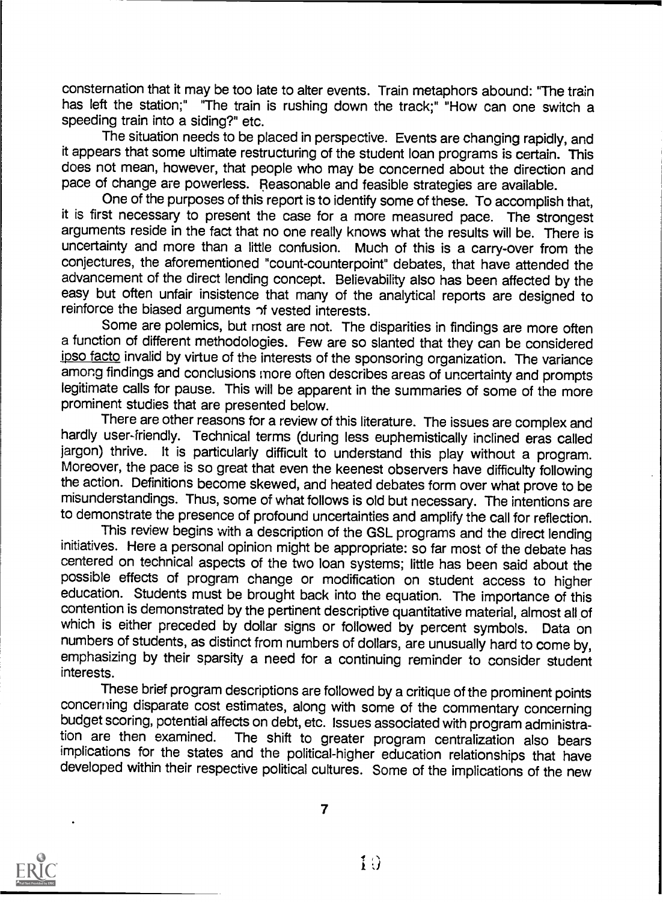consternation that it may be too late to alter events. Train metaphors abound: "The train has left the station;" "The train is rushing down the track;" "How can one switch a speeding train into a siding?" etc.

The situation needs to be placed in perspective. Events are changing rapidly, and it appears that some ultimate restructuring of the student loan programs is certain. This does not mean, however, that people who may be concerned about the direction and pace of change are powerless. Reasonable and feasible strategies are available.

One of the purposes of this report is to identify some of these. To accomplish that, it is first necessary to present the case for a more measured pace. The strongest arguments reside in the fact that no one really knows what the results will be. There is uncertainty and more than a little confusion. Much of this is a carry-over from the conjectures, the aforementioned "count-counterpoint" debates, that have attended the advancement of the direct lending concept. Believability also has been affected by the easy but often unfair insistence that many of the analytical reports are designed to reinforce the biased arguments of vested interests.

Some are polemics, but most are not. The disparities in findings are more often a function of different methodologies. Few are so slanted that they can be considered ipso facto invalid by virtue of the interests of the sponsoring organization. The variance among findings and conclusions more often describes areas of uncertainty and prompts legitimate calls for pause. This will be apparent in the summaries of some of the more prominent studies that are presented below.

There are other reasons for a review of this literature. The issues are complex and hardly user-friendly. Technical terms (during less euphemistically inclined eras called jargon) thrive. It is particularly difficult to understand this play without a program. Moreover, the pace is so great that even the keenest observers have difficulty following the action. Definitions become skewed, and heated debates form over what prove to be misunderstandings. Thus, some of what follows is old but necessary. The intentions are to demonstrate the presence of profound uncertainties and amplify the call for reflection.

This review begins with a description of the GSL programs and the direct lending initiatives. Here a personal opinion might be appropriate: so far most of the debate has centered on technical aspects of the two loan systems; little has been said about the possible effects of program change or modification on student access to higher education. Students must be brought back into the equation. The importance of this contention is demonstrated by the pertinent descriptive quantitative material, almost all of which is either preceded by dollar signs or followed by percent symbols. Data on numbers of students, as distinct from numbers of dollars, are unusually hard to come by, emphasizing by their sparsity a need for a continuing reminder to consider student interests.

These brief program descriptions are followed by a critique of the prominent points concerning disparate cost estimates, along with some of the commentary concerning budget scoring, potential affects on debt, etc. Issues associated with program administration are then examined. The shift to greater program centralization also bears implications for the states and the political-higher education relationships that have developed within their respective political cultures. Some of the implications of the new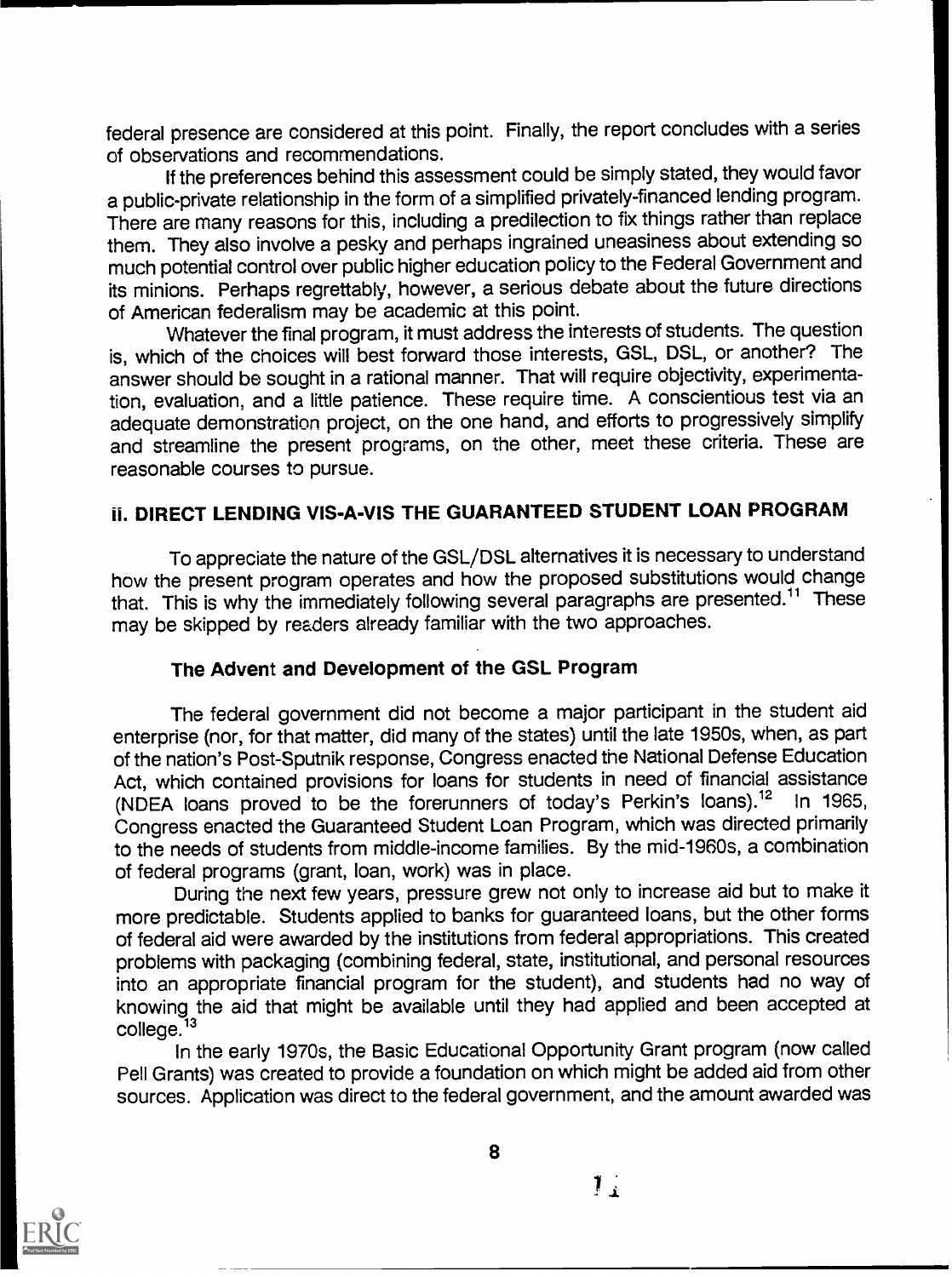federal presence are considered at this point. Finally, the report concludes with a series of observations and recommendations.

If the preferences behind this assessment could be simply stated, they would favor a public-private relationship in the form of a simplified privately-financed lending program. There are many reasons for this, including a predilection to fix things rather than replace them. They also involve a pesky and perhaps ingrained uneasiness about extending so much potential control over public higher education policy to the Federal Government and its minions. Perhaps regrettably, however, a serious debate about the future directions of American federalism may be academic at this point.

Whatever the final program, it must address the interests of students. The question is, which of the choices will best forward those interests, GSL, DSL, or another? The answer should be sought in a rational manner. That will require objectivity, experimentation, evaluation, and a little patience. These require time. A conscientious test via an adequate demonstration project, on the one hand, and efforts to progressively simplify and streamline the present programs, on the other, meet these criteria. These are reasonable courses to pursue.

## II. DIRECT LENDING VIS-A-VIS THE GUARANTEED STUDENT LOAN PROGRAM

To appreciate the nature of the GSL/DSL alternatives it is necessary to understand how the present program operates and how the proposed substitutions would change that. This is why the immediately following several paragraphs are presented.[11] These may be skipped by readers already familiar with the two approaches.

### The Advent and Development of the GSL Program

The federal government did not become a major participant in the student aid enterprise (nor, for that matter, did many of the states) until the late 1950s, when, as part of the nation's Post-Sputnik response, Congress enacted the National Defense Education Act, which contained provisions for loans for students in need of financial assistance (NDEA loans proved to be the forerunners of today's Perkin's loans).[12] In 1965, Congress enacted the Guaranteed Student Loan Program, which was directed primarily to the needs of students from middle-income families. By the mid-1960s, a combination of federal programs (grant, loan, work) was in place.

During the next few years, pressure grew not only to increase aid but to make it more predictable. Students applied to banks for guaranteed loans, but the other forms of federal aid were awarded by the institutions from federal appropriations. This created problems with packaging (combining federal, state, institutional, and personal resources into an appropriate financial program for the student), and students had no way of knowing the aid that might be available until they had applied and been accepted at college.[13]

In the early 1970s, the Basic Educational Opportunity Grant program (now called Pell Grants) was created to provide a foundation on which might be added aid from other sources. Application was direct to the federal government, and the amount awarded was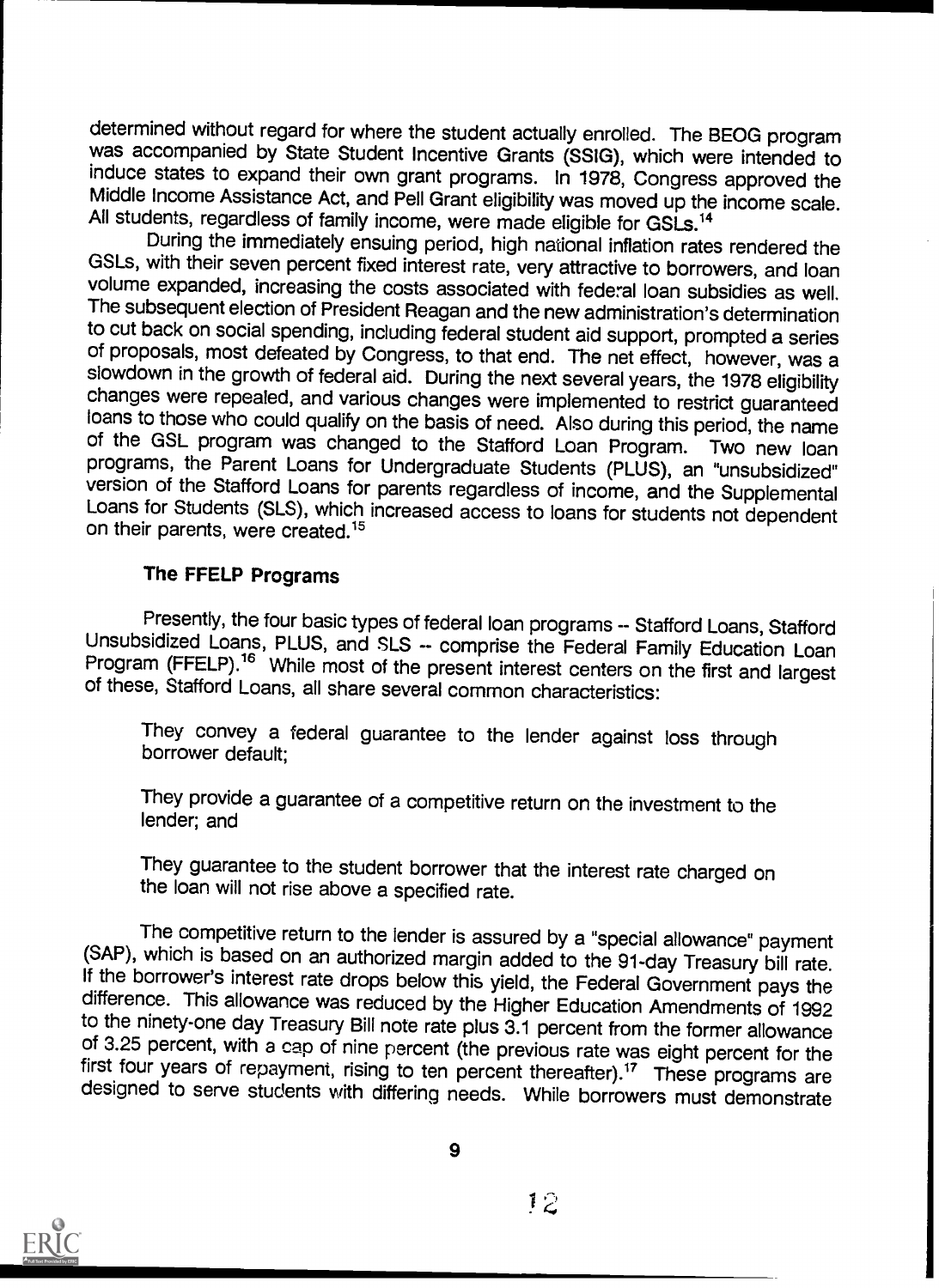determined without regard for where the student actually enrolled. The BEOG program was accompanied by State Student Incentive Grants (SSIG), which were intended to induce states to expand their own grant programs. In 1978, Congress approved the Middle Income Assistance Act, and Pell Grant eligibility was moved up the income scale. All students, regardless of family income, were made eligible for GSLs.[14]

During the immediately ensuing period, high national inflation rates rendered the GSLs, with their seven percent fixed interest rate, very attractive to borrowers, and loan volume expanded, increasing the costs associated with federal loan subsidies as well. The subsequent election of President Reagan and the new administration's determination to cut back on social spending, including federal student aid support, prompted a series of proposals, most defeated by Congress, to that end. The net effect, however, was a slowdown in the growth of federal aid. During the next several years, the 1978 eligibility changes were repealed, and various changes were implemented to restrict guaranteed loans to those who could qualify on the basis of need. Also during this period, the name of the GSL program was changed to the Stafford Loan Program. Two new loan programs, the Parent Loans for Undergraduate Students (PLUS), an "unsubsidized" version of the Stafford Loans for parents regardless of income, and the Supplemental Loans for Students (SLS), which increased access to loans for students not dependent on their parents, were created.[15]

### The FFELP Programs

Presently, the four basic types of federal loan programs -- Stafford Loans, Stafford Unsubsidized Loans, PLUS, and SLS -- comprise the Federal Family Education Loan Program (FFELP).[16] While most of the present interest centers on the first and largest of these, Stafford Loans, all share several common characteristics:

They convey a federal guarantee to the lender against loss through borrower default;

They provide a guarantee of a competitive return on the investment to the lender; and

They guarantee to the student borrower that the interest rate charged on the loan will not rise above a specified rate.

The competitive return to the lender is assured by a "special allowance" payment (SAP), which is based on an authorized margin added to the 91-day Treasury bill rate. If the borrower's interest rate drops below this yield, the Federal Government pays the difference. This allowance was reduced by the Higher Education Amendments of 1992 to the ninety-one day Treasury Bill note rate plus 3.1 percent from the former allowance of 3.25 percent, with a cap of nine percent (the previous rate was eight percent for the first four years of repayment, rising to ten percent thereafter).[17] These programs are designed to serve students with differing needs. While borrowers must demonstrate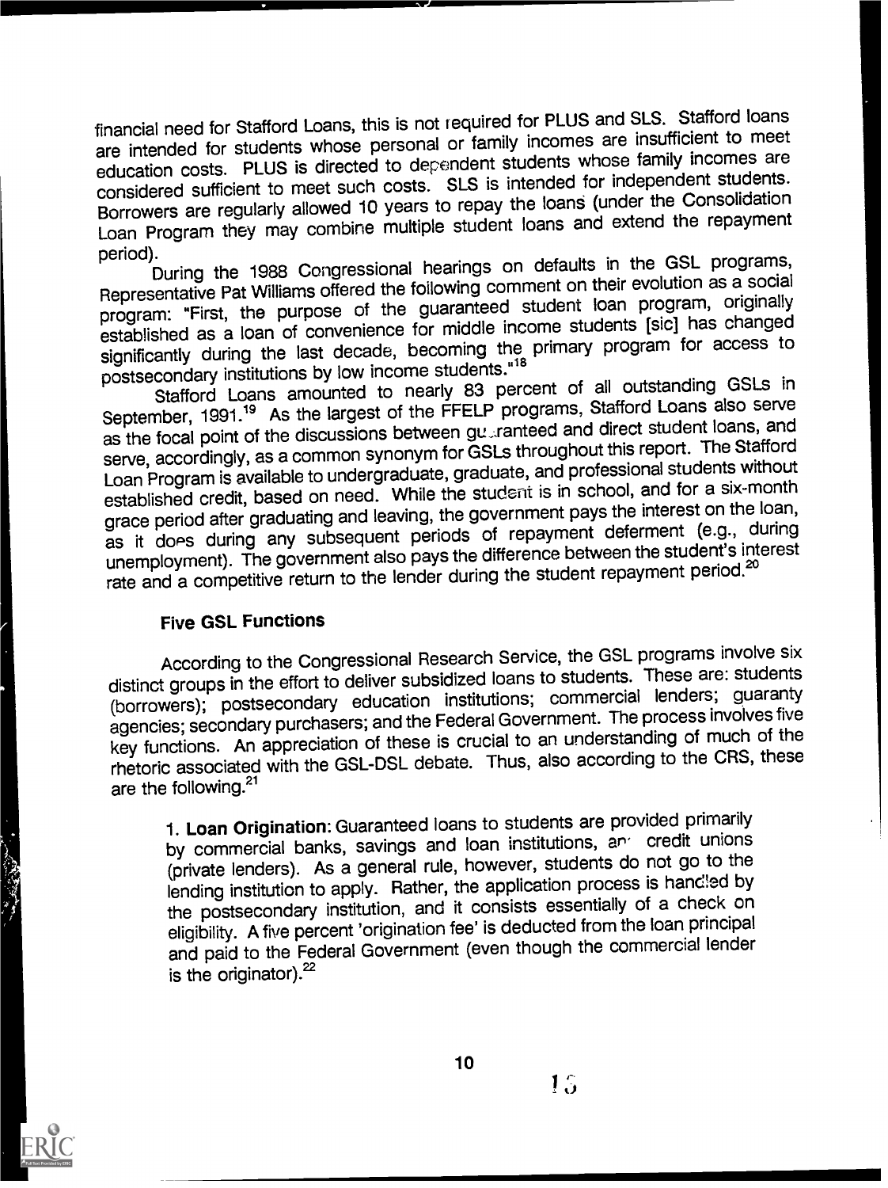financial need for Stafford Loans, this is not required for PLUS and SLS. Stafford loans are intended for students whose personal or family incomes are insufficient to meet education costs. PLUS is directed to dependent students whose family incomes are considered sufficient to meet such costs. SLS is intended for independent students. Borrowers are regularly allowed 10 years to repay the loans (under the Consolidation Loan Program they may combine multiple student loans and extend the repayment period).

During the 1988 Congressional hearings on defaults in the GSL programs, Representative Pat Williams offered the following comment on their evolution as a social program: "First, the purpose of the guaranteed student loan program, originally established as a loan of convenience for middle income students [sic] has changed significantly during the last decade, becoming the primary program for access to postsecondary institutions by low income students."[18]

Stafford Loans amounted to nearly 83 percent of all outstanding GSLs in September, 1991.[19] As the largest of the FFELP programs, Stafford Loans also serve as the focal point of the discussions between guaranteed and direct student loans, and serve, accordingly, as a common synonym for GSLs throughout this report. The Stafford Loan Program is available to undergraduate, graduate, and professional students without established credit, based on need. While the student is in school, and for a six-month grace period after graduating and leaving, the government pays the interest on the loan, as it does during any subsequent periods of repayment deferment (e.g., during unemployment). The government also pays the difference between the student's interest rate and a competitive return to the lender during the student repayment period.[20]

### Five GSL Functions

According to the Congressional Research Service, the GSL programs involve six distinct groups in the effort to deliver subsidized loans to students. These are: students (borrowers); postsecondary education institutions; commercial lenders; guaranty agencies; secondary purchasers; and the Federal Government. The process involves five key functions. An appreciation of these is crucial to an understanding of much of the rhetoric associated with the GSL-DSL debate. Thus, also according to the CRS, these are the following.[21]

> 1. **Loan Origination**: Guaranteed loans to students are provided primarily by commercial banks, savings and loan institutions, and credit unions (private lenders). As a general rule, however, students do not go to the lending institution to apply. Rather, the application process is handled by the postsecondary institution, and it consists essentially of a check on eligibility. A five percent 'origination fee' is deducted from the loan principal and paid to the Federal Government (even though the commercial lender is the originator).[22]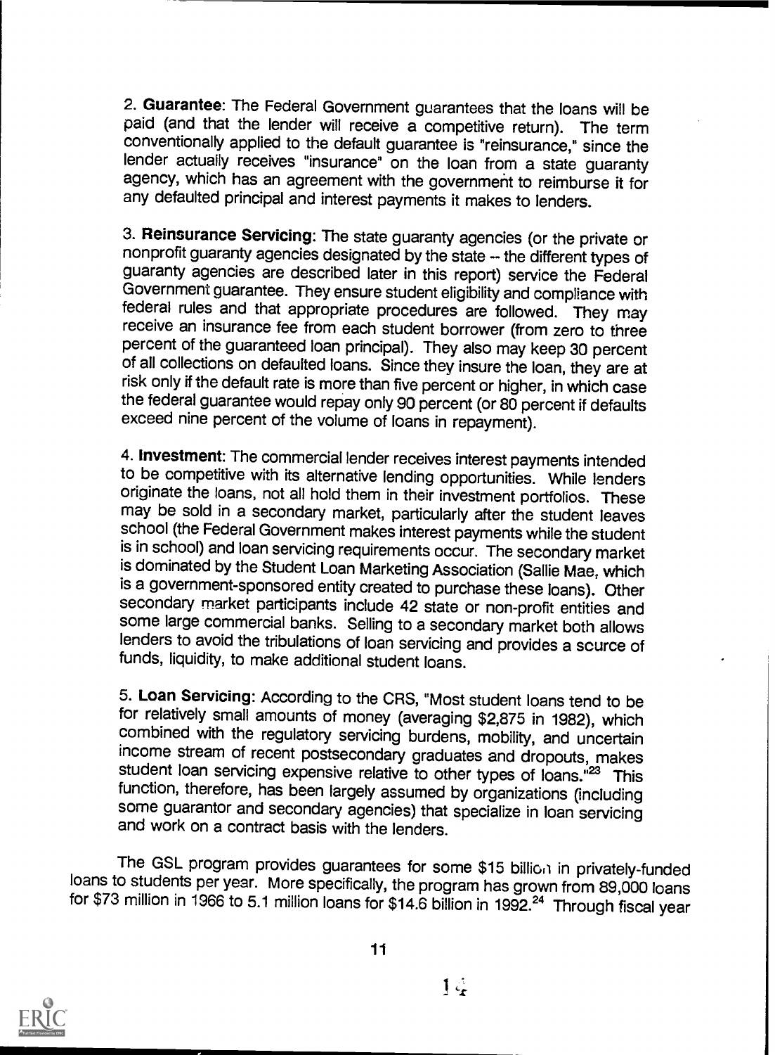2. **Guarantee**: The Federal Government guarantees that the loans will be paid (and that the lender will receive a competitive return). The term conventionally applied to the default guarantee is "reinsurance," since the lender actually receives "insurance" on the loan from a state guaranty agency, which has an agreement with the government to reimburse it for any defaulted principal and interest payments it makes to lenders.

3. **Reinsurance Servicing**: The state guaranty agencies (or the private or nonprofit guaranty agencies designated by the state -- the different types of guaranty agencies are described later in this report) service the Federal Government guarantee. They ensure student eligibility and compliance with federal rules and that appropriate procedures are followed. They may receive an insurance fee from each student borrower (from zero to three percent of the guaranteed loan principal). They also may keep 30 percent of all collections on defaulted loans. Since they insure the loan, they are at risk only if the default rate is more than five percent or higher, in which case the federal guarantee would repay only 90 percent (or 80 percent if defaults exceed nine percent of the volume of loans in repayment).

4. **Investment**: The commercial lender receives interest payments intended to be competitive with its alternative lending opportunities. While lenders originate the loans, not all hold them in their investment portfolios. These may be sold in a secondary market, particularly after the student leaves school (the Federal Government makes interest payments while the student is in school) and loan servicing requirements occur. The secondary market is dominated by the Student Loan Marketing Association (Sallie Mae, which is a government-sponsored entity created to purchase these loans). Other secondary market participants include 42 state or non-profit entities and some large commercial banks. Selling to a secondary market both allows lenders to avoid the tribulations of loan servicing and provides a scurce of funds, liquidity, to make additional student loans.

5. **Loan Servicing**: According to the CRS, "Most student loans tend to be for relatively small amounts of money (averaging $2,875 in 1982), which combined with the regulatory servicing burdens, mobility, and uncertain income stream of recent postsecondary graduates and dropouts, makes student loan servicing expensive relative to other types of loans."[23] This function, therefore, has been largely assumed by organizations (including some guarantor and secondary agencies) that specialize in loan servicing and work on a contract basis with the lenders.

The GSL program provides guarantees for some $15 billion in privately-funded loans to students per year. More specifically, the program has grown from 89,000 loans for $73 million in 1966 to 5.1 million loans for $14.6 billion in 1992.[24] Through fiscal year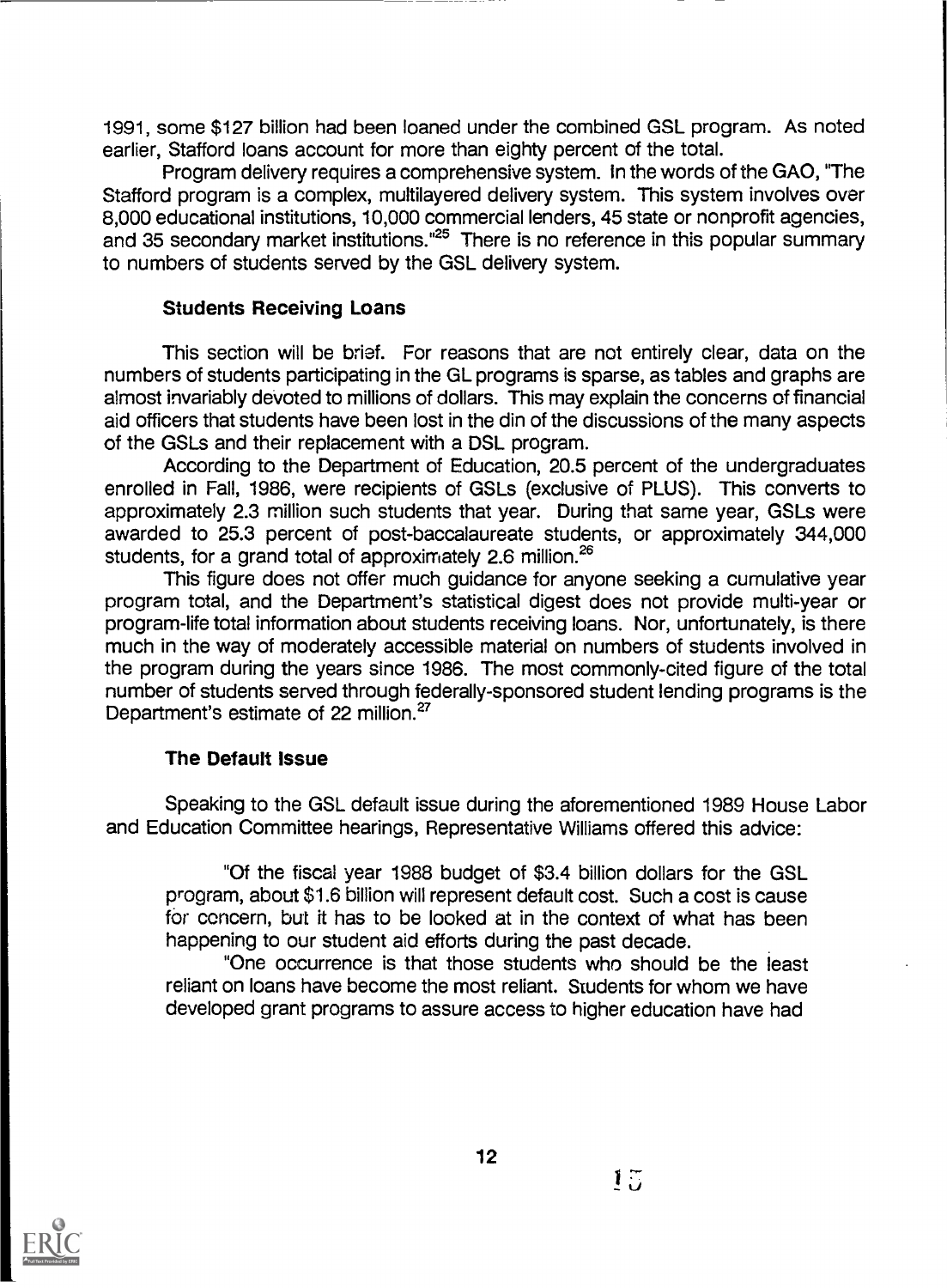1991, some $127 billion had been loaned under the combined GSL program. As noted earlier, Stafford loans account for more than eighty percent of the total.

Program delivery requires a comprehensive system. In the words of the GAO, "The Stafford program is a complex, multilayered delivery system. This system involves over 8,000 educational institutions, 10,000 commercial lenders, 45 state or nonprofit agencies, and 35 secondary market institutions."[25] There is no reference in this popular summary to numbers of students served by the GSL delivery system.

### Students Receiving Loans

This section will be brief. For reasons that are not entirely clear, data on the numbers of students participating in the GL programs is sparse, as tables and graphs are almost invariably devoted to millions of dollars. This may explain the concerns of financial aid officers that students have been lost in the din of the discussions of the many aspects of the GSLs and their replacement with a DSL program.

According to the Department of Education, 20.5 percent of the undergraduates enrolled in Fall, 1986, were recipients of GSLs (exclusive of PLUS). This converts to approximately 2.3 million such students that year. During that same year, GSLs were awarded to 25.3 percent of post-baccalaureate students, or approximately 344,000 students, for a grand total of approximately 2.6 million.[26]

This figure does not offer much guidance for anyone seeking a cumulative year program total, and the Department's statistical digest does not provide multi-year or program-life total information about students receiving loans. Nor, unfortunately, is there much in the way of moderately accessible material on numbers of students involved in the program during the years since 1986. The most commonly-cited figure of the total number of students served through federally-sponsored student lending programs is the Department's estimate of 22 million.[27]

### The Default Issue

Speaking to the GSL default issue during the aforementioned 1989 House Labor and Education Committee hearings, Representative Williams offered this advice:

> "Of the fiscal year 1988 budget of $3.4 billion dollars for the GSL program, about $1.6 billion will represent default cost. Such a cost is cause for concern, but it has to be looked at in the context of what has been happening to our student aid efforts during the past decade.
>
> "One occurrence is that those students who should be the least reliant on loans have become the most reliant. Students for whom we have developed grant programs to assure access to higher education have had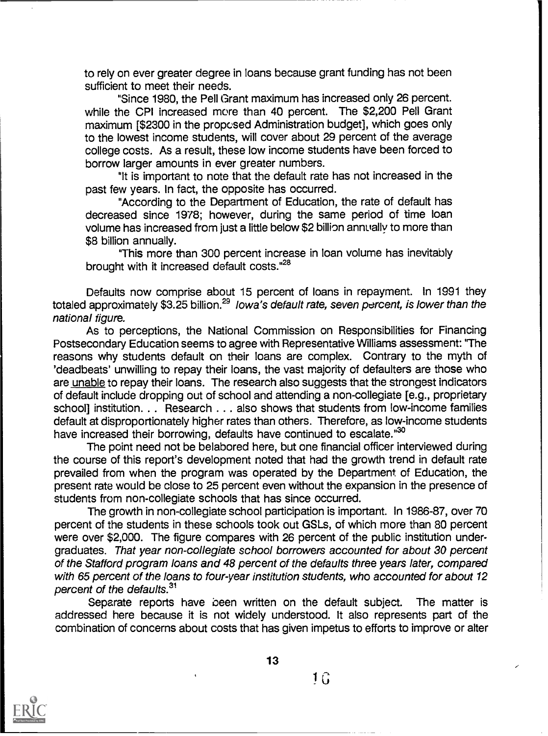to rely on ever greater degree in loans because grant funding has not been sufficient to meet their needs.

"Since 1980, the Pell Grant maximum has increased only 26 percent. while the CPI increased more than 40 percent. The $2,200 Pell Grant maximum [$2300 in the proposed Administration budget], which goes only to the lowest income students, will cover about 29 percent of the average college costs. As a result, these low income students have been forced to borrow larger amounts in ever greater numbers.

"It is important to note that the default rate has not increased in the past few years. In fact, the opposite has occurred.

"According to the Department of Education, the rate of default has decreased since 1978; however, during the same period of time loan volume has increased from just a little below $2 billion annually to more than $8 billion annually.

"This more than 300 percent increase in loan volume has inevitably brought with it increased default costs."[28]

Defaults now comprise about 15 percent of loans in repayment. In 1991 they totaled approximately $3.25 billion.[29] *Iowa's default rate, seven percent, is lower than the national figure.*

As to perceptions, the National Commission on Responsibilities for Financing Postsecondary Education seems to agree with Representative Williams assessment: "The reasons why students default on their loans are complex. Contrary to the myth of 'deadbeats' unwilling to repay their loans, the vast majority of defaulters are those who are unable to repay their loans. The research also suggests that the strongest indicators of default include dropping out of school and attending a non-collegiate [e.g., proprietary school] institution. . . Research . . . also shows that students from low-income families default at disproportionately higher rates than others. Therefore, as low-income students have increased their borrowing, defaults have continued to escalate."[30]

The point need not be belabored here, but one financial officer interviewed during the course of this report's development noted that had the growth trend in default rate prevailed from when the program was operated by the Department of Education, the present rate would be close to 25 percent even without the expansion in the presence of students from non-collegiate schools that has since occurred.

The growth in non-collegiate school participation is important. In 1986-87, over 70 percent of the students in these schools took out GSLs, of which more than 80 percent were over $2,000. The figure compares with 26 percent of the public institution undergraduates. *That year non-collegiate school borrowers accounted for about 30 percent of the Stafford program loans and 48 percent of the defaults three years later, compared with 65 percent of the loans to four-year institution students, who accounted for about 12 percent of the defaults.*[31]

Separate reports have been written on the default subject. The matter is addressed here because it is not widely understood. It also represents part of the combination of concerns about costs that has given impetus to efforts to improve or alter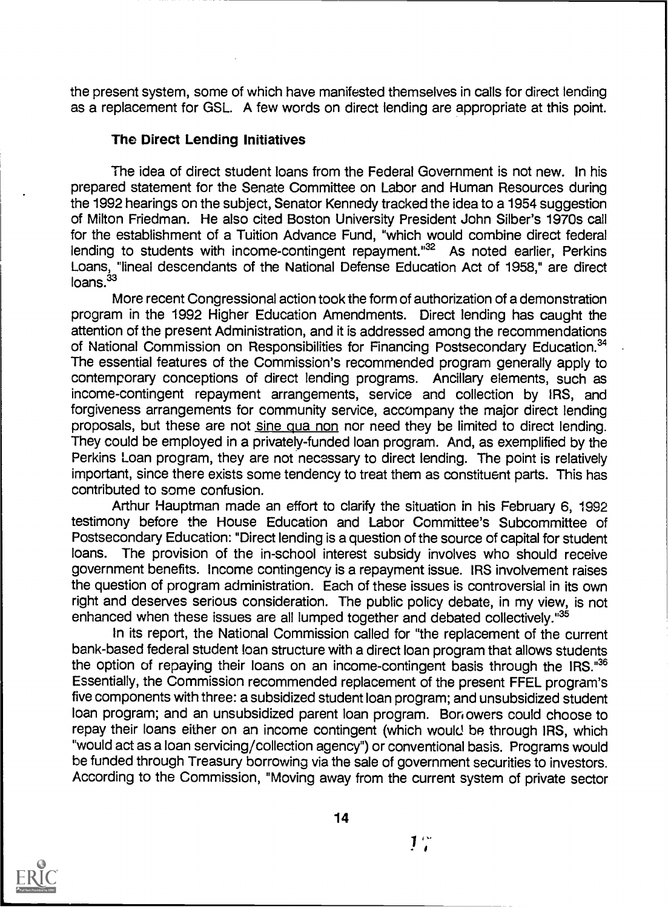the present system, some of which have manifested themselves in calls for direct lending as a replacement for GSL. A few words on direct lending are appropriate at this point.

### The Direct Lending Initiatives

The idea of direct student loans from the Federal Government is not new. In his prepared statement for the Senate Committee on Labor and Human Resources during the 1992 hearings on the subject, Senator Kennedy tracked the idea to a 1954 suggestion of Milton Friedman. He also cited Boston University President John Silber's 1970s call for the establishment of a Tuition Advance Fund, "which would combine direct federal lending to students with income-contingent repayment."[32] As noted earlier, Perkins Loans, "lineal descendants of the National Defense Education Act of 1958," are direct loans.[33]

More recent Congressional action took the form of authorization of a demonstration program in the 1992 Higher Education Amendments. Direct lending has caught the attention of the present Administration, and it is addressed among the recommendations of National Commission on Responsibilities for Financing Postsecondary Education.[34] The essential features of the Commission's recommended program generally apply to contemporary conceptions of direct lending programs. Ancillary elements, such as income-contingent repayment arrangements, service and collection by IRS, and forgiveness arrangements for community service, accompany the major direct lending proposals, but these are not sine qua non nor need they be limited to direct lending. They could be employed in a privately-funded loan program. And, as exemplified by the Perkins Loan program, they are not necessary to direct lending. The point is relatively important, since there exists some tendency to treat them as constituent parts. This has contributed to some confusion.

Arthur Hauptman made an effort to clarify the situation in his February 6, 1992 testimony before the House Education and Labor Committee's Subcommittee of Postsecondary Education: "Direct lending is a question of the source of capital for student loans. The provision of the in-school interest subsidy involves who should receive government benefits. Income contingency is a repayment issue. IRS involvement raises the question of program administration. Each of these issues is controversial in its own right and deserves serious consideration. The public policy debate, in my view, is not enhanced when these issues are all lumped together and debated collectively."[35]

In its report, the National Commission called for "the replacement of the current bank-based federal student loan structure with a direct loan program that allows students the option of repaying their loans on an income-contingent basis through the IRS."[36] Essentially, the Commission recommended replacement of the present FFEL program's five components with three: a subsidized student loan program; and unsubsidized student loan program; and an unsubsidized parent loan program. Borrowers could choose to repay their loans either on an income contingent (which would be through IRS, which "would act as a loan servicing/collection agency") or conventional basis. Programs would be funded through Treasury borrowing via the sale of government securities to investors. According to the Commission, "Moving away from the current system of private sector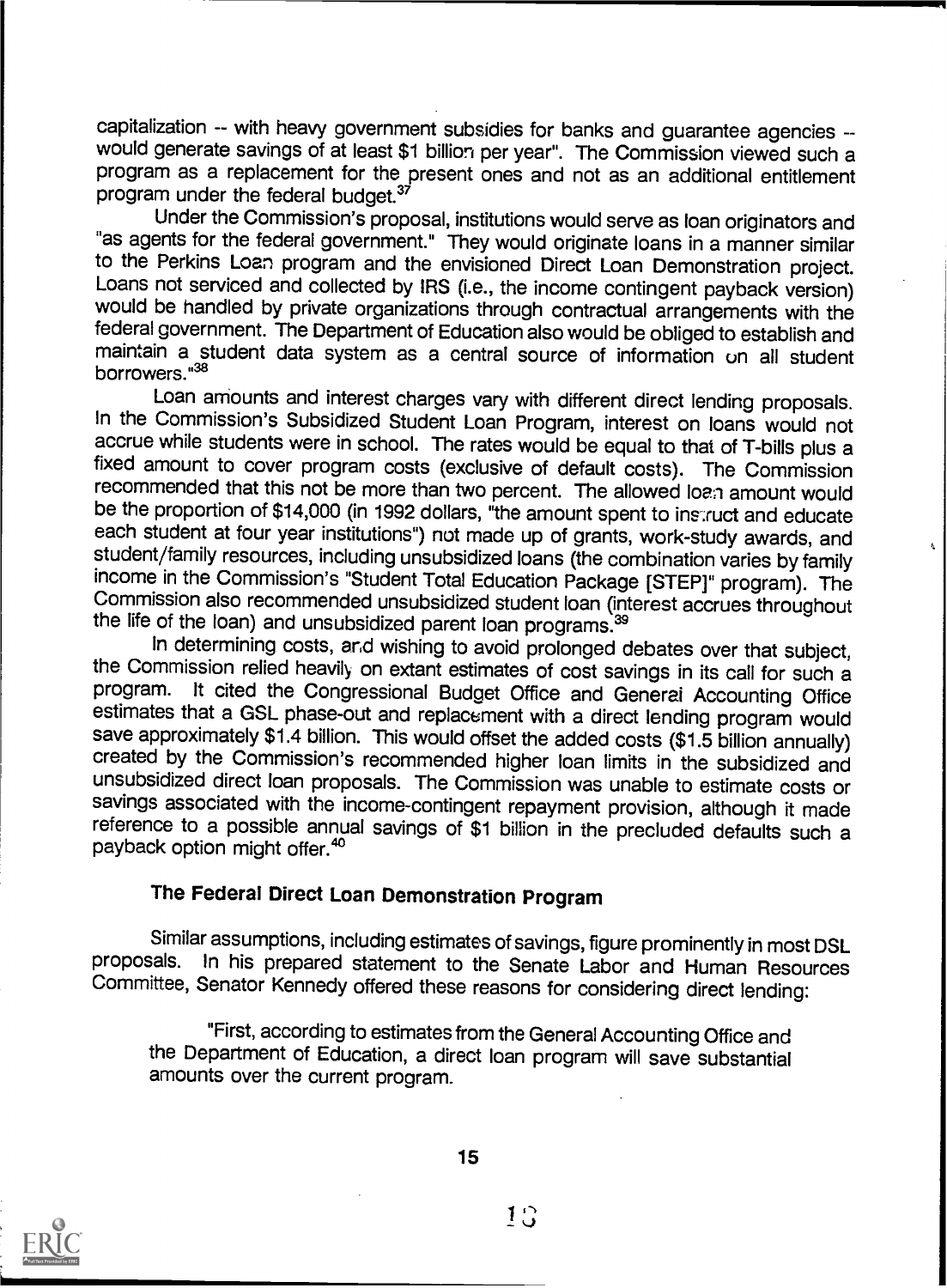capitalization -- with heavy government subsidies for banks and guarantee agencies -- would generate savings of at least $1 billion per year". The Commission viewed such a program as a replacement for the present ones and not as an additional entitlement program under the federal budget.[37]

Under the Commission's proposal, institutions would serve as loan originators and "as agents for the federal government." They would originate loans in a manner similar to the Perkins Loan program and the envisioned Direct Loan Demonstration project. Loans not serviced and collected by IRS (i.e., the income contingent payback version) would be handled by private organizations through contractual arrangements with the federal government. The Department of Education also would be obliged to establish and maintain a student data system as a central source of information on all student borrowers."[38]

Loan amounts and interest charges vary with different direct lending proposals. In the Commission's Subsidized Student Loan Program, interest on loans would not accrue while students were in school. The rates would be equal to that of T-bills plus a fixed amount to cover program costs (exclusive of default costs). The Commission recommended that this not be more than two percent. The allowed loan amount would be the proportion of $14,000 (in 1992 dollars, "the amount spent to instruct and educate each student at four year institutions") not made up of grants, work-study awards, and student/family resources, including unsubsidized loans (the combination varies by family income in the Commission's "Student Total Education Package [STEP]" program). The Commission also recommended unsubsidized student loan (interest accrues throughout the life of the loan) and unsubsidized parent loan programs.[39]

In determining costs, and wishing to avoid prolonged debates over that subject, the Commission relied heavily on extant estimates of cost savings in its call for such a program. It cited the Congressional Budget Office and General Accounting Office estimates that a GSL phase-out and replacement with a direct lending program would save approximately $1.4 billion. This would offset the added costs ($1.5 billion annually) created by the Commission's recommended higher loan limits in the subsidized and unsubsidized direct loan proposals. The Commission was unable to estimate costs or savings associated with the income-contingent repayment provision, although it made reference to a possible annual savings of $1 billion in the precluded defaults such a payback option might offer.[40]

## The Federal Direct Loan Demonstration Program

Similar assumptions, including estimates of savings, figure prominently in most DSL proposals. In his prepared statement to the Senate Labor and Human Resources Committee, Senator Kennedy offered these reasons for considering direct lending:

> "First, according to estimates from the General Accounting Office and the Department of Education, a direct loan program will save substantial amounts over the current program.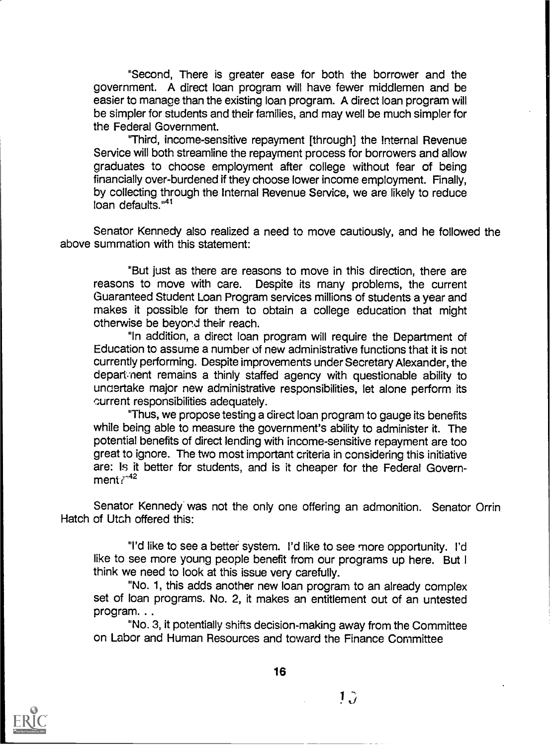"Second, There is greater ease for both the borrower and the government. A direct loan program will have fewer middlemen and be easier to manage than the existing loan program. A direct loan program will be simpler for students and their families, and may well be much simpler for the Federal Government.

"Third, income-sensitive repayment [through] the Internal Revenue Service will both streamline the repayment process for borrowers and allow graduates to choose employment after college without fear of being financially over-burdened if they choose lower income employment. Finally, by collecting through the Internal Revenue Service, we are likely to reduce loan defaults."[41]

Senator Kennedy also realized a need to move cautiously, and he followed the above summation with this statement:

"But just as there are reasons to move in this direction, there are reasons to move with care. Despite its many problems, the current Guaranteed Student Loan Program services millions of students a year and makes it possible for them to obtain a college education that might otherwise be beyond their reach.

"In addition, a direct loan program will require the Department of Education to assume a number of new administrative functions that it is not currently performing. Despite improvements under Secretary Alexander, the department remains a thinly staffed agency with questionable ability to undertake major new administrative responsibilities, let alone perform its current responsibilities adequately.

"Thus, we propose testing a direct loan program to gauge its benefits while being able to measure the government's ability to administer it. The potential benefits of direct lending with income-sensitive repayment are too great to ignore. The two most important criteria in considering this initiative are: Is it better for students, and is it cheaper for the Federal Government?"[42]

Senator Kennedy was not the only one offering an admonition. Senator Orrin Hatch of Utah offered this:

"I'd like to see a better system. I'd like to see more opportunity. I'd like to see more young people benefit from our programs up here. But I think we need to look at this issue very carefully.

"No. 1, this adds another new loan program to an already complex set of loan programs. No. 2, it makes an entitlement out of an untested program. . .

"No. 3, it potentially shifts decision-making away from the Committee on Labor and Human Resources and toward the Finance Committee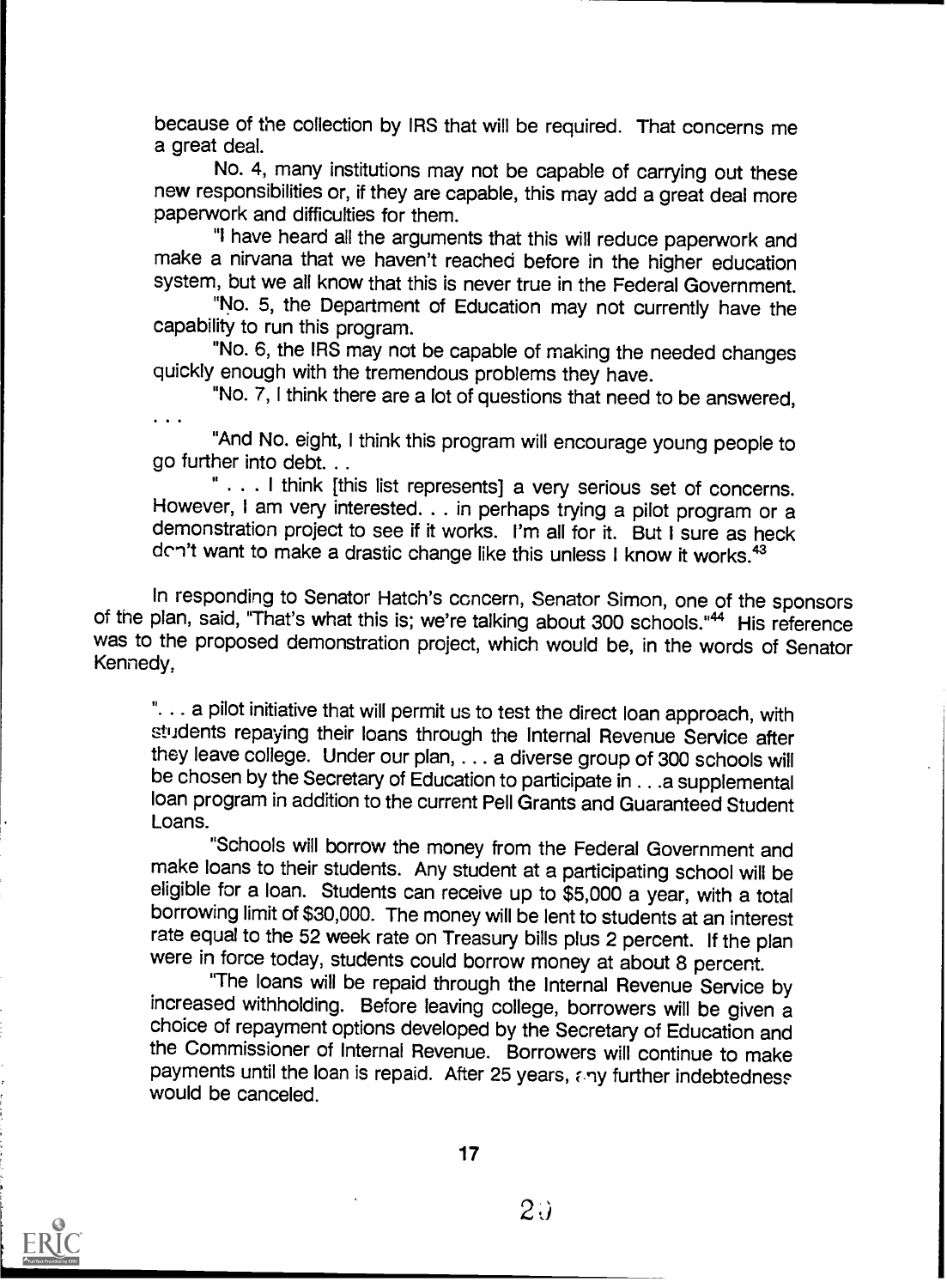because of the collection by IRS that will be required. That concerns me a great deal.

No. 4, many institutions may not be capable of carrying out these new responsibilities or, if they are capable, this may add a great deal more paperwork and difficulties for them.

"I have heard all the arguments that this will reduce paperwork and make a nirvana that we haven't reached before in the higher education system, but we all know that this is never true in the Federal Government.

"No. 5, the Department of Education may not currently have the capability to run this program.

"No. 6, the IRS may not be capable of making the needed changes quickly enough with the tremendous problems they have.

"No. 7, I think there are a lot of questions that need to be answered, . . .

"And No. eight, I think this program will encourage young people to go further into debt. . .

" . . . I think [this list represents] a very serious set of concerns. However, I am very interested. . . in perhaps trying a pilot program or a demonstration project to see if it works. I'm all for it. But I sure as heck don't want to make a drastic change like this unless I know it works.[43]

In responding to Senator Hatch's concern, Senator Simon, one of the sponsors of the plan, said, "That's what this is; we're talking about 300 schools."[44] His reference was to the proposed demonstration project, which would be, in the words of Senator Kennedy,

". . . a pilot initiative that will permit us to test the direct loan approach, with students repaying their loans through the Internal Revenue Service after they leave college. Under our plan, . . . a diverse group of 300 schools will be chosen by the Secretary of Education to participate in . . .a supplemental loan program in addition to the current Pell Grants and Guaranteed Student Loans.

"Schools will borrow the money from the Federal Government and make loans to their students. Any student at a participating school will be eligible for a loan. Students can receive up to $5,000 a year, with a total borrowing limit of $30,000. The money will be lent to students at an interest rate equal to the 52 week rate on Treasury bills plus 2 percent. If the plan were in force today, students could borrow money at about 8 percent.

"The loans will be repaid through the Internal Revenue Service by increased withholding. Before leaving college, borrowers will be given a choice of repayment options developed by the Secretary of Education and the Commissioner of Internal Revenue. Borrowers will continue to make payments until the loan is repaid. After 25 years, any further indebtedness would be canceled.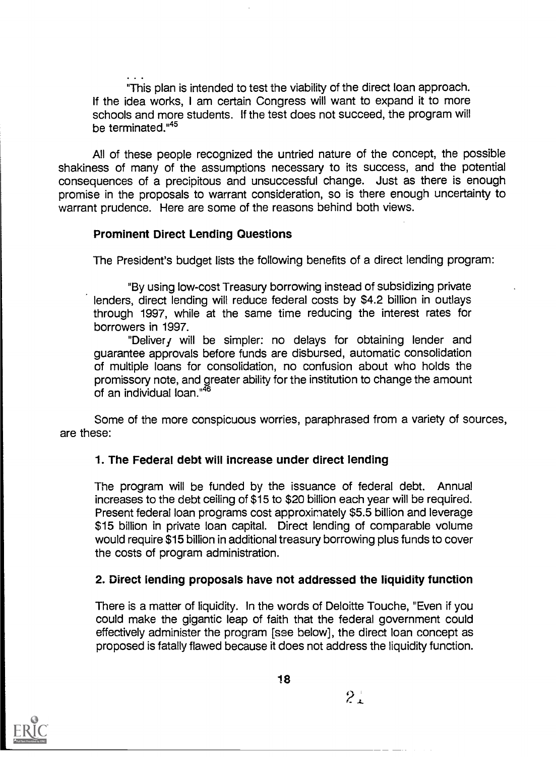. . .

"This plan is intended to test the viability of the direct loan approach. If the idea works, I am certain Congress will want to expand it to more schools and more students. If the test does not succeed, the program will be terminated."[45]

All of these people recognized the untried nature of the concept, the possible shakiness of many of the assumptions necessary to its success, and the potential consequences of a precipitous and unsuccessful change. Just as there is enough promise in the proposals to warrant consideration, so is there enough uncertainty to warrant prudence. Here are some of the reasons behind both views.

### Prominent Direct Lending Questions

The President's budget lists the following benefits of a direct lending program:

> "By using low-cost Treasury borrowing instead of subsidizing private lenders, direct lending will reduce federal costs by $4.2 billion in outlays through 1997, while at the same time reducing the interest rates for borrowers in 1997.
>
> "Delivery will be simpler: no delays for obtaining lender and guarantee approvals before funds are disbursed, automatic consolidation of multiple loans for consolidation, no confusion about who holds the promissory note, and greater ability for the institution to change the amount of an individual loan."[46]

Some of the more conspicuous worries, paraphrased from a variety of sources, are these:

#### 1. The Federal debt will increase under direct lending

The program will be funded by the issuance of federal debt. Annual increases to the debt ceiling of $15 to $20 billion each year will be required. Present federal loan programs cost approximately $5.5 billion and leverage $15 billion in private loan capital. Direct lending of comparable volume would require $15 billion in additional treasury borrowing plus funds to cover the costs of program administration.

#### 2. Direct lending proposals have not addressed the liquidity function

There is a matter of liquidity. In the words of Deloitte Touche, "Even if you could make the gigantic leap of faith that the federal government could effectively administer the program [see below], the direct loan concept as proposed is fatally flawed because it does not address the liquidity function.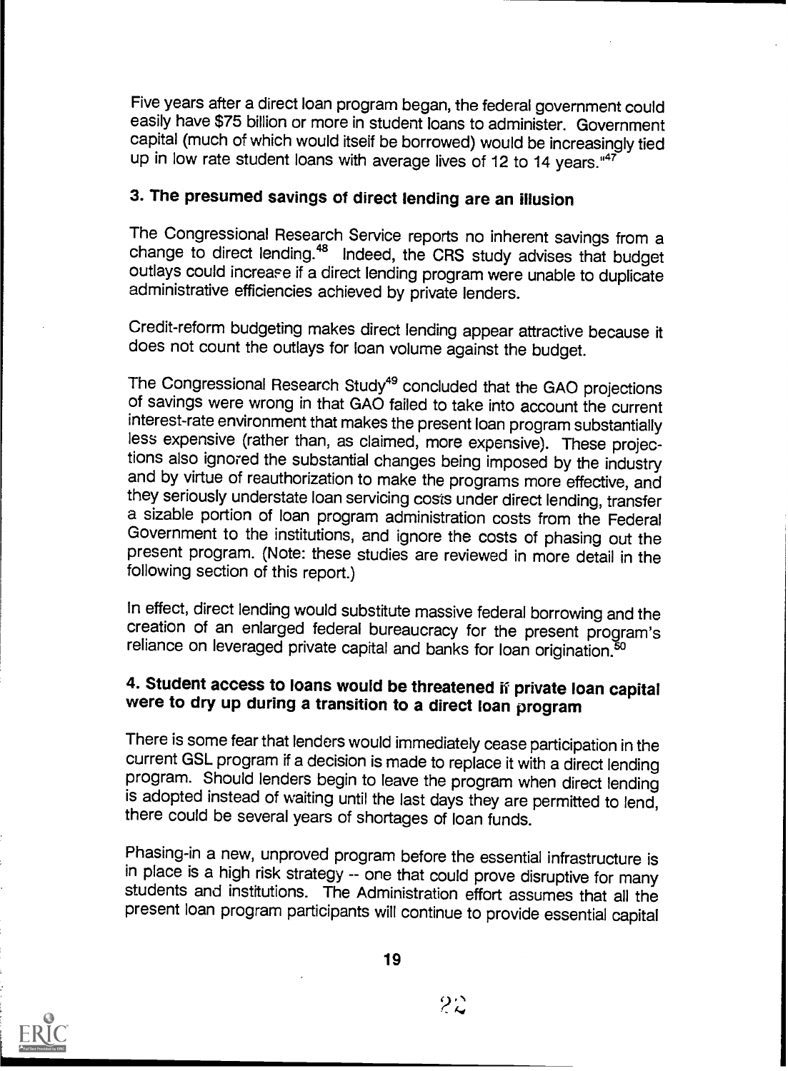Five years after a direct loan program began, the federal government could easily have $75 billion or more in student loans to administer. Government capital (much of which would itself be borrowed) would be increasingly tied up in low rate student loans with average lives of 12 to 14 years."[47]

### 3. The presumed savings of direct lending are an illusion

The Congressional Research Service reports no inherent savings from a change to direct lending.[48] Indeed, the CRS study advises that budget outlays could increase if a direct lending program were unable to duplicate administrative efficiencies achieved by private lenders.

Credit-reform budgeting makes direct lending appear attractive because it does not count the outlays for loan volume against the budget.

The Congressional Research Study[49] concluded that the GAO projections of savings were wrong in that GAO failed to take into account the current interest-rate environment that makes the present loan program substantially less expensive (rather than, as claimed, more expensive). These projections also ignored the substantial changes being imposed by the industry and by virtue of reauthorization to make the programs more effective, and they seriously understate loan servicing costs under direct lending, transfer a sizable portion of loan program administration costs from the Federal Government to the institutions, and ignore the costs of phasing out the present program. (Note: these studies are reviewed in more detail in the following section of this report.)

In effect, direct lending would substitute massive federal borrowing and the creation of an enlarged federal bureaucracy for the present program's reliance on leveraged private capital and banks for loan origination.[50]

### 4. Student access to loans would be threatened if private loan capital were to dry up during a transition to a direct loan program

There is some fear that lenders would immediately cease participation in the current GSL program if a decision is made to replace it with a direct lending program. Should lenders begin to leave the program when direct lending is adopted instead of waiting until the last days they are permitted to lend, there could be several years of shortages of loan funds.

Phasing-in a new, unproved program before the essential infrastructure is in place is a high risk strategy -- one that could prove disruptive for many students and institutions. The Administration effort assumes that all the present loan program participants will continue to provide essential capital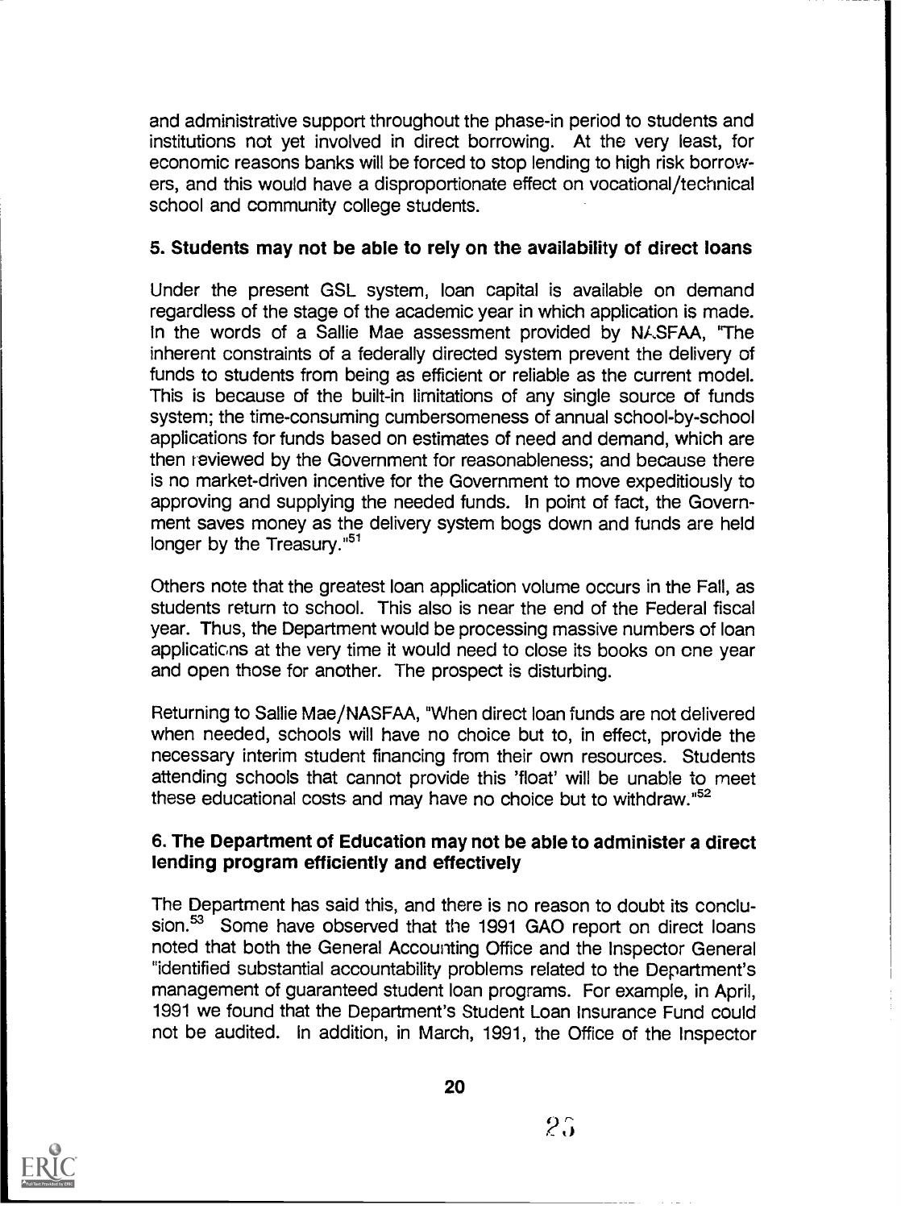and administrative support throughout the phase-in period to students and institutions not yet involved in direct borrowing. At the very least, for economic reasons banks will be forced to stop lending to high risk borrowers, and this would have a disproportionate effect on vocational/technical school and community college students.

**5. Students may not be able to rely on the availability of direct loans**

Under the present GSL system, loan capital is available on demand regardless of the stage of the academic year in which application is made. In the words of a Sallie Mae assessment provided by NASFAA, "The inherent constraints of a federally directed system prevent the delivery of funds to students from being as efficient or reliable as the current model. This is because of the built-in limitations of any single source of funds system; the time-consuming cumbersomeness of annual school-by-school applications for funds based on estimates of need and demand, which are then reviewed by the Government for reasonableness; and because there is no market-driven incentive for the Government to move expeditiously to approving and supplying the needed funds. In point of fact, the Government saves money as the delivery system bogs down and funds are held longer by the Treasury."[51]

Others note that the greatest loan application volume occurs in the Fall, as students return to school. This also is near the end of the Federal fiscal year. Thus, the Department would be processing massive numbers of loan applications at the very time it would need to close its books on one year and open those for another. The prospect is disturbing.

Returning to Sallie Mae/NASFAA, "When direct loan funds are not delivered when needed, schools will have no choice but to, in effect, provide the necessary interim student financing from their own resources. Students attending schools that cannot provide this 'float' will be unable to meet these educational costs and may have no choice but to withdraw."[52]

**6. The Department of Education may not be able to administer a direct lending program efficiently and effectively**

The Department has said this, and there is no reason to doubt its conclusion.[53] Some have observed that the 1991 GAO report on direct loans noted that both the General Accounting Office and the Inspector General "identified substantial accountability problems related to the Department's management of guaranteed student loan programs. For example, in April, 1991 we found that the Department's Student Loan Insurance Fund could not be audited. In addition, in March, 1991, the Office of the Inspector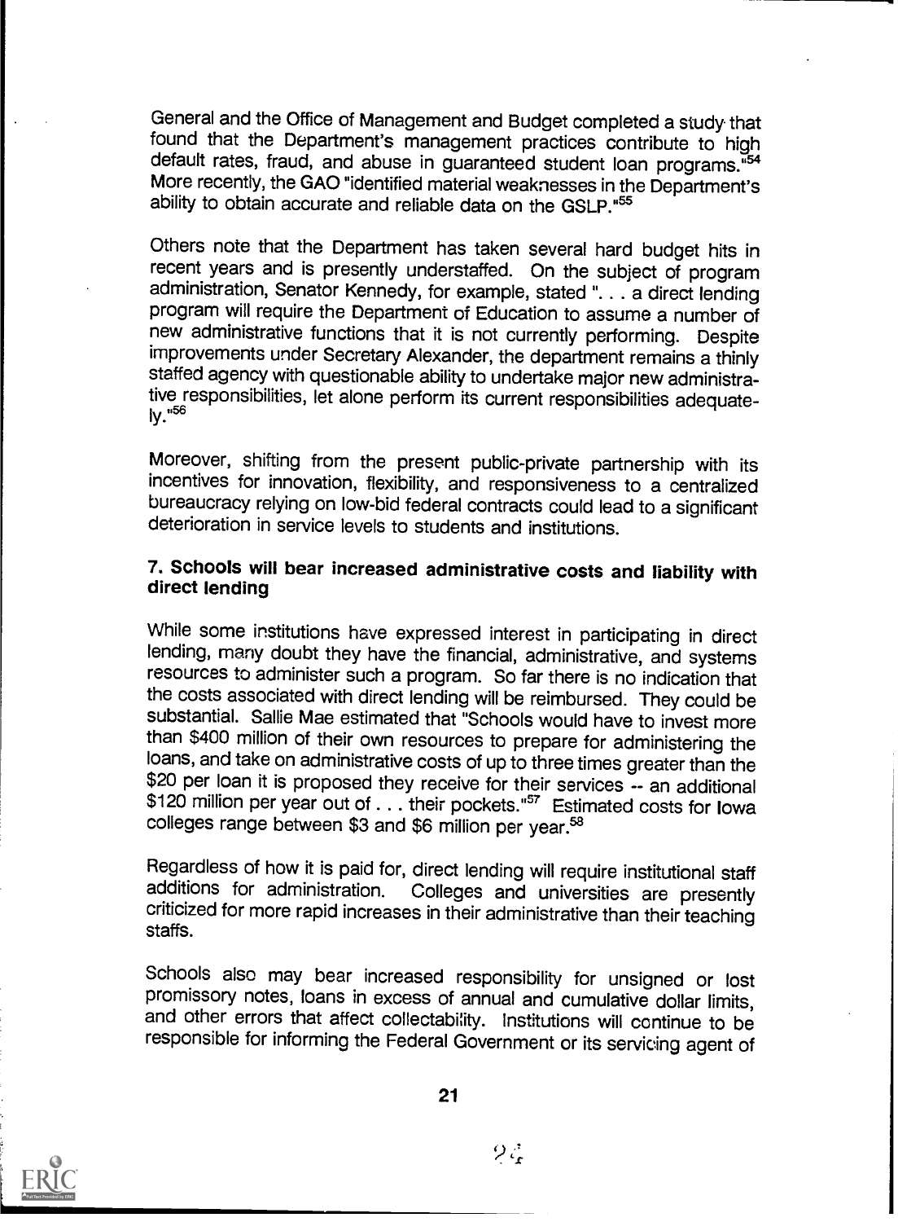General and the Office of Management and Budget completed a study that found that the Department's management practices contribute to high default rates, fraud, and abuse in guaranteed student loan programs."[54] More recently, the GAO "identified material weaknesses in the Department's ability to obtain accurate and reliable data on the GSLP."[55]

Others note that the Department has taken several hard budget hits in recent years and is presently understaffed. On the subject of program administration, Senator Kennedy, for example, stated ". . . a direct lending program will require the Department of Education to assume a number of new administrative functions that it is not currently performing. Despite improvements under Secretary Alexander, the department remains a thinly staffed agency with questionable ability to undertake major new administrative responsibilities, let alone perform its current responsibilities adequately."[56]

Moreover, shifting from the present public-private partnership with its incentives for innovation, flexibility, and responsiveness to a centralized bureaucracy relying on low-bid federal contracts could lead to a significant deterioration in service levels to students and institutions.

### 7. Schools will bear increased administrative costs and liability with direct lending

While some institutions have expressed interest in participating in direct lending, many doubt they have the financial, administrative, and systems resources to administer such a program. So far there is no indication that the costs associated with direct lending will be reimbursed. They could be substantial. Sallie Mae estimated that "Schools would have to invest more than $400 million of their own resources to prepare for administering the loans, and take on administrative costs of up to three times greater than the $20 per loan it is proposed they receive for their services -- an additional $120 million per year out of . . . their pockets."[57] Estimated costs for Iowa colleges range between $3 and $6 million per year.[58]

Regardless of how it is paid for, direct lending will require institutional staff additions for administration. Colleges and universities are presently criticized for more rapid increases in their administrative than their teaching staffs.

Schools also may bear increased responsibility for unsigned or lost promissory notes, loans in excess of annual and cumulative dollar limits, and other errors that affect collectability. Institutions will continue to be responsible for informing the Federal Government or its servicing agent of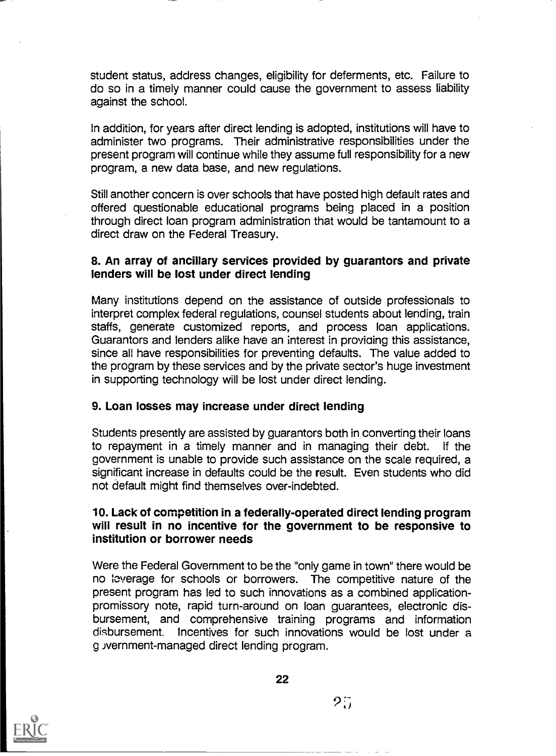student status, address changes, eligibility for deferments, etc. Failure to do so in a timely manner could cause the government to assess liability against the school.

In addition, for years after direct lending is adopted, institutions will have to administer two programs. Their administrative responsibilities under the present program will continue while they assume full responsibility for a new program, a new data base, and new regulations.

Still another concern is over schools that have posted high default rates and offered questionable educational programs being placed in a position through direct loan program administration that would be tantamount to a direct draw on the Federal Treasury.

### 8. An array of ancillary services provided by guarantors and private lenders will be lost under direct lending

Many institutions depend on the assistance of outside professionals to interpret complex federal regulations, counsel students about lending, train staffs, generate customized reports, and process loan applications. Guarantors and lenders alike have an interest in providing this assistance, since all have responsibilities for preventing defaults. The value added to the program by these services and by the private sector's huge investment in supporting technology will be lost under direct lending.

### 9. Loan losses may increase under direct lending

Students presently are assisted by guarantors both in converting their loans to repayment in a timely manner and in managing their debt. If the government is unable to provide such assistance on the scale required, a significant increase in defaults could be the result. Even students who did not default might find themselves over-indebted.

### 10. Lack of competition in a federally-operated direct lending program will result in no incentive for the government to be responsive to institution or borrower needs

Were the Federal Government to be the "only game in town" there would be no leverage for schools or borrowers. The competitive nature of the present program has led to such innovations as a combined application-promissory note, rapid turn-around on loan guarantees, electronic disbursement, and comprehensive training programs and information disbursement. Incentives for such innovations would be lost under a government-managed direct lending program.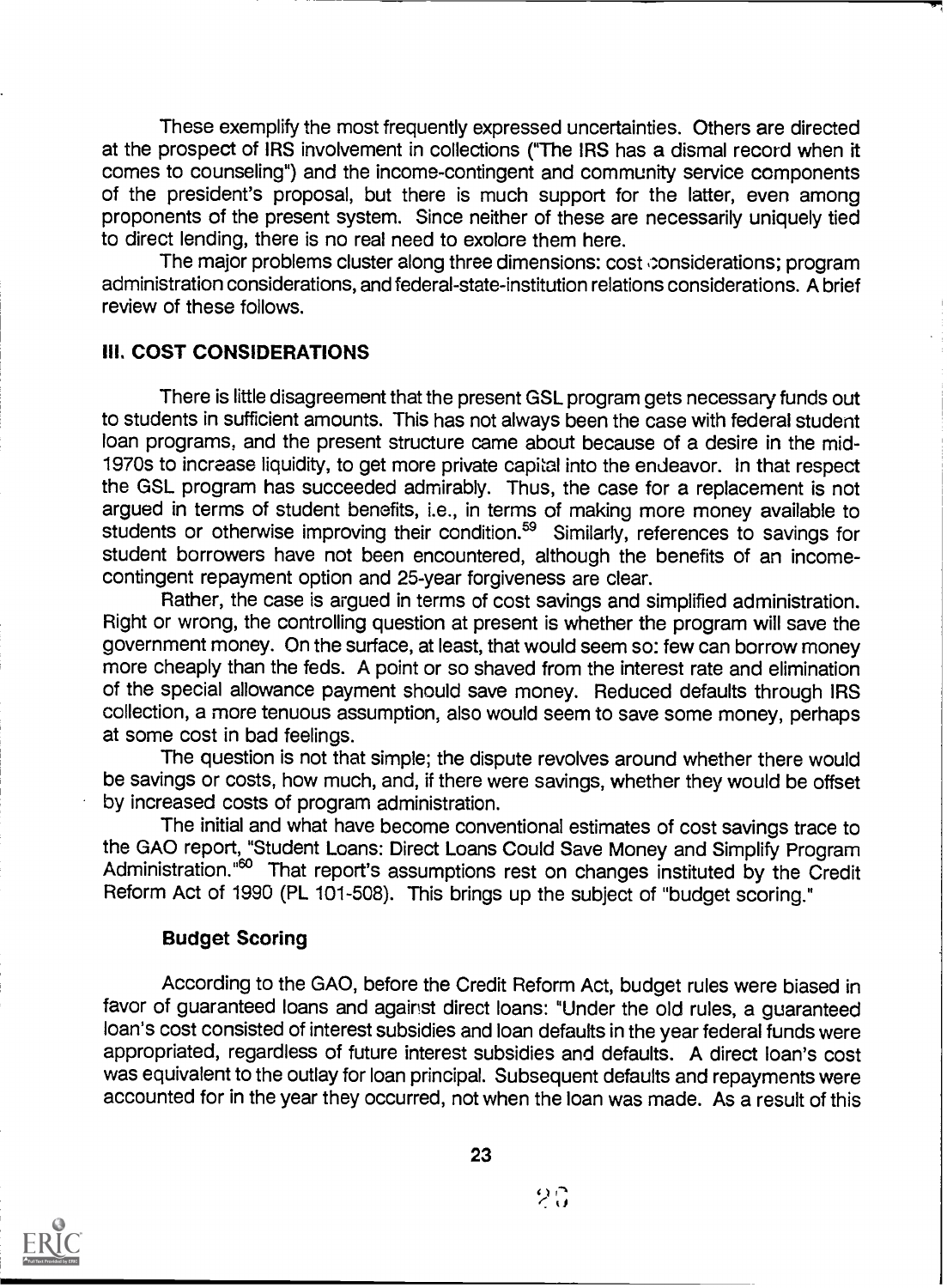These exemplify the most frequently expressed uncertainties. Others are directed at the prospect of IRS involvement in collections ("The IRS has a dismal record when it comes to counseling") and the income-contingent and community service components of the president's proposal, but there is much support for the latter, even among proponents of the present system. Since neither of these are necessarily uniquely tied to direct lending, there is no real need to exolore them here.

The major problems cluster along three dimensions: cost considerations; program administration considerations, and federal-state-institution relations considerations. A brief review of these follows.

## III. COST CONSIDERATIONS

There is little disagreement that the present GSL program gets necessary funds out to students in sufficient amounts. This has not always been the case with federal student loan programs, and the present structure came about because of a desire in the mid-1970s to increase liquidity, to get more private capital into the endeavor. In that respect the GSL program has succeeded admirably. Thus, the case for a replacement is not argued in terms of student benefits, i.e., in terms of making more money available to students or otherwise improving their condition.[59] Similarly, references to savings for student borrowers have not been encountered, although the benefits of an income-contingent repayment option and 25-year forgiveness are clear.

Rather, the case is argued in terms of cost savings and simplified administration. Right or wrong, the controlling question at present is whether the program will save the government money. On the surface, at least, that would seem so: few can borrow money more cheaply than the feds. A point or so shaved from the interest rate and elimination of the special allowance payment should save money. Reduced defaults through IRS collection, a more tenuous assumption, also would seem to save some money, perhaps at some cost in bad feelings.

The question is not that simple; the dispute revolves around whether there would be savings or costs, how much, and, if there were savings, whether they would be offset by increased costs of program administration.

The initial and what have become conventional estimates of cost savings trace to the GAO report, "Student Loans: Direct Loans Could Save Money and Simplify Program Administration."[60] That report's assumptions rest on changes instituted by the Credit Reform Act of 1990 (PL 101-508). This brings up the subject of "budget scoring."

### Budget Scoring

According to the GAO, before the Credit Reform Act, budget rules were biased in favor of guaranteed loans and against direct loans: "Under the old rules, a guaranteed loan's cost consisted of interest subsidies and loan defaults in the year federal funds were appropriated, regardless of future interest subsidies and defaults. A direct loan's cost was equivalent to the outlay for loan principal. Subsequent defaults and repayments were accounted for in the year they occurred, not when the loan was made. As a result of this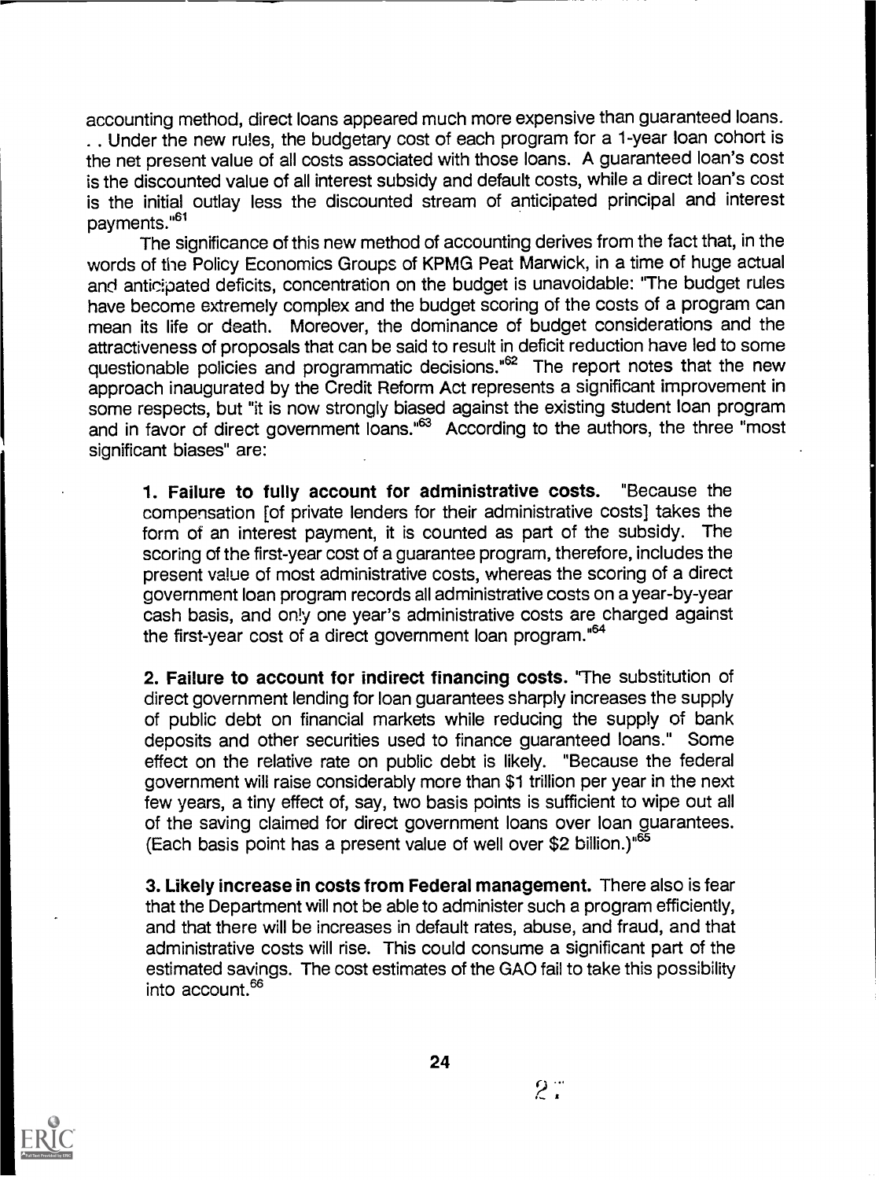accounting method, direct loans appeared much more expensive than guaranteed loans. . . Under the new rules, the budgetary cost of each program for a 1-year loan cohort is the net present value of all costs associated with those loans. A guaranteed loan's cost is the discounted value of all interest subsidy and default costs, while a direct loan's cost is the initial outlay less the discounted stream of anticipated principal and interest payments."[61]

The significance of this new method of accounting derives from the fact that, in the words of the Policy Economics Groups of KPMG Peat Marwick, in a time of huge actual and anticipated deficits, concentration on the budget is unavoidable: "The budget rules have become extremely complex and the budget scoring of the costs of a program can mean its life or death. Moreover, the dominance of budget considerations and the attractiveness of proposals that can be said to result in deficit reduction have led to some questionable policies and programmatic decisions."[62] The report notes that the new approach inaugurated by the Credit Reform Act represents a significant improvement in some respects, but "it is now strongly biased against the existing student loan program and in favor of direct government loans."[63] According to the authors, the three "most significant biases" are:

> **1. Failure to fully account for administrative costs.** "Because the compensation [of private lenders for their administrative costs] takes the form of an interest payment, it is counted as part of the subsidy. The scoring of the first-year cost of a guarantee program, therefore, includes the present value of most administrative costs, whereas the scoring of a direct government loan program records all administrative costs on a year-by-year cash basis, and only one year's administrative costs are charged against the first-year cost of a direct government loan program."[64]
>
> **2. Failure to account for indirect financing costs.** "The substitution of direct government lending for loan guarantees sharply increases the supply of public debt on financial markets while reducing the supply of bank deposits and other securities used to finance guaranteed loans." Some effect on the relative rate on public debt is likely. "Because the federal government will raise considerably more than $1 trillion per year in the next few years, a tiny effect of, say, two basis points is sufficient to wipe out all of the saving claimed for direct government loans over loan guarantees. (Each basis point has a present value of well over $2 billion.)"[65]
>
> **3. Likely increase in costs from Federal management.** There also is fear that the Department will not be able to administer such a program efficiently, and that there will be increases in default rates, abuse, and fraud, and that administrative costs will rise. This could consume a significant part of the estimated savings. The cost estimates of the GAO fail to take this possibility into account.[66]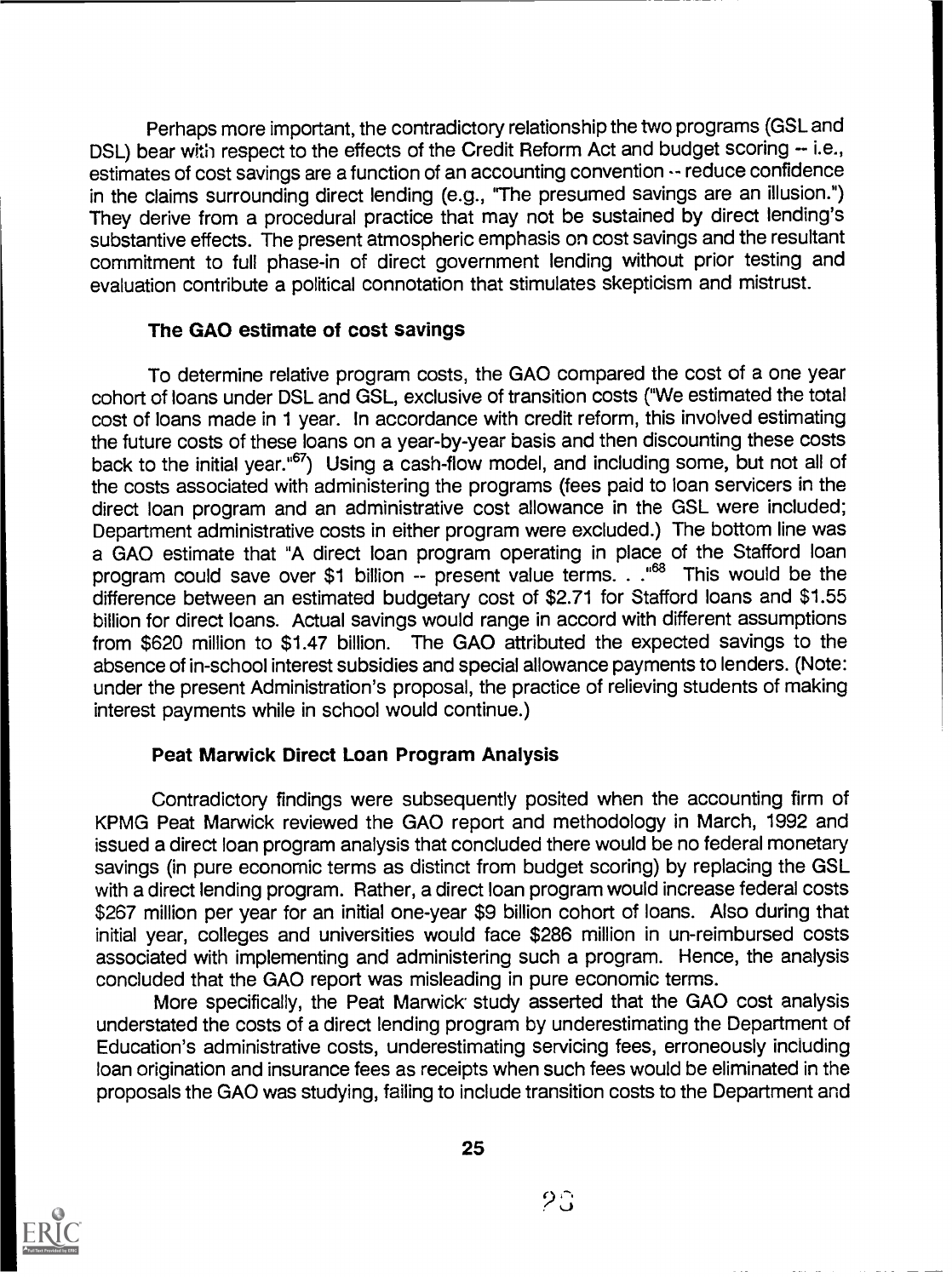Perhaps more important, the contradictory relationship the two programs (GSL and DSL) bear with respect to the effects of the Credit Reform Act and budget scoring -- i.e., estimates of cost savings are a function of an accounting convention -- reduce confidence in the claims surrounding direct lending (e.g., "The presumed savings are an illusion.") They derive from a procedural practice that may not be sustained by direct lending's substantive effects. The present atmospheric emphasis on cost savings and the resultant commitment to full phase-in of direct government lending without prior testing and evaluation contribute a political connotation that stimulates skepticism and mistrust.

### The GAO estimate of cost savings

To determine relative program costs, the GAO compared the cost of a one year cohort of loans under DSL and GSL, exclusive of transition costs ("We estimated the total cost of loans made in 1 year. In accordance with credit reform, this involved estimating the future costs of these loans on a year-by-year basis and then discounting these costs back to the initial year."[67]) Using a cash-flow model, and including some, but not all of the costs associated with administering the programs (fees paid to loan servicers in the direct loan program and an administrative cost allowance in the GSL were included; Department administrative costs in either program were excluded.) The bottom line was a GAO estimate that "A direct loan program operating in place of the Stafford loan program could save over $1 billion -- present value terms. . ."[68] This would be the difference between an estimated budgetary cost of $2.71 for Stafford loans and $1.55 billion for direct loans. Actual savings would range in accord with different assumptions from $620 million to $1.47 billion. The GAO attributed the expected savings to the absence of in-school interest subsidies and special allowance payments to lenders. (Note: under the present Administration's proposal, the practice of relieving students of making interest payments while in school would continue.)

### Peat Marwick Direct Loan Program Analysis

Contradictory findings were subsequently posited when the accounting firm of KPMG Peat Marwick reviewed the GAO report and methodology in March, 1992 and issued a direct loan program analysis that concluded there would be no federal monetary savings (in pure economic terms as distinct from budget scoring) by replacing the GSL with a direct lending program. Rather, a direct loan program would increase federal costs $267 million per year for an initial one-year $9 billion cohort of loans. Also during that initial year, colleges and universities would face $286 million in un-reimbursed costs associated with implementing and administering such a program. Hence, the analysis concluded that the GAO report was misleading in pure economic terms.

More specifically, the Peat Marwick study asserted that the GAO cost analysis understated the costs of a direct lending program by underestimating the Department of Education's administrative costs, underestimating servicing fees, erroneously including loan origination and insurance fees as receipts when such fees would be eliminated in the proposals the GAO was studying, failing to include transition costs to the Department and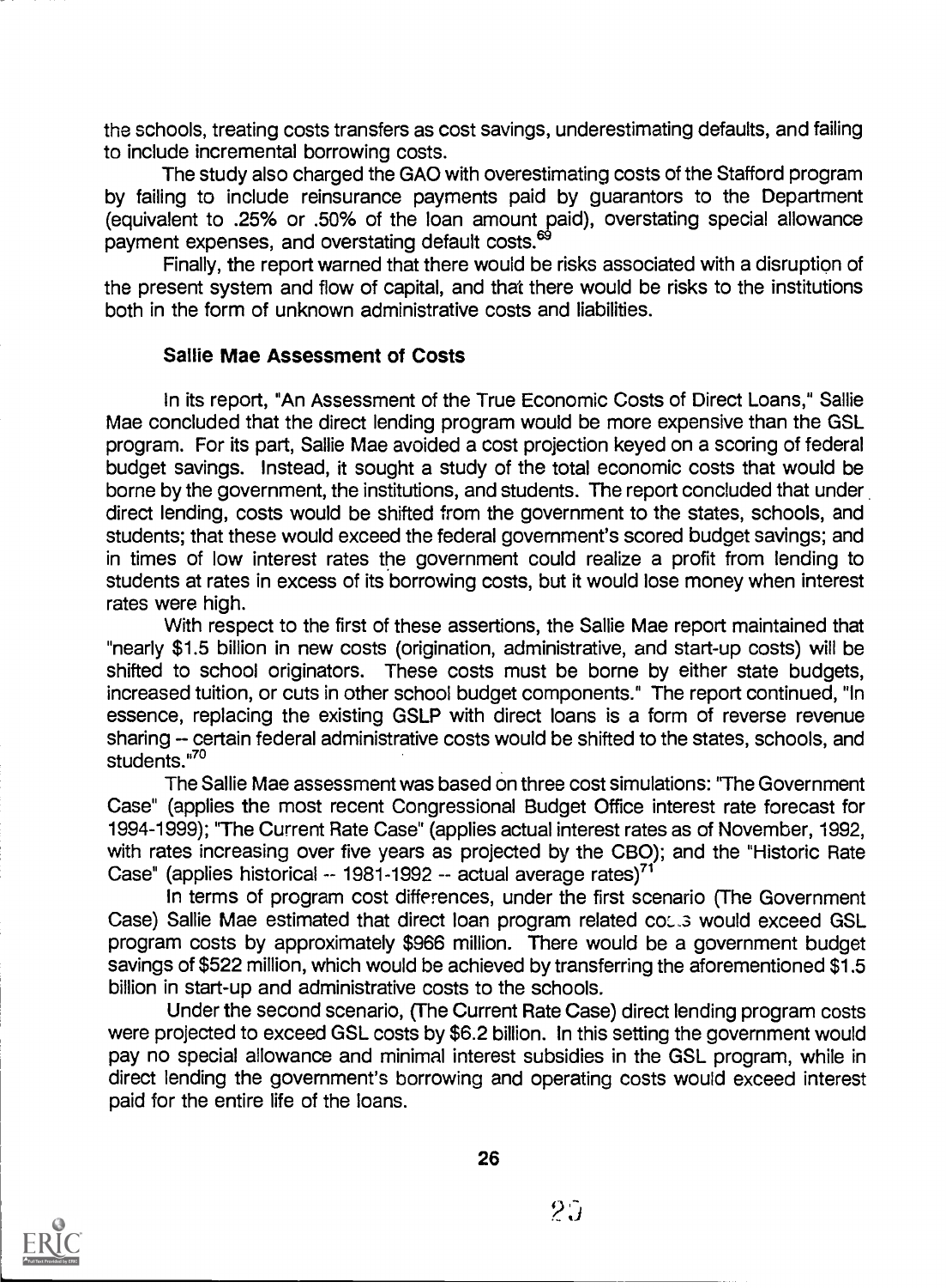the schools, treating costs transfers as cost savings, underestimating defaults, and failing to include incremental borrowing costs.

The study also charged the GAO with overestimating costs of the Stafford program by failing to include reinsurance payments paid by guarantors to the Department (equivalent to .25% or .50% of the loan amount paid), overstating special allowance payment expenses, and overstating default costs.[69]

Finally, the report warned that there would be risks associated with a disruption of the present system and flow of capital, and that there would be risks to the institutions both in the form of unknown administrative costs and liabilities.

### Sallie Mae Assessment of Costs

In its report, "An Assessment of the True Economic Costs of Direct Loans," Sallie Mae concluded that the direct lending program would be more expensive than the GSL program. For its part, Sallie Mae avoided a cost projection keyed on a scoring of federal budget savings. Instead, it sought a study of the total economic costs that would be borne by the government, the institutions, and students. The report concluded that under direct lending, costs would be shifted from the government to the states, schools, and students; that these would exceed the federal government's scored budget savings; and in times of low interest rates the government could realize a profit from lending to students at rates in excess of its borrowing costs, but it would lose money when interest rates were high.

With respect to the first of these assertions, the Sallie Mae report maintained that "nearly $1.5 billion in new costs (origination, administrative, and start-up costs) will be shifted to school originators. These costs must be borne by either state budgets, increased tuition, or cuts in other school budget components." The report continued, "In essence, replacing the existing GSLP with direct loans is a form of reverse revenue sharing -- certain federal administrative costs would be shifted to the states, schools, and students."[70]

The Sallie Mae assessment was based on three cost simulations: "The Government Case" (applies the most recent Congressional Budget Office interest rate forecast for 1994-1999); "The Current Rate Case" (applies actual interest rates as of November, 1992, with rates increasing over five years as projected by the CBO); and the "Historic Rate Case" (applies historical -- 1981-1992 -- actual average rates)[71]

In terms of program cost differences, under the first scenario (The Government Case) Sallie Mae estimated that direct loan program related costs would exceed GSL program costs by approximately $966 million. There would be a government budget savings of $522 million, which would be achieved by transferring the aforementioned $1.5 billion in start-up and administrative costs to the schools.

Under the second scenario, (The Current Rate Case) direct lending program costs were projected to exceed GSL costs by $6.2 billion. In this setting the government would pay no special allowance and minimal interest subsidies in the GSL program, while in direct lending the government's borrowing and operating costs would exceed interest paid for the entire life of the loans.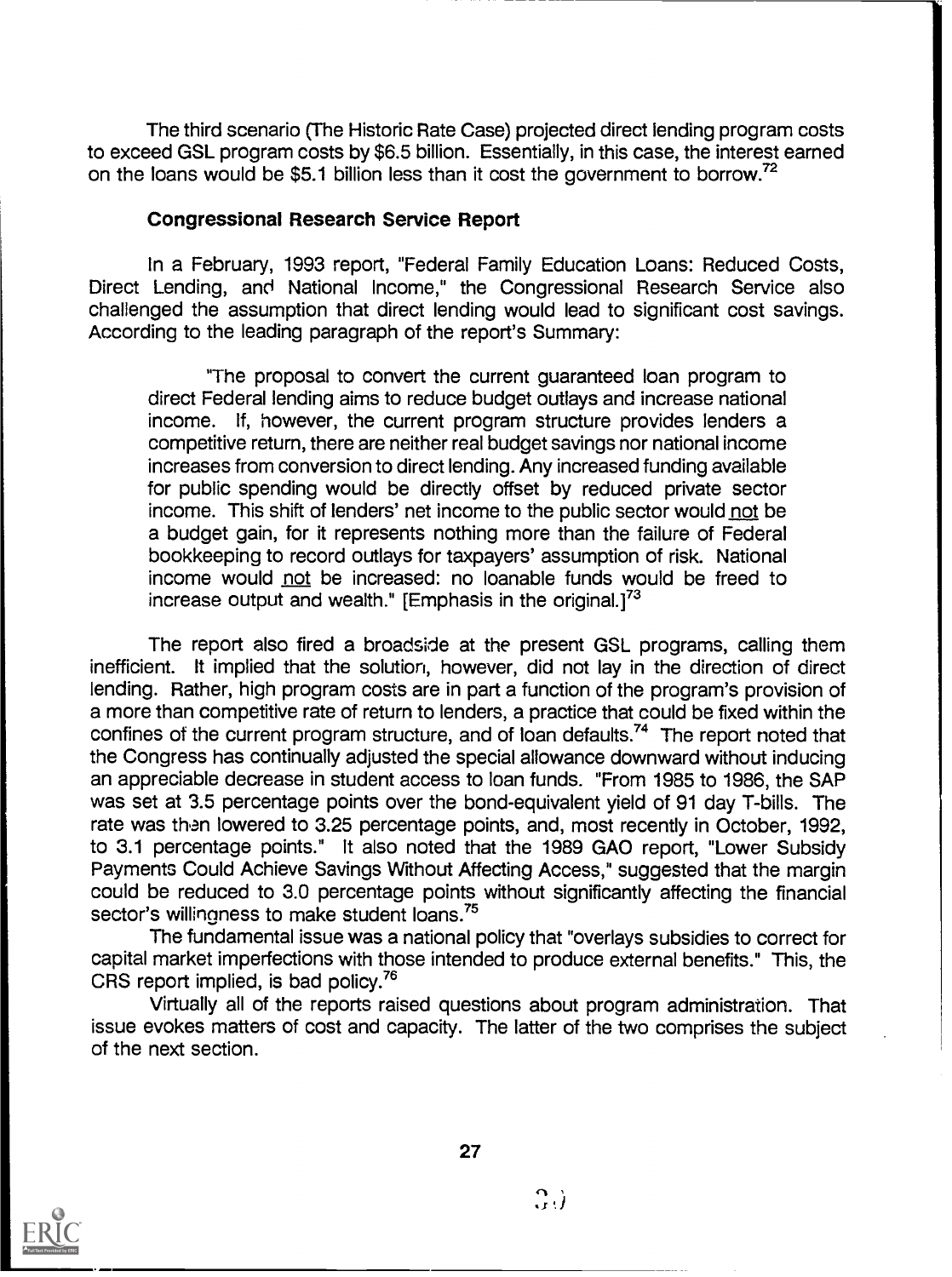The third scenario (The Historic Rate Case) projected direct lending program costs to exceed GSL program costs by $6.5 billion. Essentially, in this case, the interest earned on the loans would be $5.1 billion less than it cost the government to borrow.[72]

### Congressional Research Service Report

In a February, 1993 report, "Federal Family Education Loans: Reduced Costs, Direct Lending, and National Income," the Congressional Research Service also challenged the assumption that direct lending would lead to significant cost savings. According to the leading paragraph of the report's Summary:

> "The proposal to convert the current guaranteed loan program to direct Federal lending aims to reduce budget outlays and increase national income. If, however, the current program structure provides lenders a competitive return, there are neither real budget savings nor national income increases from conversion to direct lending. Any increased funding available for public spending would be directly offset by reduced private sector income. This shift of lenders' net income to the public sector would <u>not</u> be a budget gain, for it represents nothing more than the failure of Federal bookkeeping to record outlays for taxpayers' assumption of risk. National income would <u>not</u> be increased: no loanable funds would be freed to increase output and wealth." [Emphasis in the original.][73]

The report also fired a broadside at the present GSL programs, calling them inefficient. It implied that the solution, however, did not lay in the direction of direct lending. Rather, high program costs are in part a function of the program's provision of a more than competitive rate of return to lenders, a practice that could be fixed within the confines of the current program structure, and of loan defaults.[74] The report noted that the Congress has continually adjusted the special allowance downward without inducing an appreciable decrease in student access to loan funds. "From 1985 to 1986, the SAP was set at 3.5 percentage points over the bond-equivalent yield of 91 day T-bills. The rate was then lowered to 3.25 percentage points, and, most recently in October, 1992, to 3.1 percentage points." It also noted that the 1989 GAO report, "Lower Subsidy Payments Could Achieve Savings Without Affecting Access," suggested that the margin could be reduced to 3.0 percentage points without significantly affecting the financial sector's willingness to make student loans.[75]

The fundamental issue was a national policy that "overlays subsidies to correct for capital market imperfections with those intended to produce external benefits." This, the CRS report implied, is bad policy.[76]

Virtually all of the reports raised questions about program administration. That issue evokes matters of cost and capacity. The latter of the two comprises the subject of the next section.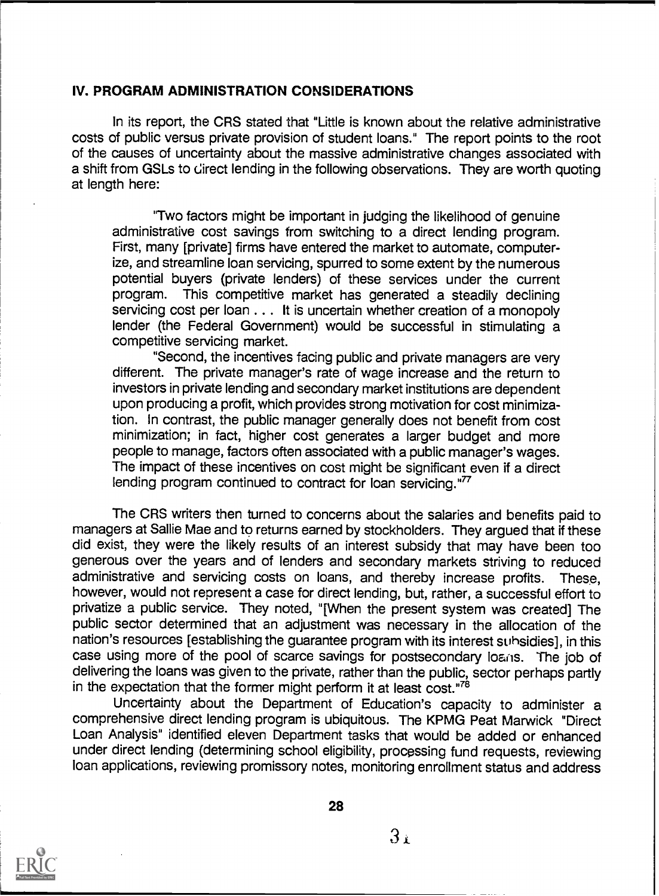## IV. PROGRAM ADMINISTRATION CONSIDERATIONS

In its report, the CRS stated that "Little is known about the relative administrative costs of public versus private provision of student loans." The report points to the root of the causes of uncertainty about the massive administrative changes associated with a shift from GSLs to direct lending in the following observations. They are worth quoting at length here:

> "Two factors might be important in judging the likelihood of genuine administrative cost savings from switching to a direct lending program. First, many [private] firms have entered the market to automate, computerize, and streamline loan servicing, spurred to some extent by the numerous potential buyers (private lenders) of these services under the current program. This competitive market has generated a steadily declining servicing cost per loan . . . It is uncertain whether creation of a monopoly lender (the Federal Government) would be successful in stimulating a competitive servicing market.
>
> "Second, the incentives facing public and private managers are very different. The private manager's rate of wage increase and the return to investors in private lending and secondary market institutions are dependent upon producing a profit, which provides strong motivation for cost minimization. In contrast, the public manager generally does not benefit from cost minimization; in fact, higher cost generates a larger budget and more people to manage, factors often associated with a public manager's wages. The impact of these incentives on cost might be significant even if a direct lending program continued to contract for loan servicing."[77]

The CRS writers then turned to concerns about the salaries and benefits paid to managers at Sallie Mae and to returns earned by stockholders. They argued that if these did exist, they were the likely results of an interest subsidy that may have been too generous over the years and of lenders and secondary markets striving to reduced administrative and servicing costs on loans, and thereby increase profits. These, however, would not represent a case for direct lending, but, rather, a successful effort to privatize a public service. They noted, "[When the present system was created] The public sector determined that an adjustment was necessary in the allocation of the nation's resources [establishing the guarantee program with its interest subsidies], in this case using more of the pool of scarce savings for postsecondary loans. The job of delivering the loans was given to the private, rather than the public, sector perhaps partly in the expectation that the former might perform it at least cost."[78]

Uncertainty about the Department of Education's capacity to administer a comprehensive direct lending program is ubiquitous. The KPMG Peat Marwick "Direct Loan Analysis" identified eleven Department tasks that would be added or enhanced under direct lending (determining school eligibility, processing fund requests, reviewing loan applications, reviewing promissory notes, monitoring enrollment status and address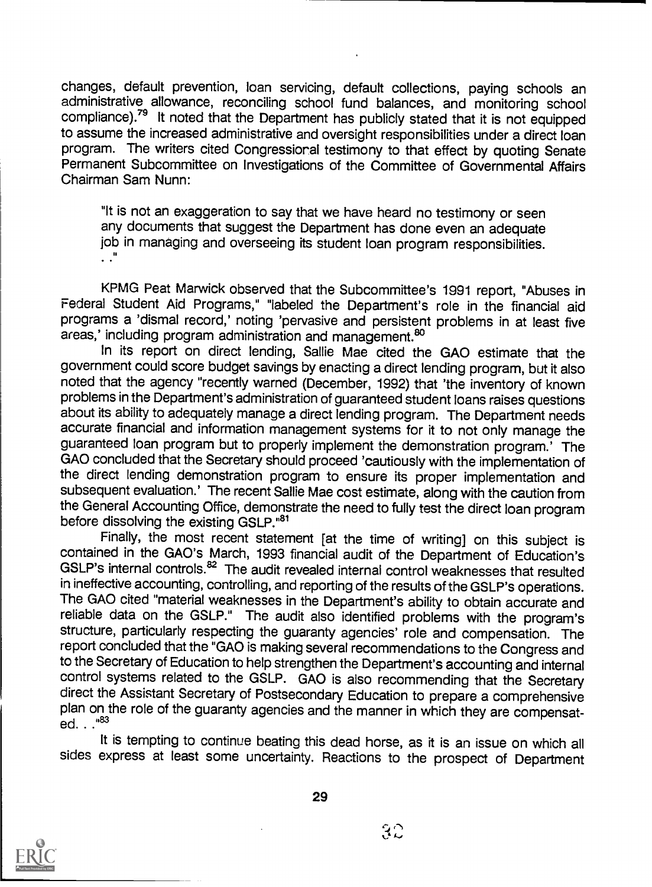changes, default prevention, loan servicing, default collections, paying schools an administrative allowance, reconciling school fund balances, and monitoring school compliance).[79] It noted that the Department has publicly stated that it is not equipped to assume the increased administrative and oversight responsibilities under a direct loan program. The writers cited Congressional testimony to that effect by quoting Senate Permanent Subcommittee on Investigations of the Committee of Governmental Affairs Chairman Sam Nunn:

> "It is not an exaggeration to say that we have heard no testimony or seen any documents that suggest the Department has done even an adequate job in managing and overseeing its student loan program responsibilities. . ."

KPMG Peat Marwick observed that the Subcommittee's 1991 report, "Abuses in Federal Student Aid Programs," "labeled the Department's role in the financial aid programs a 'dismal record,' noting 'pervasive and persistent problems in at least five areas,' including program administration and management.[80]

In its report on direct lending, Sallie Mae cited the GAO estimate that the government could score budget savings by enacting a direct lending program, but it also noted that the agency "recently warned (December, 1992) that 'the inventory of known problems in the Department's administration of guaranteed student loans raises questions about its ability to adequately manage a direct lending program. The Department needs accurate financial and information management systems for it to not only manage the guaranteed loan program but to properly implement the demonstration program.' The GAO concluded that the Secretary should proceed 'cautiously with the implementation of the direct lending demonstration program to ensure its proper implementation and subsequent evaluation.' The recent Sallie Mae cost estimate, along with the caution from the General Accounting Office, demonstrate the need to fully test the direct loan program before dissolving the existing GSLP."[81]

Finally, the most recent statement [at the time of writing] on this subject is contained in the GAO's March, 1993 financial audit of the Department of Education's GSLP's internal controls.[82] The audit revealed internal control weaknesses that resulted in ineffective accounting, controlling, and reporting of the results of the GSLP's operations. The GAO cited "material weaknesses in the Department's ability to obtain accurate and reliable data on the GSLP." The audit also identified problems with the program's structure, particularly respecting the guaranty agencies' role and compensation. The report concluded that the "GAO is making several recommendations to the Congress and to the Secretary of Education to help strengthen the Department's accounting and internal control systems related to the GSLP. GAO is also recommending that the Secretary direct the Assistant Secretary of Postsecondary Education to prepare a comprehensive plan on the role of the guaranty agencies and the manner in which they are compensated. . ."[83]

It is tempting to continue beating this dead horse, as it is an issue on which all sides express at least some uncertainty. Reactions to the prospect of Department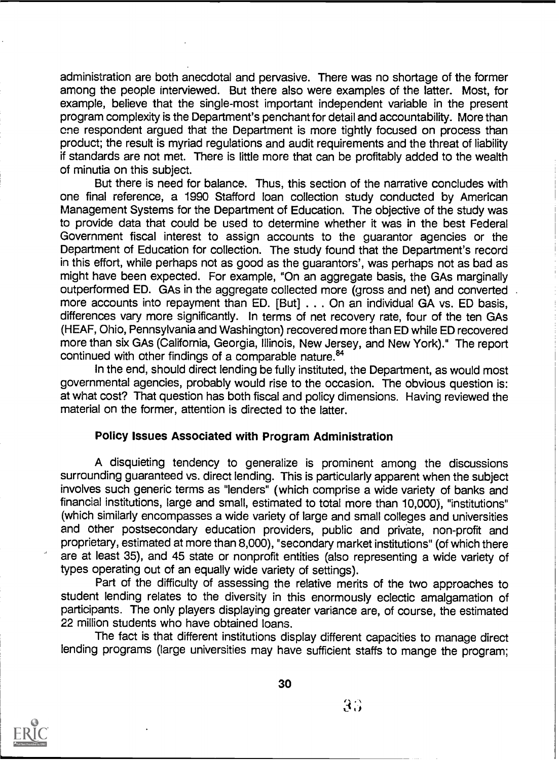administration are both anecdotal and pervasive. There was no shortage of the former among the people interviewed. But there also were examples of the latter. Most, for example, believe that the single-most important independent variable in the present program complexity is the Department's penchant for detail and accountability. More than one respondent argued that the Department is more tightly focused on process than product; the result is myriad regulations and audit requirements and the threat of liability if standards are not met. There is little more that can be profitably added to the wealth of minutia on this subject.

But there is need for balance. Thus, this section of the narrative concludes with one final reference, a 1990 Stafford loan collection study conducted by American Management Systems for the Department of Education. The objective of the study was to provide data that could be used to determine whether it was in the best Federal Government fiscal interest to assign accounts to the guarantor agencies or the Department of Education for collection. The study found that the Department's record in this effort, while perhaps not as good as the guarantors', was perhaps not as bad as might have been expected. For example, "On an aggregate basis, the GAs marginally outperformed ED. GAs in the aggregate collected more (gross and net) and converted more accounts into repayment than ED. [But] . . . On an individual GA vs. ED basis, differences vary more significantly. In terms of net recovery rate, four of the ten GAs (HEAF, Ohio, Pennsylvania and Washington) recovered more than ED while ED recovered more than six GAs (California, Georgia, Illinois, New Jersey, and New York)." The report continued with other findings of a comparable nature.[84]

In the end, should direct lending be fully instituted, the Department, as would most governmental agencies, probably would rise to the occasion. The obvious question is: at what cost? That question has both fiscal and policy dimensions. Having reviewed the material on the former, attention is directed to the latter.

## Policy Issues Associated with Program Administration

A disquieting tendency to generalize is prominent among the discussions surrounding guaranteed vs. direct lending. This is particularly apparent when the subject involves such generic terms as "lenders" (which comprise a wide variety of banks and financial institutions, large and small, estimated to total more than 10,000), "institutions" (which similarly encompasses a wide variety of large and small colleges and universities and other postsecondary education providers, public and private, non-profit and proprietary, estimated at more than 8,000), "secondary market institutions" (of which there are at least 35), and 45 state or nonprofit entities (also representing a wide variety of types operating out of an equally wide variety of settings).

Part of the difficulty of assessing the relative merits of the two approaches to student lending relates to the diversity in this enormously eclectic amalgamation of participants. The only players displaying greater variance are, of course, the estimated 22 million students who have obtained loans.

The fact is that different institutions display different capacities to manage direct lending programs (large universities may have sufficient staffs to mange the program;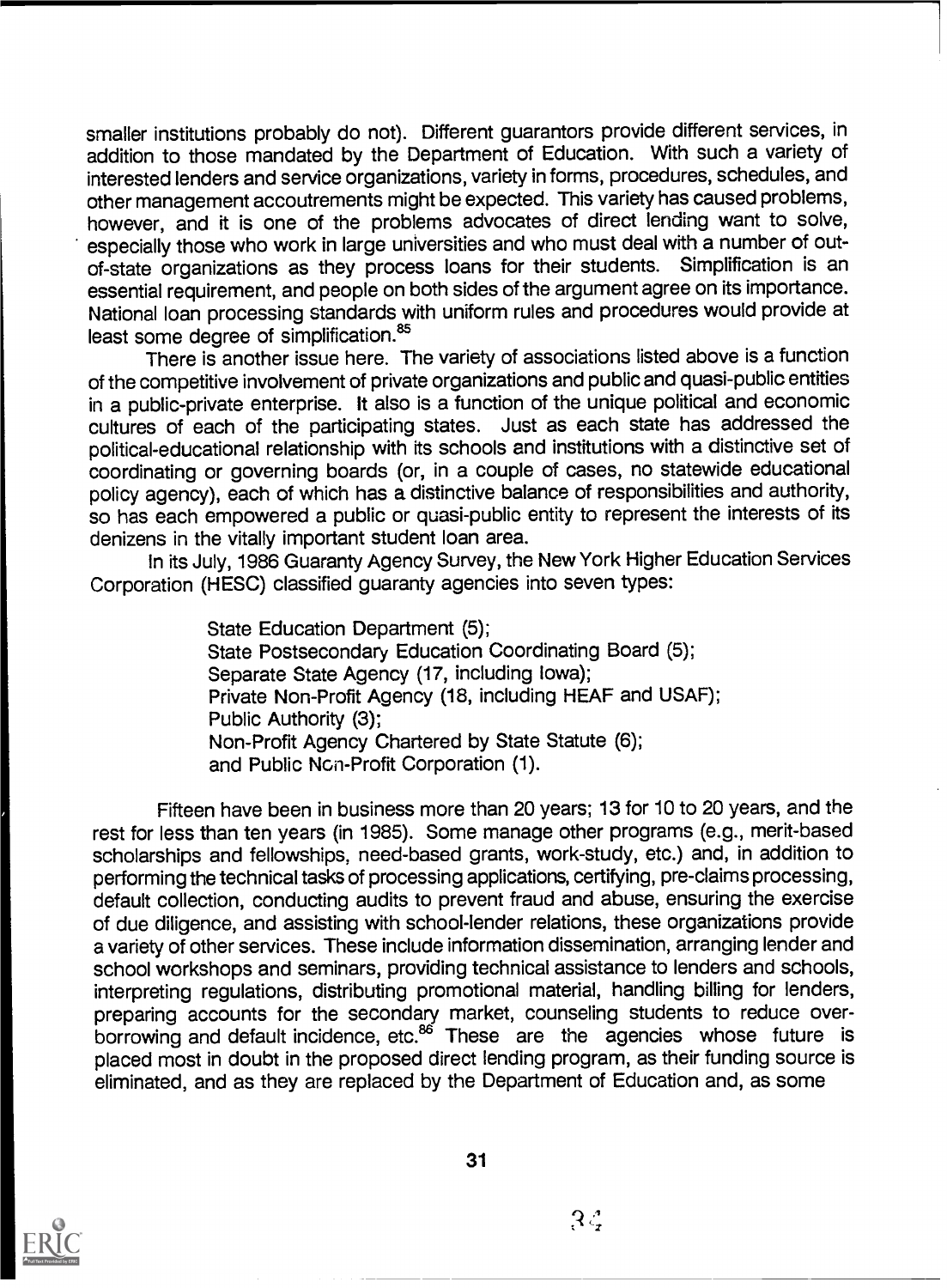smaller institutions probably do not). Different guarantors provide different services, in addition to those mandated by the Department of Education. With such a variety of interested lenders and service organizations, variety in forms, procedures, schedules, and other management accoutrements might be expected. This variety has caused problems, however, and it is one of the problems advocates of direct lending want to solve, especially those who work in large universities and who must deal with a number of out-of-state organizations as they process loans for their students. Simplification is an essential requirement, and people on both sides of the argument agree on its importance. National loan processing standards with uniform rules and procedures would provide at least some degree of simplification.[85]

There is another issue here. The variety of associations listed above is a function of the competitive involvement of private organizations and public and quasi-public entities in a public-private enterprise. It also is a function of the unique political and economic cultures of each of the participating states. Just as each state has addressed the political-educational relationship with its schools and institutions with a distinctive set of coordinating or governing boards (or, in a couple of cases, no statewide educational policy agency), each of which has a distinctive balance of responsibilities and authority, so has each empowered a public or quasi-public entity to represent the interests of its denizens in the vitally important student loan area.

In its July, 1986 Guaranty Agency Survey, the New York Higher Education Services Corporation (HESC) classified guaranty agencies into seven types:

> State Education Department (5);
> State Postsecondary Education Coordinating Board (5);
> Separate State Agency (17, including Iowa);
> Private Non-Profit Agency (18, including HEAF and USAF);
> Public Authority (3);
> Non-Profit Agency Chartered by State Statute (6);
> and Public Non-Profit Corporation (1).

Fifteen have been in business more than 20 years; 13 for 10 to 20 years, and the rest for less than ten years (in 1985). Some manage other programs (e.g., merit-based scholarships and fellowships, need-based grants, work-study, etc.) and, in addition to performing the technical tasks of processing applications, certifying, pre-claims processing, default collection, conducting audits to prevent fraud and abuse, ensuring the exercise of due diligence, and assisting with school-lender relations, these organizations provide a variety of other services. These include information dissemination, arranging lender and school workshops and seminars, providing technical assistance to lenders and schools, interpreting regulations, distributing promotional material, handling billing for lenders, preparing accounts for the secondary market, counseling students to reduce over-borrowing and default incidence, etc.[86] These are the agencies whose future is placed most in doubt in the proposed direct lending program, as their funding source is eliminated, and as they are replaced by the Department of Education and, as some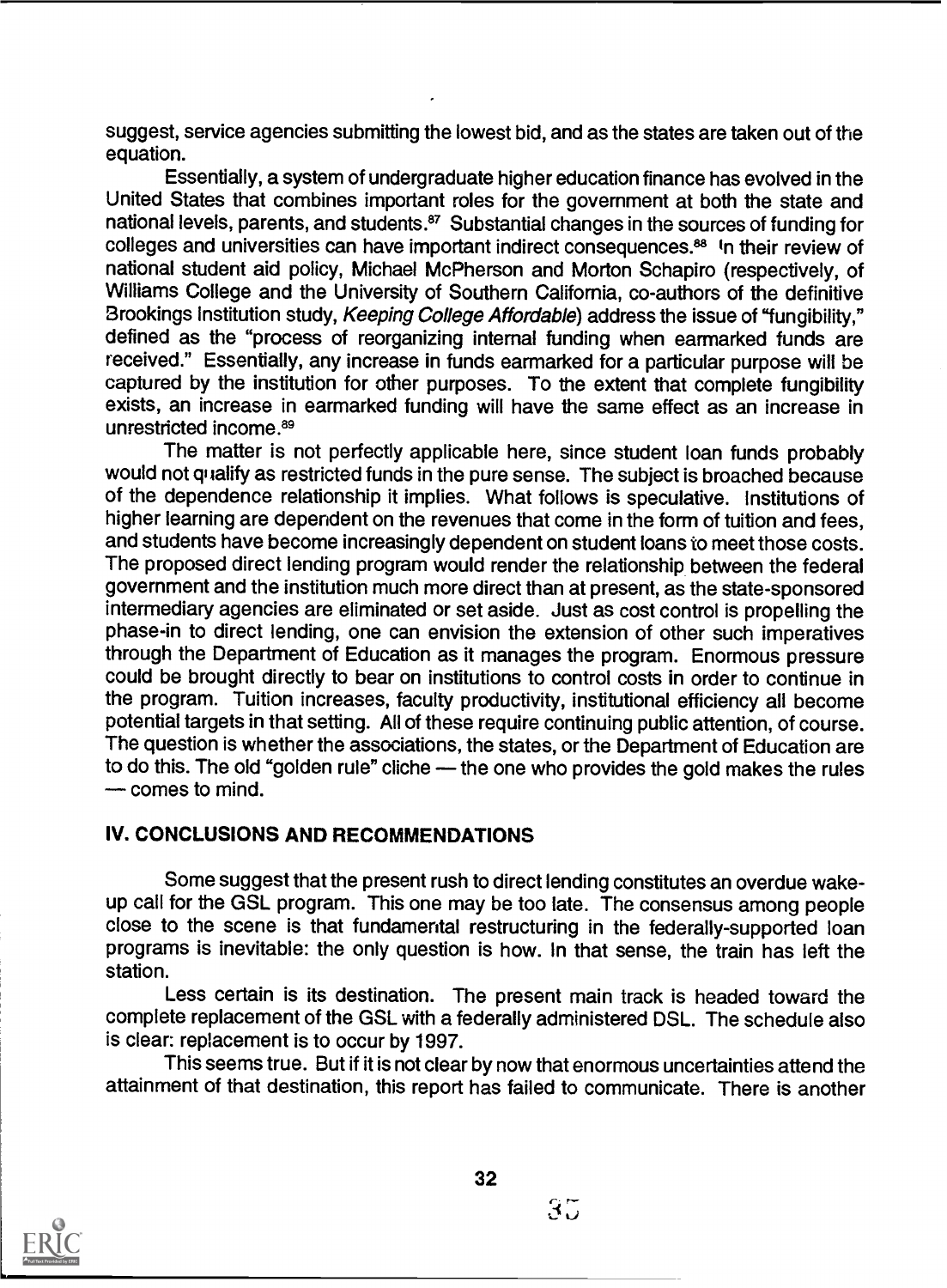suggest, service agencies submitting the lowest bid, and as the states are taken out of the equation.

Essentially, a system of undergraduate higher education finance has evolved in the United States that combines important roles for the government at both the state and national levels, parents, and students.[87] Substantial changes in the sources of funding for colleges and universities can have important indirect consequences.[88] In their review of national student aid policy, Michael McPherson and Morton Schapiro (respectively, of Williams College and the University of Southern California, co-authors of the definitive Brookings Institution study, *Keeping College Affordable*) address the issue of "fungibility," defined as the "process of reorganizing internal funding when earmarked funds are received." Essentially, any increase in funds earmarked for a particular purpose will be captured by the institution for other purposes. To the extent that complete fungibility exists, an increase in earmarked funding will have the same effect as an increase in unrestricted income.[89]

The matter is not perfectly applicable here, since student loan funds probably would not qualify as restricted funds in the pure sense. The subject is broached because of the dependence relationship it implies. What follows is speculative. Institutions of higher learning are dependent on the revenues that come in the form of tuition and fees, and students have become increasingly dependent on student loans to meet those costs. The proposed direct lending program would render the relationship between the federal government and the institution much more direct than at present, as the state-sponsored intermediary agencies are eliminated or set aside. Just as cost control is propelling the phase-in to direct lending, one can envision the extension of other such imperatives through the Department of Education as it manages the program. Enormous pressure could be brought directly to bear on institutions to control costs in order to continue in the program. Tuition increases, faculty productivity, institutional efficiency all become potential targets in that setting. All of these require continuing public attention, of course. The question is whether the associations, the states, or the Department of Education are to do this. The old "golden rule" cliche — the one who provides the gold makes the rules — comes to mind.

## IV. CONCLUSIONS AND RECOMMENDATIONS

Some suggest that the present rush to direct lending constitutes an overdue wake-up call for the GSL program. This one may be too late. The consensus among people close to the scene is that fundamental restructuring in the federally-supported loan programs is inevitable: the only question is how. In that sense, the train has left the station.

Less certain is its destination. The present main track is headed toward the complete replacement of the GSL with a federally administered DSL. The schedule also is clear: replacement is to occur by 1997.

This seems true. But if it is not clear by now that enormous uncertainties attend the attainment of that destination, this report has failed to communicate. There is another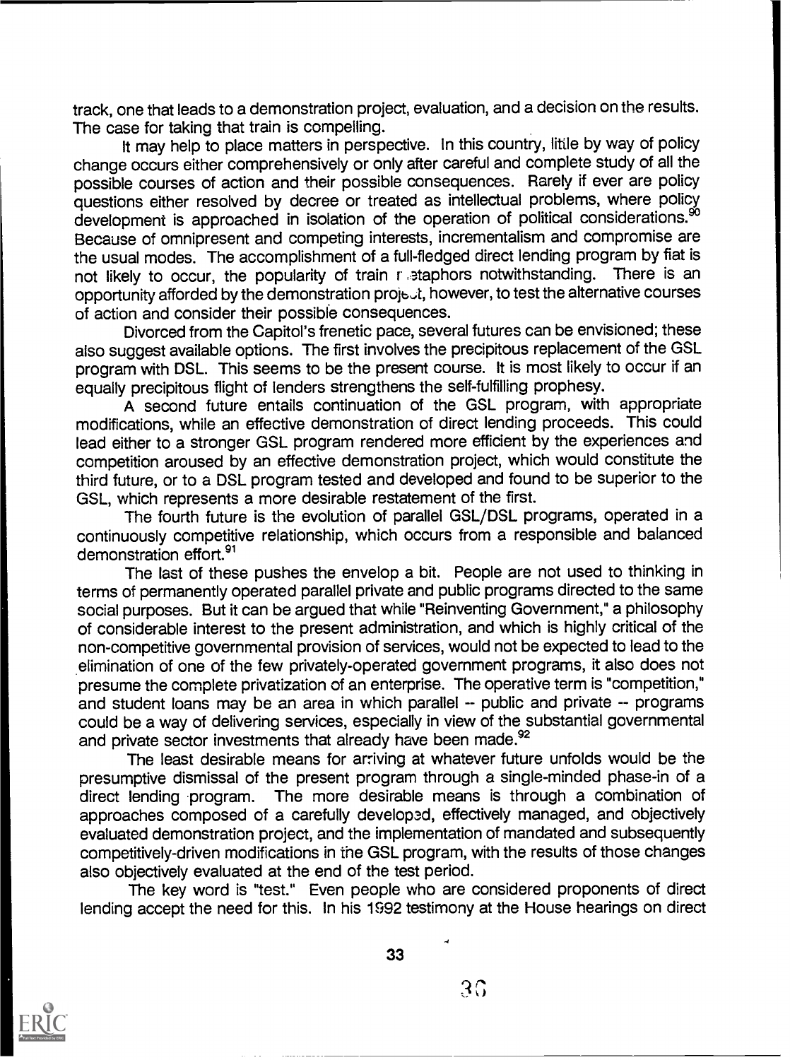track, one that leads to a demonstration project, evaluation, and a decision on the results. The case for taking that train is compelling.

It may help to place matters in perspective. In this country, little by way of policy change occurs either comprehensively or only after careful and complete study of all the possible courses of action and their possible consequences. Rarely if ever are policy questions either resolved by decree or treated as intellectual problems, where policy development is approached in isolation of the operation of political considerations.[90] Because of omnipresent and competing interests, incrementalism and compromise are the usual modes. The accomplishment of a full-fledged direct lending program by fiat is not likely to occur, the popularity of train metaphors notwithstanding. There is an opportunity afforded by the demonstration project, however, to test the alternative courses of action and consider their possible consequences.

Divorced from the Capitol's frenetic pace, several futures can be envisioned; these also suggest available options. The first involves the precipitous replacement of the GSL program with DSL. This seems to be the present course. It is most likely to occur if an equally precipitous flight of lenders strengthens the self-fulfilling prophesy.

A second future entails continuation of the GSL program, with appropriate modifications, while an effective demonstration of direct lending proceeds. This could lead either to a stronger GSL program rendered more efficient by the experiences and competition aroused by an effective demonstration project, which would constitute the third future, or to a DSL program tested and developed and found to be superior to the GSL, which represents a more desirable restatement of the first.

The fourth future is the evolution of parallel GSL/DSL programs, operated in a continuously competitive relationship, which occurs from a responsible and balanced demonstration effort.[91]

The last of these pushes the envelop a bit. People are not used to thinking in terms of permanently operated parallel private and public programs directed to the same social purposes. But it can be argued that while "Reinventing Government," a philosophy of considerable interest to the present administration, and which is highly critical of the non-competitive governmental provision of services, would not be expected to lead to the elimination of one of the few privately-operated government programs, it also does not presume the complete privatization of an enterprise. The operative term is "competition," and student loans may be an area in which parallel -- public and private -- programs could be a way of delivering services, especially in view of the substantial governmental and private sector investments that already have been made.[92]

The least desirable means for arriving at whatever future unfolds would be the presumptive dismissal of the present program through a single-minded phase-in of a direct lending program. The more desirable means is through a combination of approaches composed of a carefully developed, effectively managed, and objectively evaluated demonstration project, and the implementation of mandated and subsequently competitively-driven modifications in the GSL program, with the results of those changes also objectively evaluated at the end of the test period.

The key word is "test." Even people who are considered proponents of direct lending accept the need for this. In his 1992 testimony at the House hearings on direct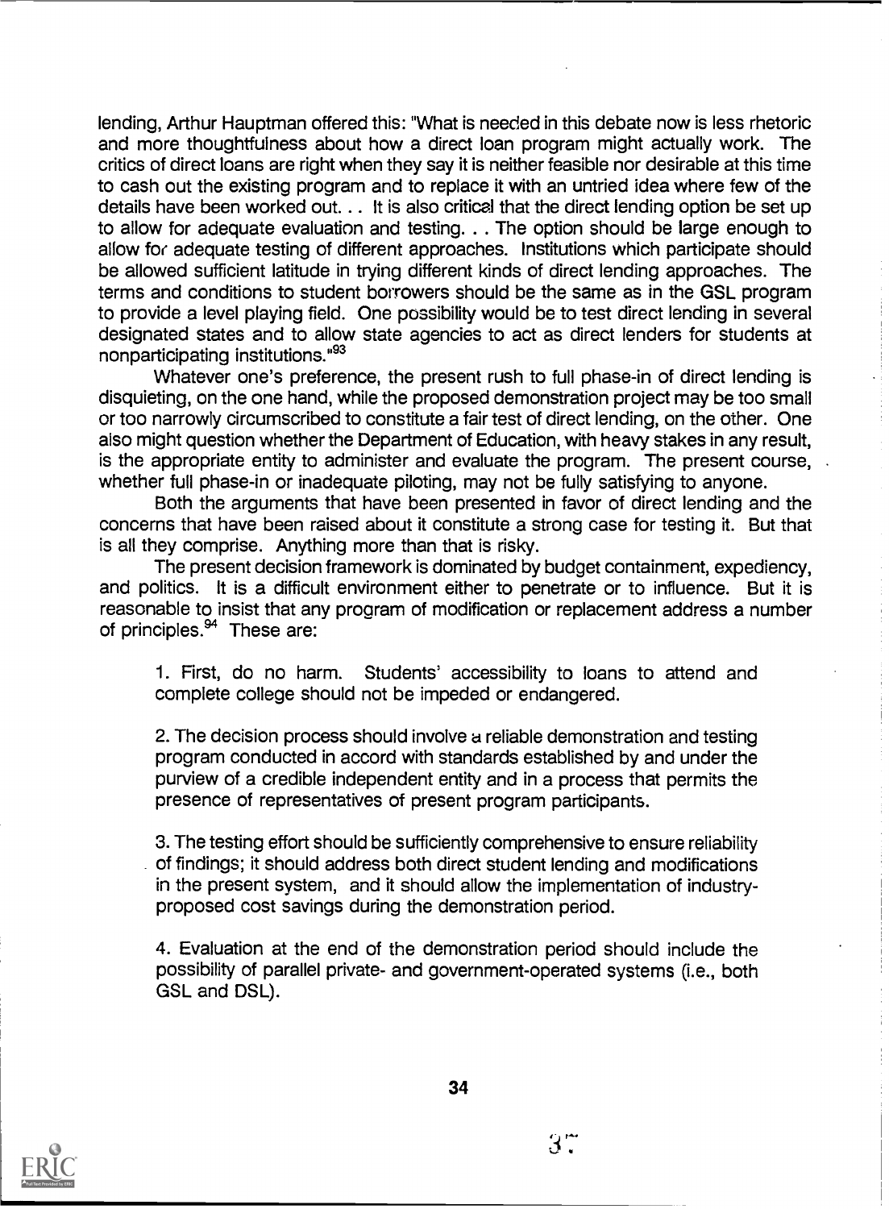lending, Arthur Hauptman offered this: "What is needed in this debate now is less rhetoric and more thoughtfulness about how a direct loan program might actually work. The critics of direct loans are right when they say it is neither feasible nor desirable at this time to cash out the existing program and to replace it with an untried idea where few of the details have been worked out. . . It is also critical that the direct lending option be set up to allow for adequate evaluation and testing. . . The option should be large enough to allow for adequate testing of different approaches. Institutions which participate should be allowed sufficient latitude in trying different kinds of direct lending approaches. The terms and conditions to student borrowers should be the same as in the GSL program to provide a level playing field. One possibility would be to test direct lending in several designated states and to allow state agencies to act as direct lenders for students at nonparticipating institutions."[93]

Whatever one's preference, the present rush to full phase-in of direct lending is disquieting, on the one hand, while the proposed demonstration project may be too small or too narrowly circumscribed to constitute a fair test of direct lending, on the other. One also might question whether the Department of Education, with heavy stakes in any result, is the appropriate entity to administer and evaluate the program. The present course, whether full phase-in or inadequate piloting, may not be fully satisfying to anyone.

Both the arguments that have been presented in favor of direct lending and the concerns that have been raised about it constitute a strong case for testing it. But that is all they comprise. Anything more than that is risky.

The present decision framework is dominated by budget containment, expediency, and politics. It is a difficult environment either to penetrate or to influence. But it is reasonable to insist that any program of modification or replacement address a number of principles.[94] These are:

1. First, do no harm. Students' accessibility to loans to attend and complete college should not be impeded or endangered.

2. The decision process should involve a reliable demonstration and testing program conducted in accord with standards established by and under the purview of a credible independent entity and in a process that permits the presence of representatives of present program participants.

3. The testing effort should be sufficiently comprehensive to ensure reliability of findings; it should address both direct student lending and modifications in the present system, and it should allow the implementation of industry-proposed cost savings during the demonstration period.

4. Evaluation at the end of the demonstration period should include the possibility of parallel private- and government-operated systems (i.e., both GSL and DSL).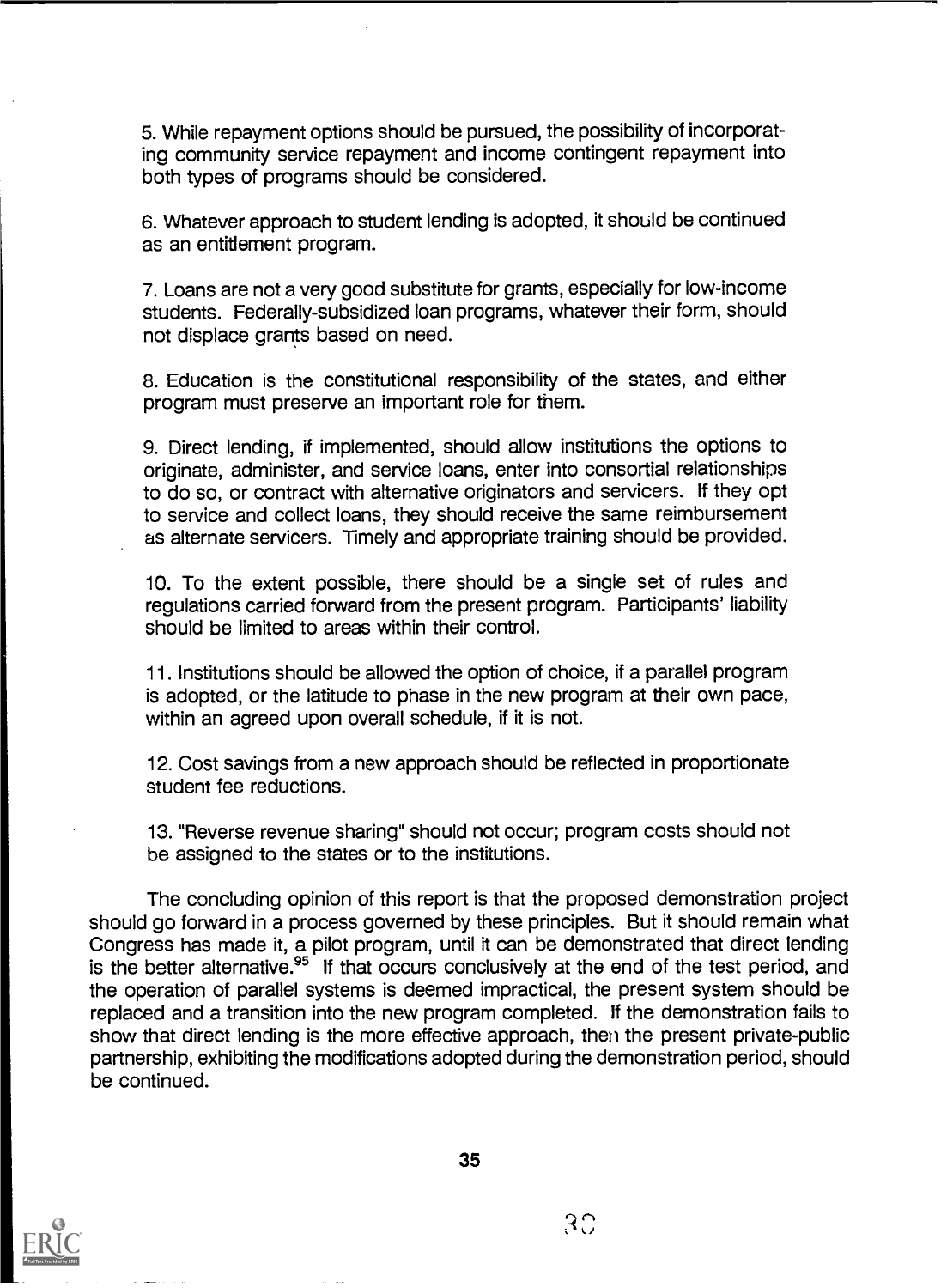5. While repayment options should be pursued, the possibility of incorporating community service repayment and income contingent repayment into both types of programs should be considered.

6. Whatever approach to student lending is adopted, it should be continued as an entitlement program.

7. Loans are not a very good substitute for grants, especially for low-income students. Federally-subsidized loan programs, whatever their form, should not displace grants based on need.

8. Education is the constitutional responsibility of the states, and either program must preserve an important role for them.

9. Direct lending, if implemented, should allow institutions the options to originate, administer, and service loans, enter into consortial relationships to do so, or contract with alternative originators and servicers. If they opt to service and collect loans, they should receive the same reimbursement as alternate servicers. Timely and appropriate training should be provided.

10. To the extent possible, there should be a single set of rules and regulations carried forward from the present program. Participants' liability should be limited to areas within their control.

11. Institutions should be allowed the option of choice, if a parallel program is adopted, or the latitude to phase in the new program at their own pace, within an agreed upon overall schedule, if it is not.

12. Cost savings from a new approach should be reflected in proportionate student fee reductions.

13. "Reverse revenue sharing" should not occur; program costs should not be assigned to the states or to the institutions.

The concluding opinion of this report is that the proposed demonstration project should go forward in a process governed by these principles. But it should remain what Congress has made it, a pilot program, until it can be demonstrated that direct lending is the better alternative.[95] If that occurs conclusively at the end of the test period, and the operation of parallel systems is deemed impractical, the present system should be replaced and a transition into the new program completed. If the demonstration fails to show that direct lending is the more effective approach, then the present private-public partnership, exhibiting the modifications adopted during the demonstration period, should be continued.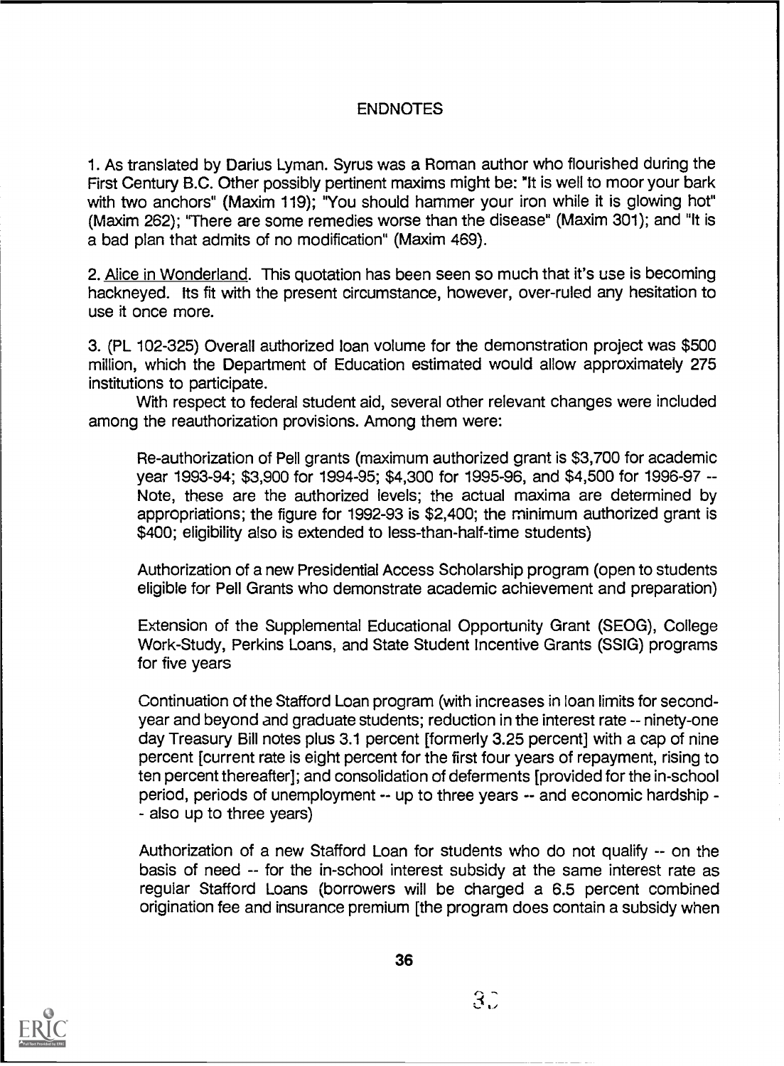# ENDNOTES

1. As translated by Darius Lyman. Syrus was a Roman author who flourished during the First Century B.C. Other possibly pertinent maxims might be: "It is well to moor your bark with two anchors" (Maxim 119); "You should hammer your iron while it is glowing hot" (Maxim 262); "There are some remedies worse than the disease" (Maxim 301); and "It is a bad plan that admits of no modification" (Maxim 469).

2. Alice in Wonderland. This quotation has been seen so much that it's use is becoming hackneyed. Its fit with the present circumstance, however, over-ruled any hesitation to use it once more.

3. (PL 102-325) Overall authorized loan volume for the demonstration project was $500 million, which the Department of Education estimated would allow approximately 275 institutions to participate.

With respect to federal student aid, several other relevant changes were included among the reauthorization provisions. Among them were:

> Re-authorization of Pell grants (maximum authorized grant is $3,700 for academic year 1993-94; $3,900 for 1994-95; $4,300 for 1995-96, and $4,500 for 1996-97 -- Note, these are the authorized levels; the actual maxima are determined by appropriations; the figure for 1992-93 is $2,400; the minimum authorized grant is $400; eligibility also is extended to less-than-half-time students)
>
> Authorization of a new Presidential Access Scholarship program (open to students eligible for Pell Grants who demonstrate academic achievement and preparation)
>
> Extension of the Supplemental Educational Opportunity Grant (SEOG), College Work-Study, Perkins Loans, and State Student Incentive Grants (SSIG) programs for five years
>
> Continuation of the Stafford Loan program (with increases in loan limits for second-year and beyond and graduate students; reduction in the interest rate -- ninety-one day Treasury Bill notes plus 3.1 percent [formerly 3.25 percent] with a cap of nine percent [current rate is eight percent for the first four years of repayment, rising to ten percent thereafter]; and consolidation of deferments [provided for the in-school period, periods of unemployment -- up to three years -- and economic hardship -- also up to three years)
>
> Authorization of a new Stafford Loan for students who do not qualify -- on the basis of need -- for the in-school interest subsidy at the same interest rate as regular Stafford Loans (borrowers will be charged a 6.5 percent combined origination fee and insurance premium [the program does contain a subsidy when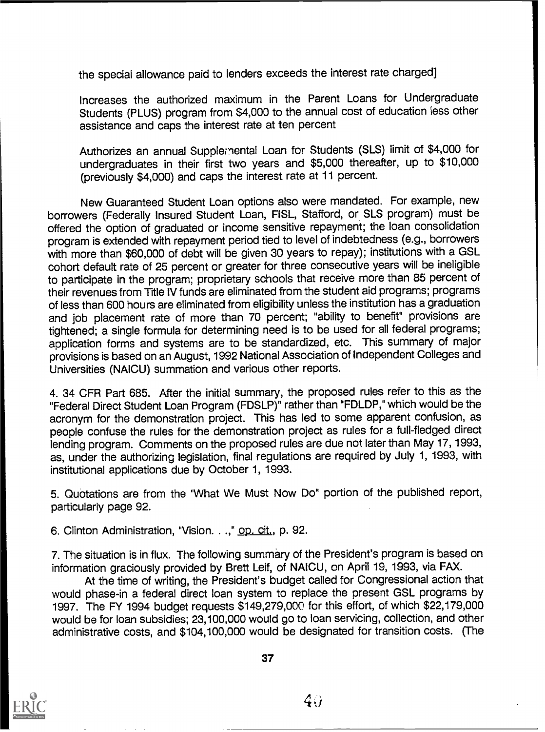the special allowance paid to lenders exceeds the interest rate charged]

Increases the authorized maximum in the Parent Loans for Undergraduate Students (PLUS) program from $4,000 to the annual cost of education less other assistance and caps the interest rate at ten percent

Authorizes an annual Supplemental Loan for Students (SLS) limit of $4,000 for undergraduates in their first two years and $5,000 thereafter, up to $10,000 (previously $4,000) and caps the interest rate at 11 percent.

New Guaranteed Student Loan options also were mandated. For example, new borrowers (Federally Insured Student Loan, FISL, Stafford, or SLS program) must be offered the option of graduated or income sensitive repayment; the loan consolidation program is extended with repayment period tied to level of indebtedness (e.g., borrowers with more than $60,000 of debt will be given 30 years to repay); institutions with a GSL cohort default rate of 25 percent or greater for three consecutive years will be ineligible to participate in the program; proprietary schools that receive more than 85 percent of their revenues from Title IV funds are eliminated from the student aid programs; programs of less than 600 hours are eliminated from eligibility unless the institution has a graduation and job placement rate of more than 70 percent; "ability to benefit" provisions are tightened; a single formula for determining need is to be used for all federal programs; application forms and systems are to be standardized, etc. This summary of major provisions is based on an August, 1992 National Association of Independent Colleges and Universities (NAICU) summation and various other reports.

4. 34 CFR Part 685. After the initial summary, the proposed rules refer to this as the "Federal Direct Student Loan Program (FDSLP)" rather than "FDLDP," which would be the acronym for the demonstration project. This has led to some apparent confusion, as people confuse the rules for the demonstration project as rules for a full-fledged direct lending program. Comments on the proposed rules are due not later than May 17, 1993, as, under the authorizing legislation, final regulations are required by July 1, 1993, with institutional applications due by October 1, 1993.

5. Quotations are from the "What We Must Now Do" portion of the published report, particularly page 92.

6. Clinton Administration, "Vision. . .," op. cit., p. 92.

7. The situation is in flux. The following summary of the President's program is based on information graciously provided by Brett Leif, of NAICU, on April 19, 1993, via FAX.

At the time of writing, the President's budget called for Congressional action that would phase-in a federal direct loan system to replace the present GSL programs by 1997. The FY 1994 budget requests $149,279,000 for this effort, of which $22,179,000 would be for loan subsidies; 23,100,000 would go to loan servicing, collection, and other administrative costs, and $104,100,000 would be designated for transition costs. (The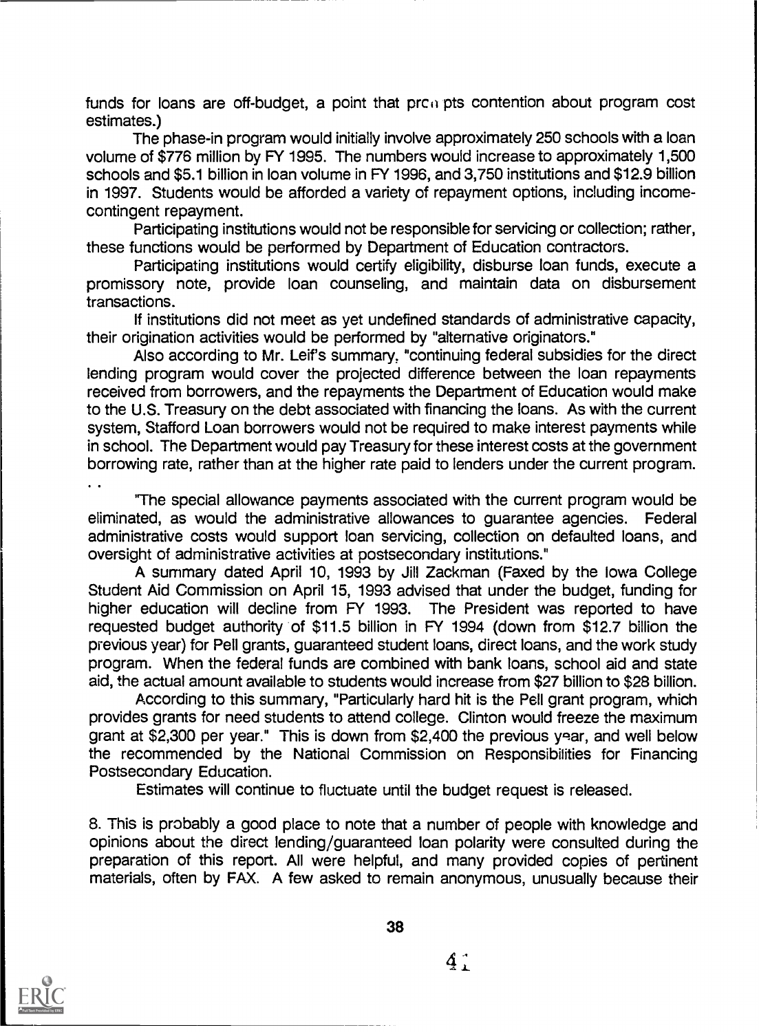funds for loans are off-budget, a point that prompts contention about program cost estimates.)

The phase-in program would initially involve approximately 250 schools with a loan volume of $776 million by FY 1995. The numbers would increase to approximately 1,500 schools and $5.1 billion in loan volume in FY 1996, and 3,750 institutions and $12.9 billion in 1997. Students would be afforded a variety of repayment options, including income-contingent repayment.

Participating institutions would not be responsible for servicing or collection; rather, these functions would be performed by Department of Education contractors.

Participating institutions would certify eligibility, disburse loan funds, execute a promissory note, provide loan counseling, and maintain data on disbursement transactions.

If institutions did not meet as yet undefined standards of administrative capacity, their origination activities would be performed by "alternative originators."

Also according to Mr. Leif's summary, "continuing federal subsidies for the direct lending program would cover the projected difference between the loan repayments received from borrowers, and the repayments the Department of Education would make to the U.S. Treasury on the debt associated with financing the loans. As with the current system, Stafford Loan borrowers would not be required to make interest payments while in school. The Department would pay Treasury for these interest costs at the government borrowing rate, rather than at the higher rate paid to lenders under the current program. . .

"The special allowance payments associated with the current program would be eliminated, as would the administrative allowances to guarantee agencies. Federal administrative costs would support loan servicing, collection on defaulted loans, and oversight of administrative activities at postsecondary institutions."

A summary dated April 10, 1993 by Jill Zackman (Faxed by the Iowa College Student Aid Commission on April 15, 1993 advised that under the budget, funding for higher education will decline from FY 1993. The President was reported to have requested budget authority of $11.5 billion in FY 1994 (down from $12.7 billion the previous year) for Pell grants, guaranteed student loans, direct loans, and the work study program. When the federal funds are combined with bank loans, school aid and state aid, the actual amount available to students would increase from $27 billion to $28 billion.

According to this summary, "Particularly hard hit is the Pell grant program, which provides grants for need students to attend college. Clinton would freeze the maximum grant at $2,300 per year." This is down from $2,400 the previous year, and well below the recommended by the National Commission on Responsibilities for Financing Postsecondary Education.

Estimates will continue to fluctuate until the budget request is released.

8. This is probably a good place to note that a number of people with knowledge and opinions about the direct lending/guaranteed loan polarity were consulted during the preparation of this report. All were helpful, and many provided copies of pertinent materials, often by FAX. A few asked to remain anonymous, unusually because their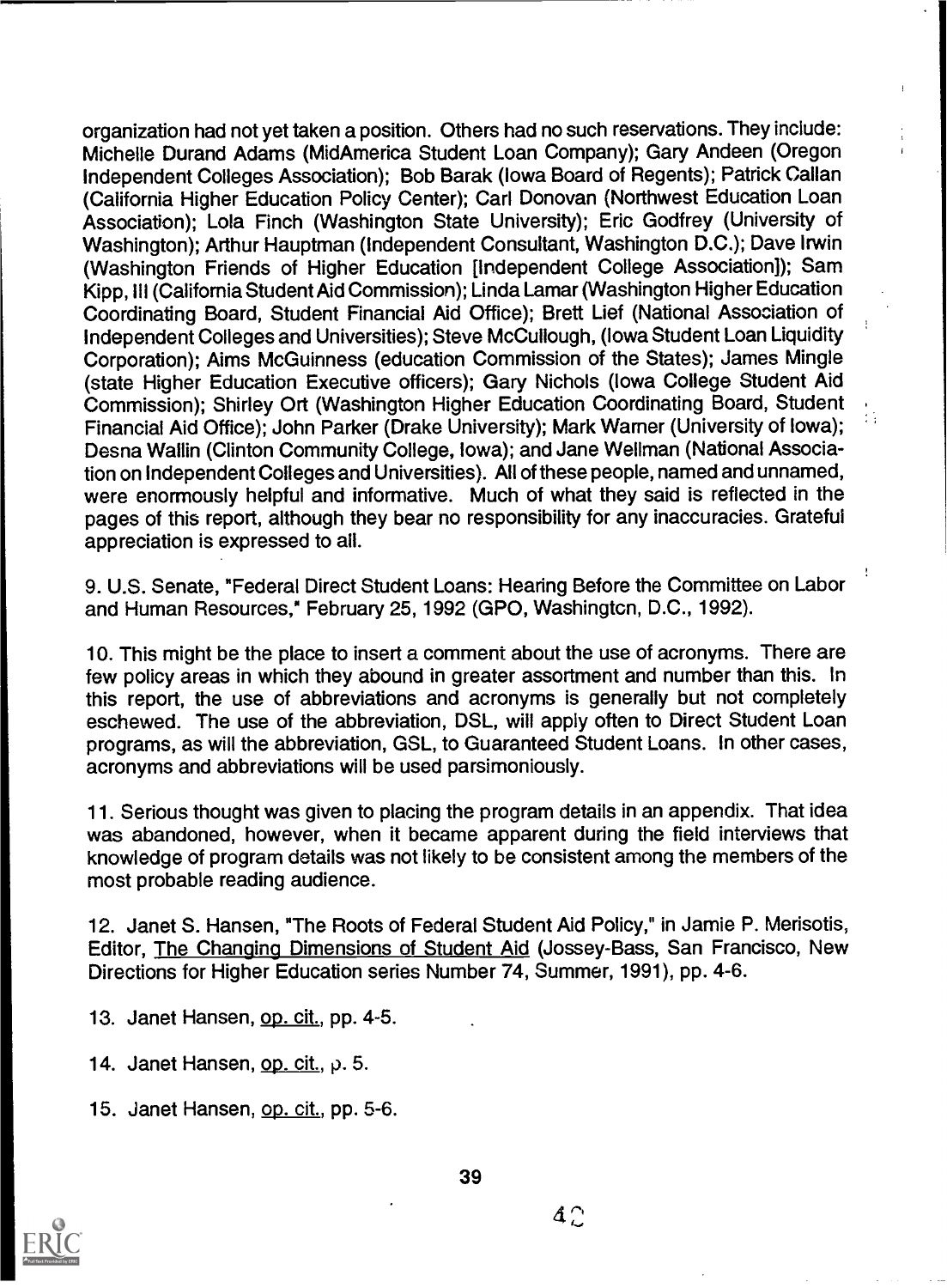organization had not yet taken a position. Others had no such reservations. They include: Michelle Durand Adams (MidAmerica Student Loan Company); Gary Andeen (Oregon Independent Colleges Association); Bob Barak (Iowa Board of Regents); Patrick Callan (California Higher Education Policy Center); Carl Donovan (Northwest Education Loan Association); Lola Finch (Washington State University); Eric Godfrey (University of Washington); Arthur Hauptman (Independent Consultant, Washington D.C.); Dave Irwin (Washington Friends of Higher Education [Independent College Association]); Sam Kipp, III (California Student Aid Commission); Linda Lamar (Washington Higher Education Coordinating Board, Student Financial Aid Office); Brett Lief (National Association of Independent Colleges and Universities); Steve McCullough, (Iowa Student Loan Liquidity Corporation); Aims McGuinness (education Commission of the States); James Mingle (state Higher Education Executive officers); Gary Nichols (Iowa College Student Aid Commission); Shirley Ort (Washington Higher Education Coordinating Board, Student Financial Aid Office); John Parker (Drake University); Mark Warner (University of Iowa); Desna Wallin (Clinton Community College, Iowa); and Jane Wellman (National Association on Independent Colleges and Universities). All of these people, named and unnamed, were enormously helpful and informative. Much of what they said is reflected in the pages of this report, although they bear no responsibility for any inaccuracies. Grateful appreciation is expressed to all.

9. U.S. Senate, "Federal Direct Student Loans: Hearing Before the Committee on Labor and Human Resources," February 25, 1992 (GPO, Washington, D.C., 1992).

10. This might be the place to insert a comment about the use of acronyms. There are few policy areas in which they abound in greater assortment and number than this. In this report, the use of abbreviations and acronyms is generally but not completely eschewed. The use of the abbreviation, DSL, will apply often to Direct Student Loan programs, as will the abbreviation, GSL, to Guaranteed Student Loans. In other cases, acronyms and abbreviations will be used parsimoniously.

11. Serious thought was given to placing the program details in an appendix. That idea was abandoned, however, when it became apparent during the field interviews that knowledge of program details was not likely to be consistent among the members of the most probable reading audience.

12. Janet S. Hansen, "The Roots of Federal Student Aid Policy," in Jamie P. Merisotis, Editor, The Changing Dimensions of Student Aid (Jossey-Bass, San Francisco, New Directions for Higher Education series Number 74, Summer, 1991), pp. 4-6.

13. Janet Hansen, op. cit., pp. 4-5.

14. Janet Hansen, op. cit., p. 5.

15. Janet Hansen, op. cit., pp. 5-6.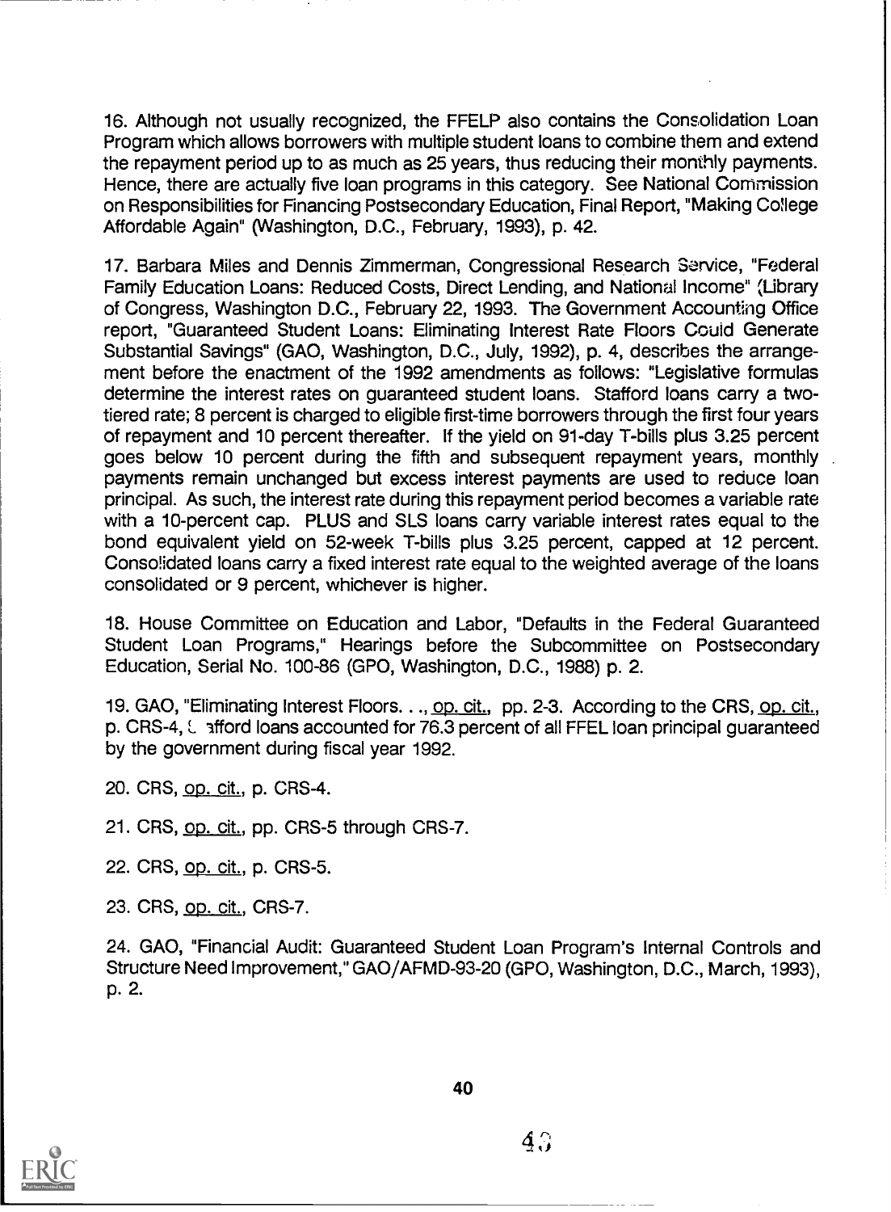16. Although not usually recognized, the FFELP also contains the Consolidation Loan Program which allows borrowers with multiple student loans to combine them and extend the repayment period up to as much as 25 years, thus reducing their monthly payments. Hence, there are actually five loan programs in this category. See National Commission on Responsibilities for Financing Postsecondary Education, Final Report, "Making College Affordable Again" (Washington, D.C., February, 1993), p. 42.

17. Barbara Miles and Dennis Zimmerman, Congressional Research Service, "Federal Family Education Loans: Reduced Costs, Direct Lending, and National Income" (Library of Congress, Washington D.C., February 22, 1993. The Government Accounting Office report, "Guaranteed Student Loans: Eliminating Interest Rate Floors Could Generate Substantial Savings" (GAO, Washington, D.C., July, 1992), p. 4, describes the arrangement before the enactment of the 1992 amendments as follows: "Legislative formulas determine the interest rates on guaranteed student loans. Stafford loans carry a two-tiered rate; 8 percent is charged to eligible first-time borrowers through the first four years of repayment and 10 percent thereafter. If the yield on 91-day T-bills plus 3.25 percent goes below 10 percent during the fifth and subsequent repayment years, monthly payments remain unchanged but excess interest payments are used to reduce loan principal. As such, the interest rate during this repayment period becomes a variable rate with a 10-percent cap. PLUS and SLS loans carry variable interest rates equal to the bond equivalent yield on 52-week T-bills plus 3.25 percent, capped at 12 percent. Consolidated loans carry a fixed interest rate equal to the weighted average of the loans consolidated or 9 percent, whichever is higher.

18. House Committee on Education and Labor, "Defaults in the Federal Guaranteed Student Loan Programs," Hearings before the Subcommittee on Postsecondary Education, Serial No. 100-86 (GPO, Washington, D.C., 1988) p. 2.

19. GAO, "Eliminating Interest Floors. . ., op. cit., pp. 2-3. According to the CRS, op. cit., p. CRS-4, Stafford loans accounted for 76.3 percent of all FFEL loan principal guaranteed by the government during fiscal year 1992.

20. CRS, op. cit., p. CRS-4.

21. CRS, op. cit., pp. CRS-5 through CRS-7.

22. CRS, op. cit., p. CRS-5.

23. CRS, op. cit., CRS-7.

24. GAO, "Financial Audit: Guaranteed Student Loan Program's Internal Controls and Structure Need Improvement," GAO/AFMD-93-20 (GPO, Washington, D.C., March, 1993), p. 2.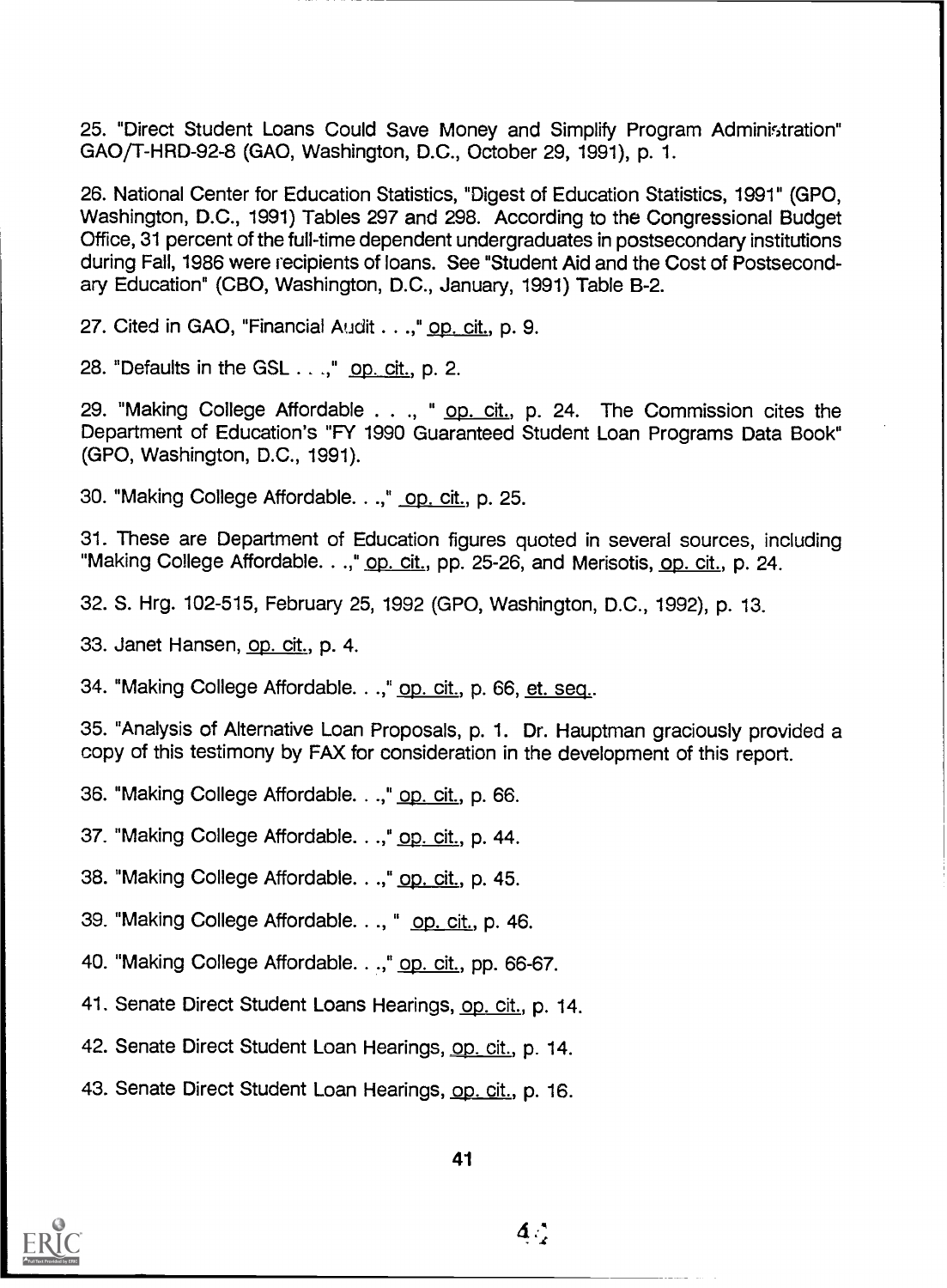25. "Direct Student Loans Could Save Money and Simplify Program Administration" GAO/T-HRD-92-8 (GAO, Washington, D.C., October 29, 1991), p. 1.

26. National Center for Education Statistics, "Digest of Education Statistics, 1991" (GPO, Washington, D.C., 1991) Tables 297 and 298. According to the Congressional Budget Office, 31 percent of the full-time dependent undergraduates in postsecondary institutions during Fall, 1986 were recipients of loans. See "Student Aid and the Cost of Postsecondary Education" (CBO, Washington, D.C., January, 1991) Table B-2.

27. Cited in GAO, "Financial Audit . . .," op. cit., p. 9.

28. "Defaults in the GSL . . .," op. cit., p. 2.

29. "Making College Affordable . . ., " op. cit., p. 24. The Commission cites the Department of Education's "FY 1990 Guaranteed Student Loan Programs Data Book" (GPO, Washington, D.C., 1991).

30. "Making College Affordable. . .," op. cit., p. 25.

31. These are Department of Education figures quoted in several sources, including "Making College Affordable. . .," op. cit., pp. 25-26, and Merisotis, op. cit., p. 24.

32. S. Hrg. 102-515, February 25, 1992 (GPO, Washington, D.C., 1992), p. 13.

33. Janet Hansen, op. cit., p. 4.

34. "Making College Affordable. . .," op. cit., p. 66, et. seq..

35. "Analysis of Alternative Loan Proposals, p. 1. Dr. Hauptman graciously provided a copy of this testimony by FAX for consideration in the development of this report.

36. "Making College Affordable. . .," op. cit., p. 66.

37. "Making College Affordable. . .," op. cit., p. 44.

38. "Making College Affordable. . .," op. cit., p. 45.

39. "Making College Affordable. . ., " op. cit., p. 46.

40. "Making College Affordable. . .," op. cit., pp. 66-67.

41. Senate Direct Student Loans Hearings, op. cit., p. 14.

42. Senate Direct Student Loan Hearings, op. cit., p. 14.

43. Senate Direct Student Loan Hearings, op. cit., p. 16.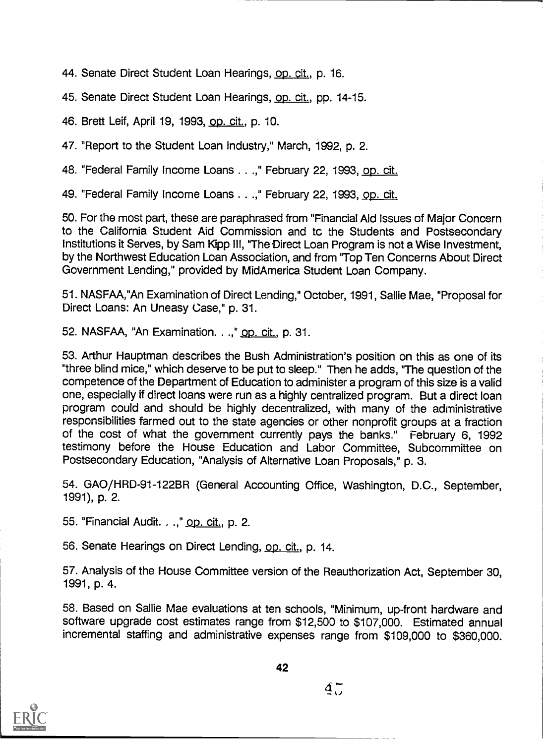44. Senate Direct Student Loan Hearings, op. cit., p. 16.

45. Senate Direct Student Loan Hearings, op. cit., pp. 14-15.

46. Brett Leif, April 19, 1993, op. cit., p. 10.

47. "Report to the Student Loan Industry," March, 1992, p. 2.

48. "Federal Family Income Loans . . .," February 22, 1993, op. cit.

49. "Federal Family Income Loans . . .," February 22, 1993, op. cit.

50. For the most part, these are paraphrased from "Financial Aid Issues of Major Concern to the California Student Aid Commission and tc the Students and Postsecondary Institutions it Serves, by Sam Kipp III, "The Direct Loan Program is not a Wise Investment, by the Northwest Education Loan Association, and from "Top Ten Concerns About Direct Government Lending," provided by MidAmerica Student Loan Company.

51. NASFAA,"An Examination of Direct Lending," October, 1991, Sallie Mae, "Proposal for Direct Loans: An Uneasy Case," p. 31.

52. NASFAA, "An Examination. . .," op. cit., p. 31.

53. Arthur Hauptman describes the Bush Administration's position on this as one of its "three blind mice," which deserve to be put to sleep." Then he adds, "The question of the competence of the Department of Education to administer a program of this size is a valid one, especially if direct loans were run as a highly centralized program. But a direct loan program could and should be highly decentralized, with many of the administrative responsibilities farmed out to the state agencies or other nonprofit groups at a fraction of the cost of what the government currently pays the banks." February 6, 1992 testimony before the House Education and Labor Committee, Subcommittee on Postsecondary Education, "Analysis of Alternative Loan Proposals," p. 3.

54. GAO/HRD-91-122BR (General Accounting Office, Washington, D.C., September, 1991), p. 2.

55. "Financial Audit. . .," op. cit., p. 2.

56. Senate Hearings on Direct Lending, op. cit., p. 14.

57. Analysis of the House Committee version of the Reauthorization Act, September 30, 1991, p. 4.

58. Based on Sallie Mae evaluations at ten schools, "Minimum, up-front hardware and software upgrade cost estimates range from $12,500 to $107,000. Estimated annual incremental staffing and administrative expenses range from $109,000 to $360,000.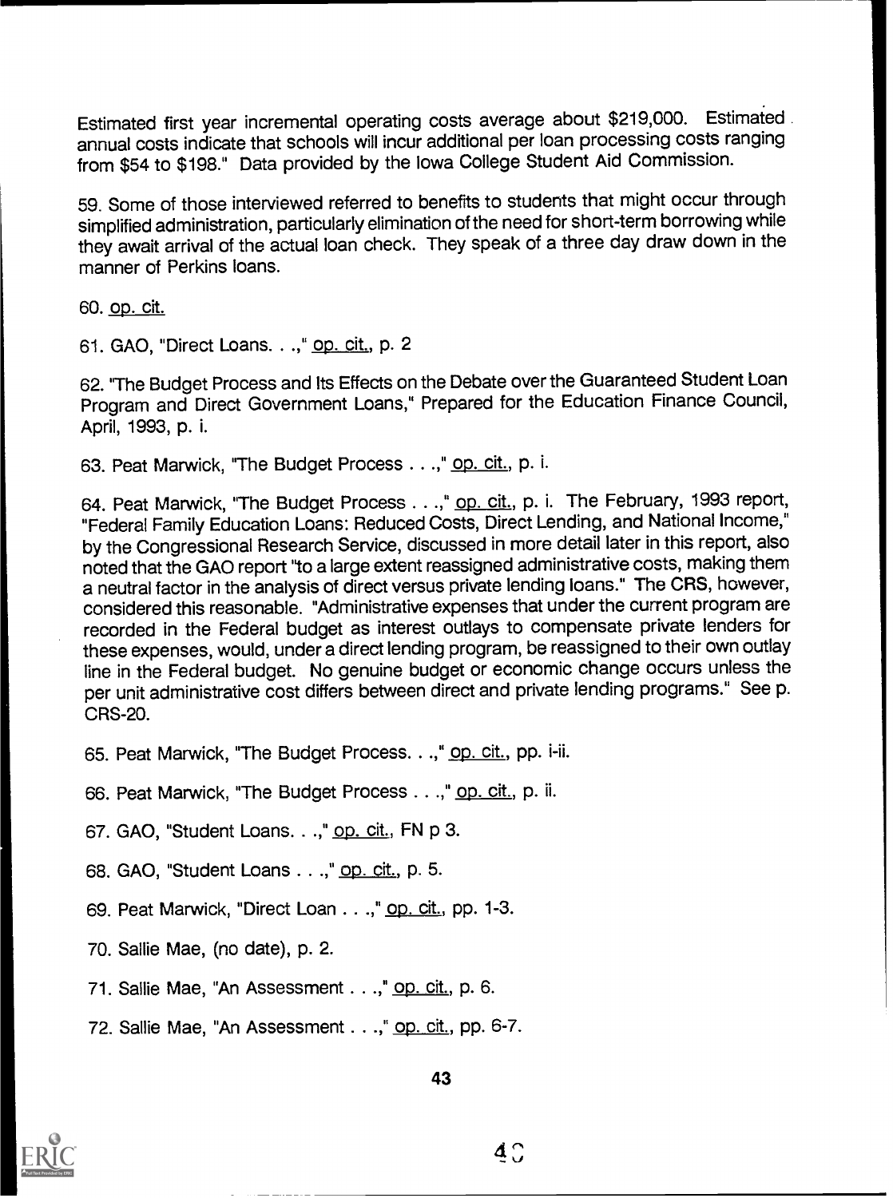Estimated first year incremental operating costs average about $219,000. Estimated annual costs indicate that schools will incur additional per loan processing costs ranging from $54 to $198." Data provided by the Iowa College Student Aid Commission.

59. Some of those interviewed referred to benefits to students that might occur through simplified administration, particularly elimination of the need for short-term borrowing while they await arrival of the actual loan check. They speak of a three day draw down in the manner of Perkins loans.

60. op. cit.

61. GAO, "Direct Loans. . .," op. cit., p. 2

62. "The Budget Process and Its Effects on the Debate over the Guaranteed Student Loan Program and Direct Government Loans," Prepared for the Education Finance Council, April, 1993, p. i.

63. Peat Marwick, "The Budget Process . . .," op. cit., p. i.

64. Peat Marwick, "The Budget Process . . .," op. cit., p. i. The February, 1993 report, "Federal Family Education Loans: Reduced Costs, Direct Lending, and National Income," by the Congressional Research Service, discussed in more detail later in this report, also noted that the GAO report "to a large extent reassigned administrative costs, making them a neutral factor in the analysis of direct versus private lending loans." The CRS, however, considered this reasonable. "Administrative expenses that under the current program are recorded in the Federal budget as interest outlays to compensate private lenders for these expenses, would, under a direct lending program, be reassigned to their own outlay line in the Federal budget. No genuine budget or economic change occurs unless the per unit administrative cost differs between direct and private lending programs." See p. CRS-20.

65. Peat Marwick, "The Budget Process. . .," op. cit., pp. i-ii.

66. Peat Marwick, "The Budget Process . . .," op. cit., p. ii.

67. GAO, "Student Loans. . .," op. cit., FN p 3.

68. GAO, "Student Loans . . .," op. cit., p. 5.

69. Peat Marwick, "Direct Loan . . .," op. cit., pp. 1-3.

70. Sallie Mae, (no date), p. 2.

71. Sallie Mae, "An Assessment . . .," op. cit., p. 6.

72. Sallie Mae, "An Assessment . . .," op. cit., pp. 6-7.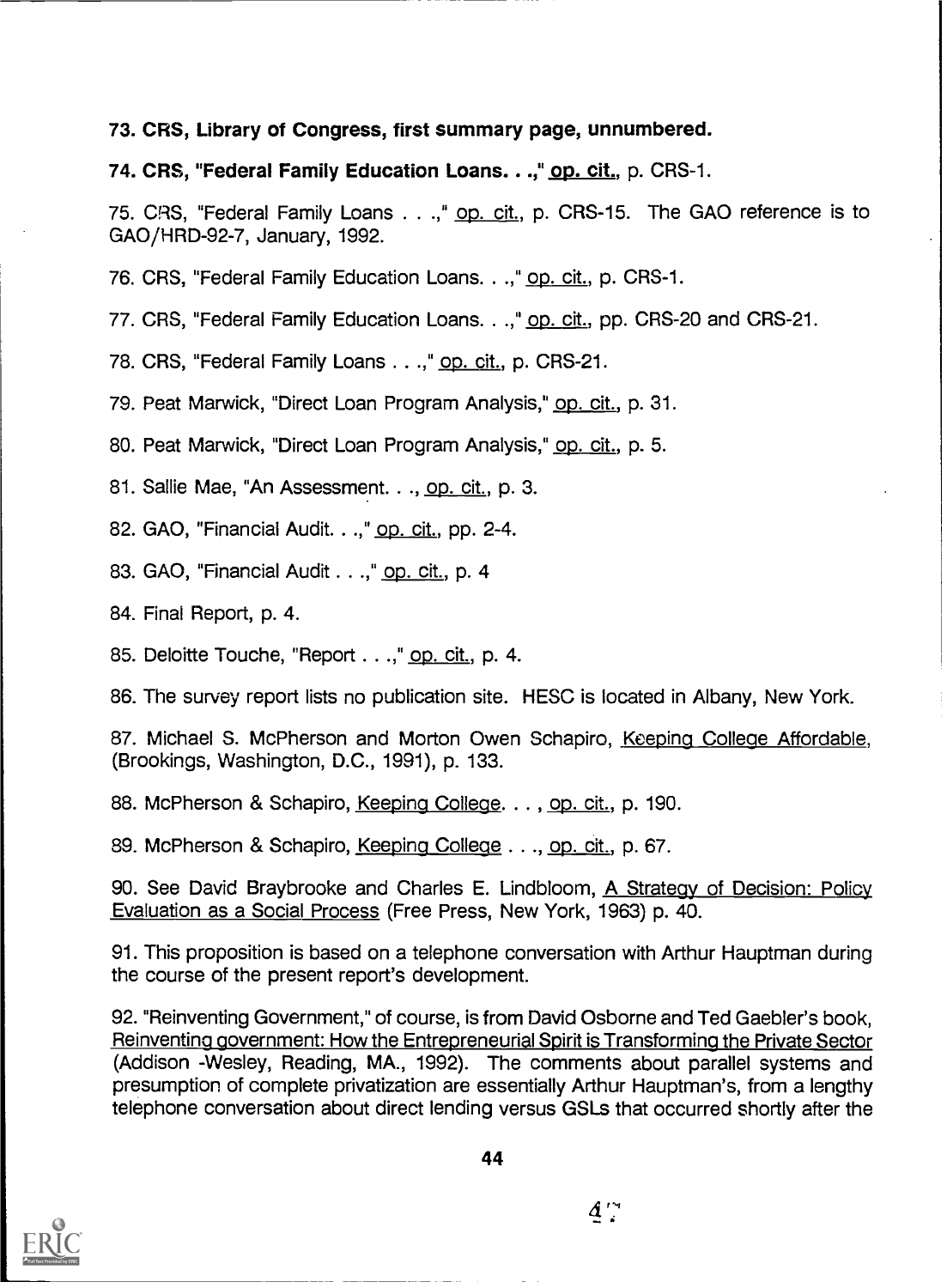**73. CRS, Library of Congress, first summary page, unnumbered.**

**74. CRS, "Federal Family Education Loans. . .," op. cit., p. CRS-1.**

75. CRS, "Federal Family Loans . . .," op. cit., p. CRS-15. The GAO reference is to GAO/HRD-92-7, January, 1992.

76. CRS, "Federal Family Education Loans. . .," op. cit., p. CRS-1.

77. CRS, "Federal Family Education Loans. . .," op. cit., pp. CRS-20 and CRS-21.

78. CRS, "Federal Family Loans . . .," op. cit., p. CRS-21.

79. Peat Marwick, "Direct Loan Program Analysis," op. cit., p. 31.

80. Peat Marwick, "Direct Loan Program Analysis," op. cit., p. 5.

81. Sallie Mae, "An Assessment. . ., op. cit., p. 3.

82. GAO, "Financial Audit. . .," op. cit., pp. 2-4.

83. GAO, "Financial Audit . . .," op. cit., p. 4

84. Final Report, p. 4.

85. Deloitte Touche, "Report . . .," op. cit., p. 4.

86. The survey report lists no publication site. HESC is located in Albany, New York.

87. Michael S. McPherson and Morton Owen Schapiro, Keeping College Affordable, (Brookings, Washington, D.C., 1991), p. 133.

88. McPherson & Schapiro, Keeping College. . . , op. cit., p. 190.

89. McPherson & Schapiro, Keeping College . . ., op. cit., p. 67.

90. See David Braybrooke and Charles E. Lindbloom, A Strategy of Decision: Policy Evaluation as a Social Process (Free Press, New York, 1963) p. 40.

91. This proposition is based on a telephone conversation with Arthur Hauptman during the course of the present report's development.

92. "Reinventing Government," of course, is from David Osborne and Ted Gaebler's book, Reinventing government: How the Entrepreneurial Spirit is Transforming the Private Sector (Addison -Wesley, Reading, MA., 1992). The comments about parallel systems and presumption of complete privatization are essentially Arthur Hauptman's, from a lengthy telephone conversation about direct lending versus GSLs that occurred shortly after the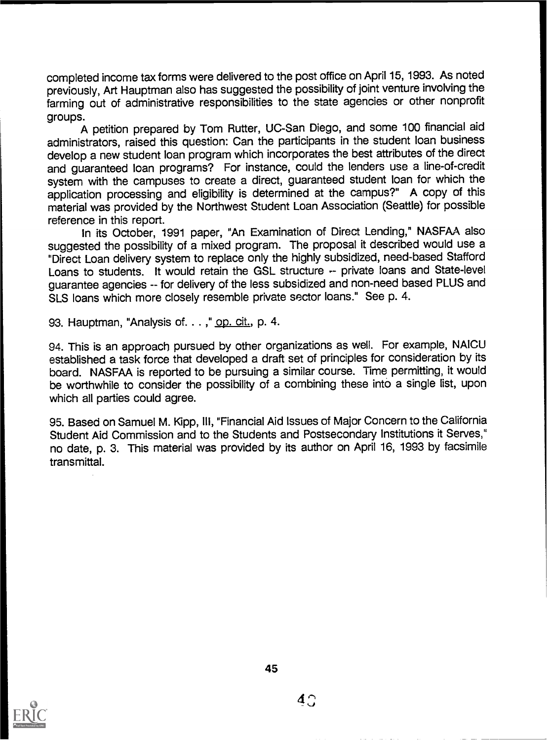completed income tax forms were delivered to the post office on April 15, 1993. As noted previously, Art Hauptman also has suggested the possibility of joint venture involving the farming out of administrative responsibilities to the state agencies or other nonprofit groups.

A petition prepared by Tom Rutter, UC-San Diego, and some 100 financial aid administrators, raised this question: Can the participants in the student loan business develop a new student loan program which incorporates the best attributes of the direct and guaranteed loan programs? For instance, could the lenders use a line-of-credit system with the campuses to create a direct, guaranteed student loan for which the application processing and eligibility is determined at the campus?" A copy of this material was provided by the Northwest Student Loan Association (Seattle) for possible reference in this report.

In its October, 1991 paper, "An Examination of Direct Lending," NASFAA also suggested the possibility of a mixed program. The proposal it described would use a "Direct Loan delivery system to replace only the highly subsidized, need-based Stafford Loans to students. It would retain the GSL structure -- private loans and State-level guarantee agencies -- for delivery of the less subsidized and non-need based PLUS and SLS loans which more closely resemble private sector loans." See p. 4.

93. Hauptman, "Analysis of. . . ," op. cit., p. 4.

94. This is an approach pursued by other organizations as well. For example, NAICU established a task force that developed a draft set of principles for consideration by its board. NASFAA is reported to be pursuing a similar course. Time permitting, it would be worthwhile to consider the possibility of a combining these into a single list, upon which all parties could agree.

95. Based on Samuel M. Kipp, III, "Financial Aid Issues of Major Concern to the California Student Aid Commission and to the Students and Postsecondary Institutions it Serves," no date, p. 3. This material was provided by its author on April 16, 1993 by facsimile transmittal.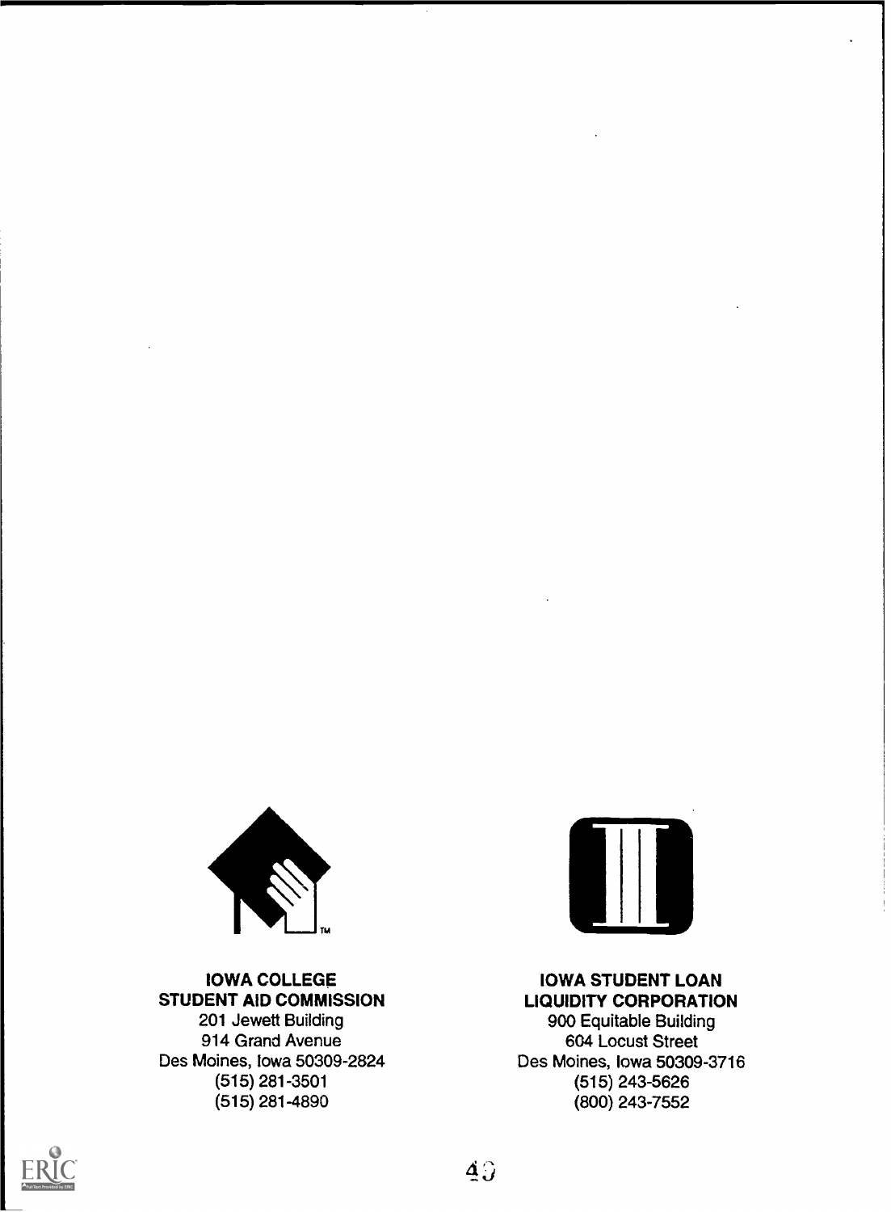**IOWA COLLEGE STUDENT AID COMMISSION**
201 Jewett Building
914 Grand Avenue
Des Moines, Iowa 50309-2824
(515) 281-3501
(515) 281-4890

**IOWA STUDENT LOAN LIQUIDITY CORPORATION**
900 Equitable Building
604 Locust Street
Des Moines, Iowa 50309-3716
(515) 243-5626
(800) 243-7552